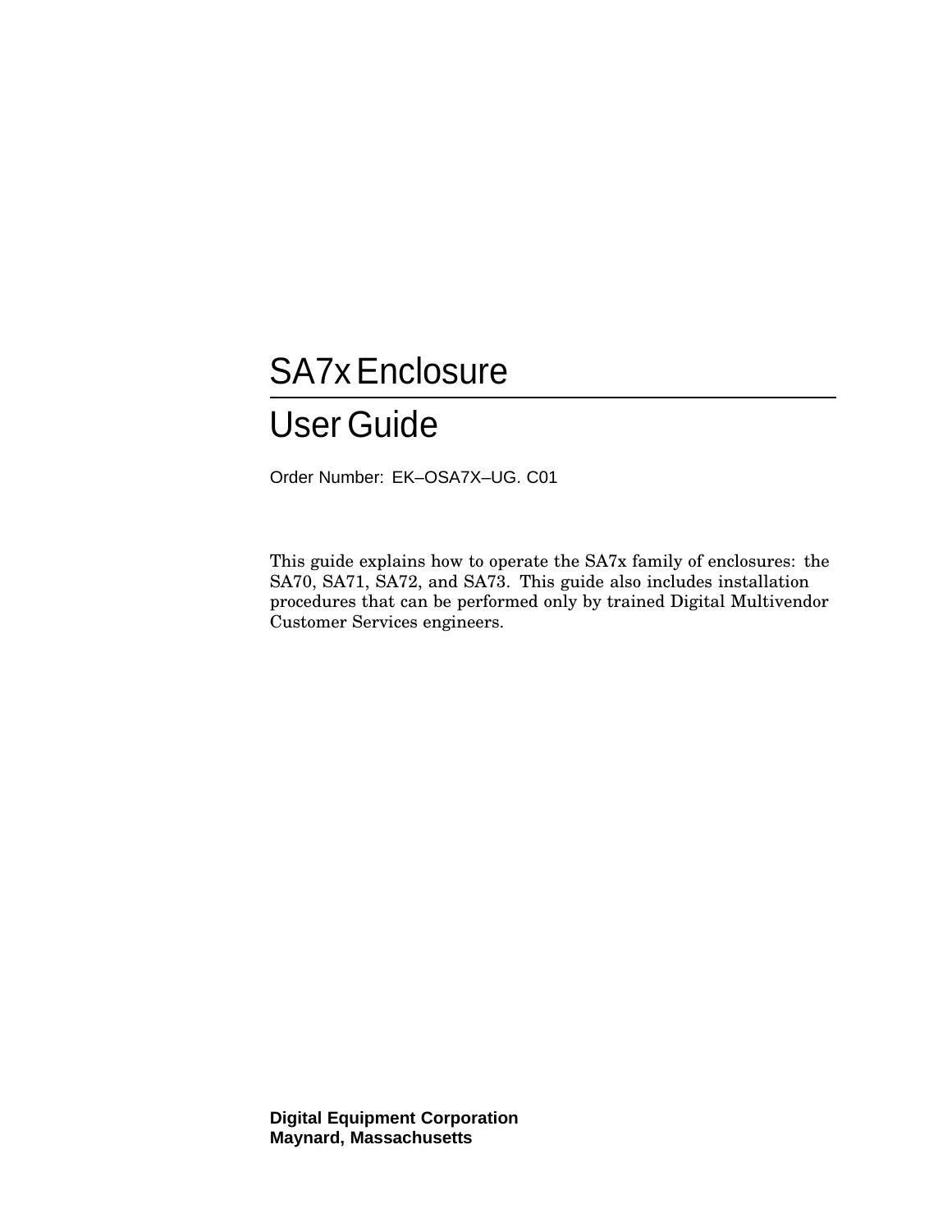# SA7x Enclosure

# User Guide

Order Number: EK–OSA7X–UG. C01

This guide explains how to operate the SA7x family of enclosures: the SA70, SA71, SA72, and SA73. This guide also includes installation procedures that can be performed only by trained Digital Multivendor Customer Services engineers.

**Digital Equipment Corporation**
**Maynard, Massachusetts**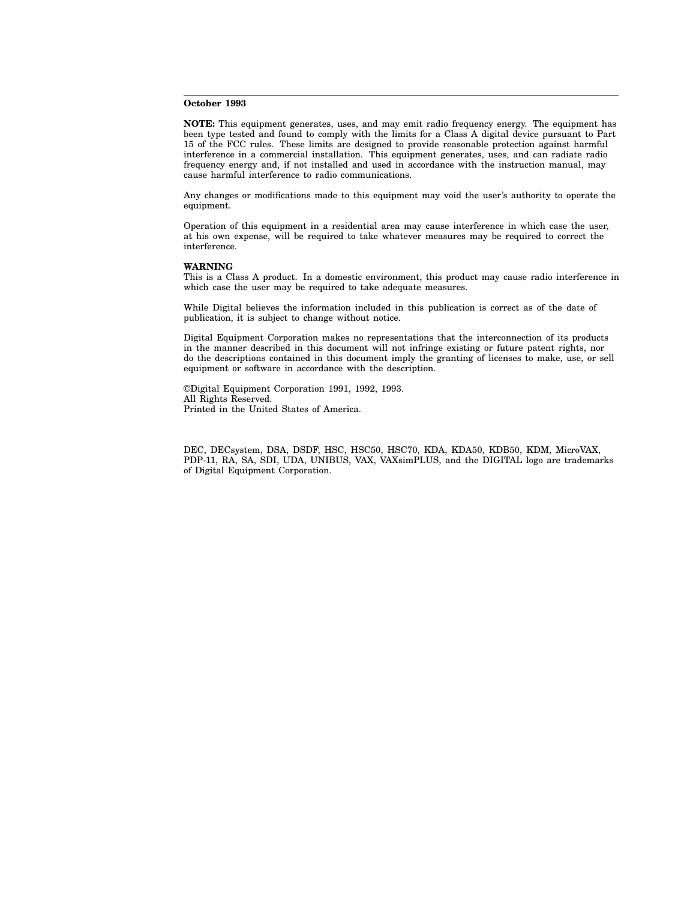**October 1993**

**NOTE:** This equipment generates, uses, and may emit radio frequency energy. The equipment has been type tested and found to comply with the limits for a Class A digital device pursuant to Part 15 of the FCC rules. These limits are designed to provide reasonable protection against harmful interference in a commercial installation. This equipment generates, uses, and can radiate radio frequency energy and, if not installed and used in accordance with the instruction manual, may cause harmful interference to radio communications.

Any changes or modifications made to this equipment may void the user's authority to operate the equipment.

Operation of this equipment in a residential area may cause interference in which case the user, at his own expense, will be required to take whatever measures may be required to correct the interference.

**WARNING**
This is a Class A product. In a domestic environment, this product may cause radio interference in which case the user may be required to take adequate measures.

While Digital believes the information included in this publication is correct as of the date of publication, it is subject to change without notice.

Digital Equipment Corporation makes no representations that the interconnection of its products in the manner described in this document will not infringe existing or future patent rights, nor do the descriptions contained in this document imply the granting of licenses to make, use, or sell equipment or software in accordance with the description.

©Digital Equipment Corporation 1991, 1992, 1993.
All Rights Reserved.
Printed in the United States of America.

DEC, DECsystem, DSA, DSDF, HSC, HSC50, HSC70, KDA, KDA50, KDB50, KDM, MicroVAX, PDP-11, RA, SA, SDI, UDA, UNIBUS, VAX, VAXsimPLUS, and the DIGITAL logo are trademarks of Digital Equipment Corporation.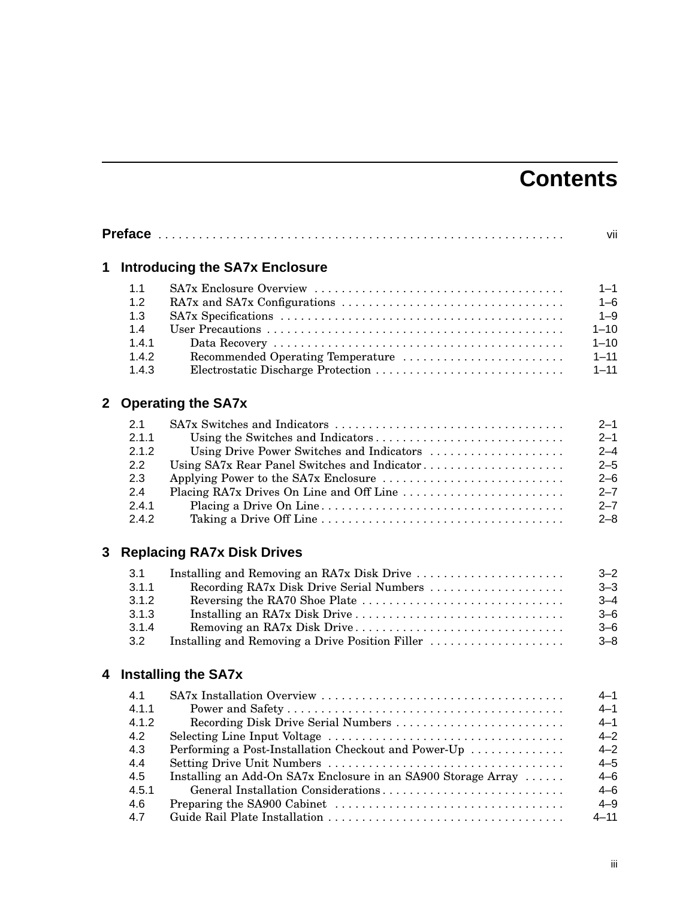# Contents

**Preface** . . . . . . . . . . . . . . . . . . . . . . . . . . . . . . . . . . . . vii

## 1 Introducing the SA7x Enclosure

| | | |
|---|---|---|
| 1.1 | SA7x Enclosure Overview | 1–1 |
| 1.2 | RA7x and SA7x Configurations | 1–6 |
| 1.3 | SA7x Specifications | 1–9 |
| 1.4 | User Precautions | 1–10 |
| 1.4.1 | Data Recovery | 1–10 |
| 1.4.2 | Recommended Operating Temperature | 1–11 |
| 1.4.3 | Electrostatic Discharge Protection | 1–11 |

## 2 Operating the SA7x

| | | |
|---|---|---|
| 2.1 | SA7x Switches and Indicators | 2–1 |
| 2.1.1 | Using the Switches and Indicators | 2–1 |
| 2.1.2 | Using Drive Power Switches and Indicators | 2–4 |
| 2.2 | Using SA7x Rear Panel Switches and Indicator | 2–5 |
| 2.3 | Applying Power to the SA7x Enclosure | 2–6 |
| 2.4 | Placing RA7x Drives On Line and Off Line | 2–7 |
| 2.4.1 | Placing a Drive On Line | 2–7 |
| 2.4.2 | Taking a Drive Off Line | 2–8 |

## 3 Replacing RA7x Disk Drives

| | | |
|---|---|---|
| 3.1 | Installing and Removing an RA7x Disk Drive | 3–2 |
| 3.1.1 | Recording RA7x Disk Drive Serial Numbers | 3–3 |
| 3.1.2 | Reversing the RA70 Shoe Plate | 3–4 |
| 3.1.3 | Installing an RA7x Disk Drive | 3–6 |
| 3.1.4 | Removing an RA7x Disk Drive | 3–6 |
| 3.2 | Installing and Removing a Drive Position Filler | 3–8 |

## 4 Installing the SA7x

| | | |
|---|---|---|
| 4.1 | SA7x Installation Overview | 4–1 |
| 4.1.1 | Power and Safety | 4–1 |
| 4.1.2 | Recording Disk Drive Serial Numbers | 4–1 |
| 4.2 | Selecting Line Input Voltage | 4–2 |
| 4.3 | Performing a Post-Installation Checkout and Power-Up | 4–2 |
| 4.4 | Setting Drive Unit Numbers | 4–5 |
| 4.5 | Installing an Add-On SA7x Enclosure in an SA900 Storage Array | 4–6 |
| 4.5.1 | General Installation Considerations | 4–6 |
| 4.6 | Preparing the SA900 Cabinet | 4–9 |
| 4.7 | Guide Rail Plate Installation | 4–11 |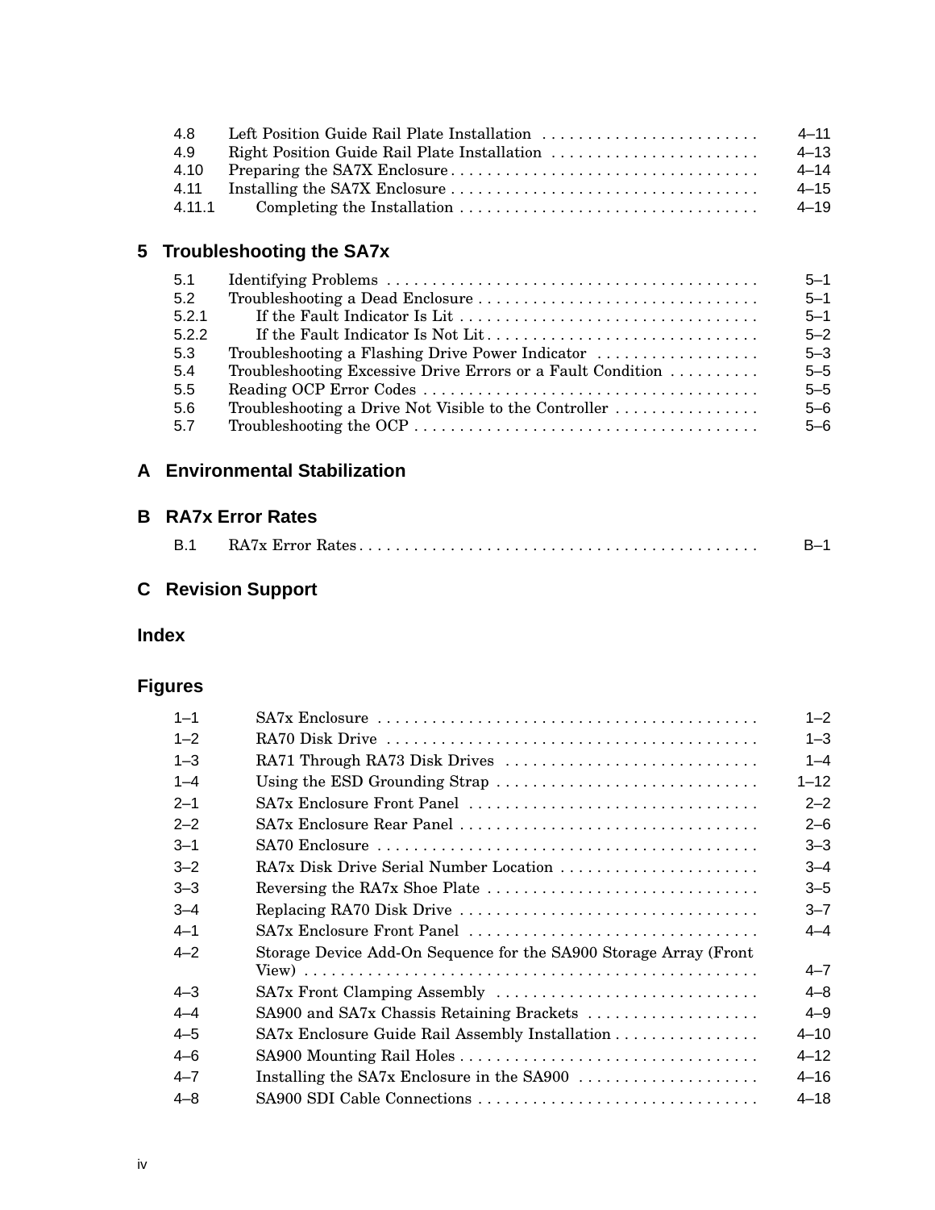| | | |
|---|---|---|
| 4.8 | Left Position Guide Rail Plate Installation | 4–11 |
| 4.9 | Right Position Guide Rail Plate Installation | 4–13 |
| 4.10 | Preparing the SA7X Enclosure | 4–14 |
| 4.11 | Installing the SA7X Enclosure | 4–15 |
| 4.11.1 | Completing the Installation | 4–19 |

## 5 Troubleshooting the SA7x

| | | |
|---|---|---|
| 5.1 | Identifying Problems | 5–1 |
| 5.2 | Troubleshooting a Dead Enclosure | 5–1 |
| 5.2.1 | If the Fault Indicator Is Lit | 5–1 |
| 5.2.2 | If the Fault Indicator Is Not Lit | 5–2 |
| 5.3 | Troubleshooting a Flashing Drive Power Indicator | 5–3 |
| 5.4 | Troubleshooting Excessive Drive Errors or a Fault Condition | 5–5 |
| 5.5 | Reading OCP Error Codes | 5–5 |
| 5.6 | Troubleshooting a Drive Not Visible to the Controller | 5–6 |
| 5.7 | Troubleshooting the OCP | 5–6 |

## A Environmental Stabilization

## B RA7x Error Rates

| | | |
|---|---|---|
| B.1 | RA7x Error Rates | B–1 |

## C Revision Support

## Index

## Figures

| | | |
|---|---|---|
| 1–1 | SA7x Enclosure | 1–2 |
| 1–2 | RA70 Disk Drive | 1–3 |
| 1–3 | RA71 Through RA73 Disk Drives | 1–4 |
| 1–4 | Using the ESD Grounding Strap | 1–12 |
| 2–1 | SA7x Enclosure Front Panel | 2–2 |
| 2–2 | SA7x Enclosure Rear Panel | 2–6 |
| 3–1 | SA70 Enclosure | 3–3 |
| 3–2 | RA7x Disk Drive Serial Number Location | 3–4 |
| 3–3 | Reversing the RA7x Shoe Plate | 3–5 |
| 3–4 | Replacing RA70 Disk Drive | 3–7 |
| 4–1 | SA7x Enclosure Front Panel | 4–4 |
| 4–2 | Storage Device Add-On Sequence for the SA900 Storage Array (Front View) | 4–7 |
| 4–3 | SA7x Front Clamping Assembly | 4–8 |
| 4–4 | SA900 and SA7x Chassis Retaining Brackets | 4–9 |
| 4–5 | SA7x Enclosure Guide Rail Assembly Installation | 4–10 |
| 4–6 | SA900 Mounting Rail Holes | 4–12 |
| 4–7 | Installing the SA7x Enclosure in the SA900 | 4–16 |
| 4–8 | SA900 SDI Cable Connections | 4–18 |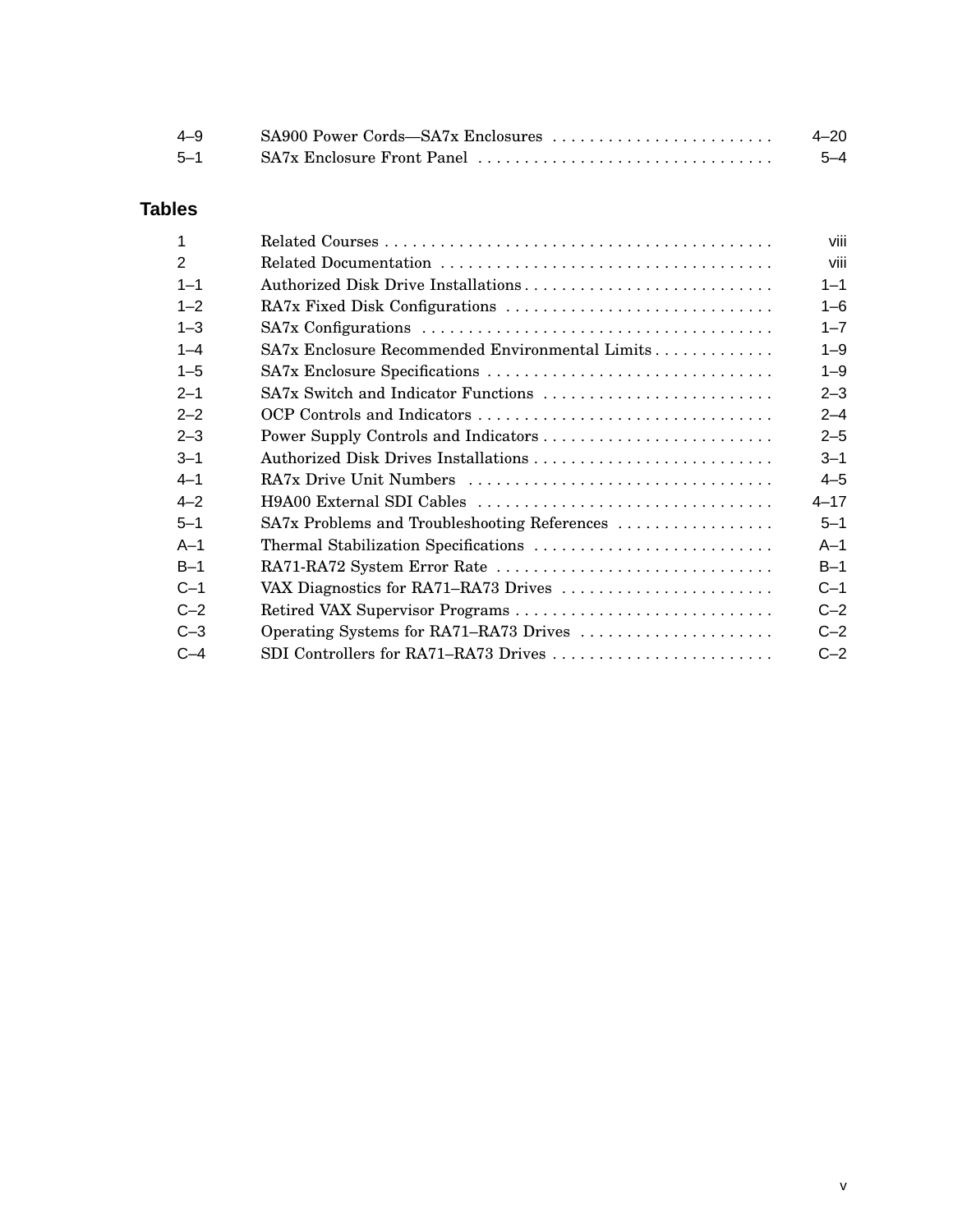| | | |
|---|---|---|
| 4–9 | SA900 Power Cords—SA7x Enclosures | 4–20 |
| 5–1 | SA7x Enclosure Front Panel | 5–4 |

## Tables

| | | |
|---|---|---|
| 1 | Related Courses | viii |
| 2 | Related Documentation | viii |
| 1–1 | Authorized Disk Drive Installations | 1–1 |
| 1–2 | RA7x Fixed Disk Configurations | 1–6 |
| 1–3 | SA7x Configurations | 1–7 |
| 1–4 | SA7x Enclosure Recommended Environmental Limits | 1–9 |
| 1–5 | SA7x Enclosure Specifications | 1–9 |
| 2–1 | SA7x Switch and Indicator Functions | 2–3 |
| 2–2 | OCP Controls and Indicators | 2–4 |
| 2–3 | Power Supply Controls and Indicators | 2–5 |
| 3–1 | Authorized Disk Drives Installations | 3–1 |
| 4–1 | RA7x Drive Unit Numbers | 4–5 |
| 4–2 | H9A00 External SDI Cables | 4–17 |
| 5–1 | SA7x Problems and Troubleshooting References | 5–1 |
| A–1 | Thermal Stabilization Specifications | A–1 |
| B–1 | RA71-RA72 System Error Rate | B–1 |
| C–1 | VAX Diagnostics for RA71–RA73 Drives | C–1 |
| C–2 | Retired VAX Supervisor Programs | C–2 |
| C–3 | Operating Systems for RA71–RA73 Drives | C–2 |
| C–4 | SDI Controllers for RA71–RA73 Drives | C–2 |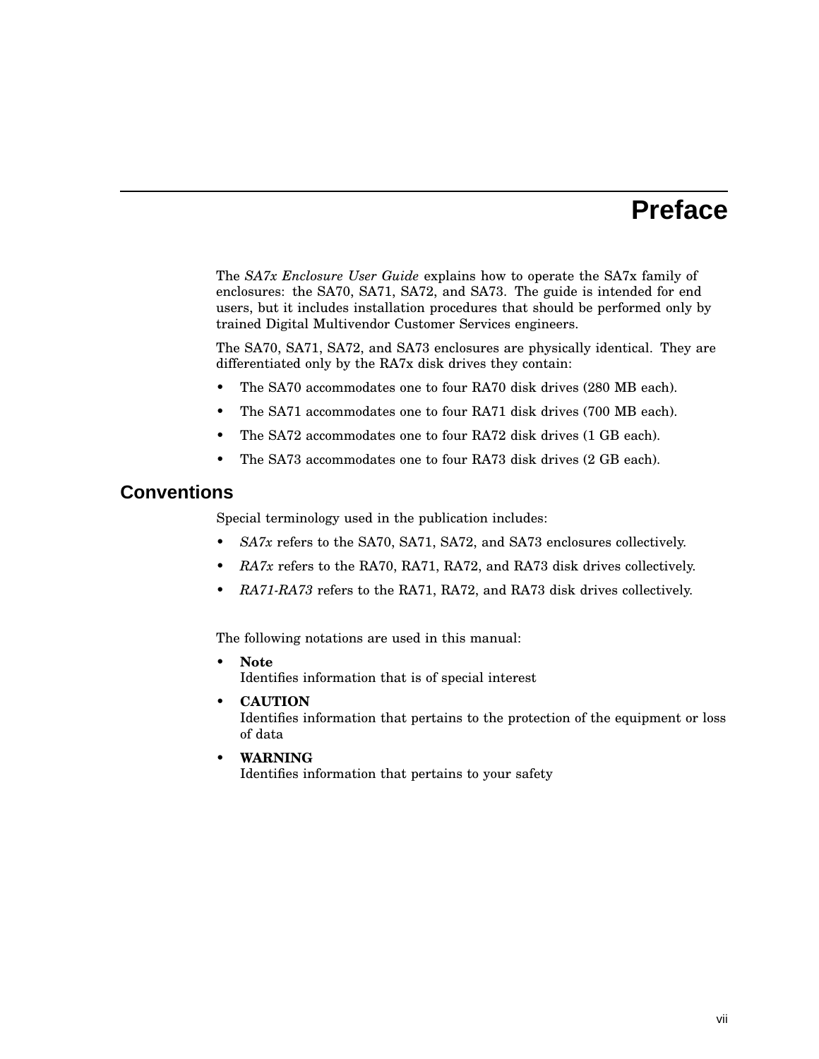# Preface

The *SA7x Enclosure User Guide* explains how to operate the SA7x family of enclosures: the SA70, SA71, SA72, and SA73. The guide is intended for end users, but it includes installation procedures that should be performed only by trained Digital Multivendor Customer Services engineers.

The SA70, SA71, SA72, and SA73 enclosures are physically identical. They are differentiated only by the RA7x disk drives they contain:

- The SA70 accommodates one to four RA70 disk drives (280 MB each).
- The SA71 accommodates one to four RA71 disk drives (700 MB each).
- The SA72 accommodates one to four RA72 disk drives (1 GB each).
- The SA73 accommodates one to four RA73 disk drives (2 GB each).

## Conventions

Special terminology used in the publication includes:

- *SA7x* refers to the SA70, SA71, SA72, and SA73 enclosures collectively.
- *RA7x* refers to the RA70, RA71, RA72, and RA73 disk drives collectively.
- *RA71-RA73* refers to the RA71, RA72, and RA73 disk drives collectively.

The following notations are used in this manual:

- **Note**
  Identifies information that is of special interest
- **CAUTION**
  Identifies information that pertains to the protection of the equipment or loss of data
- **WARNING**
  Identifies information that pertains to your safety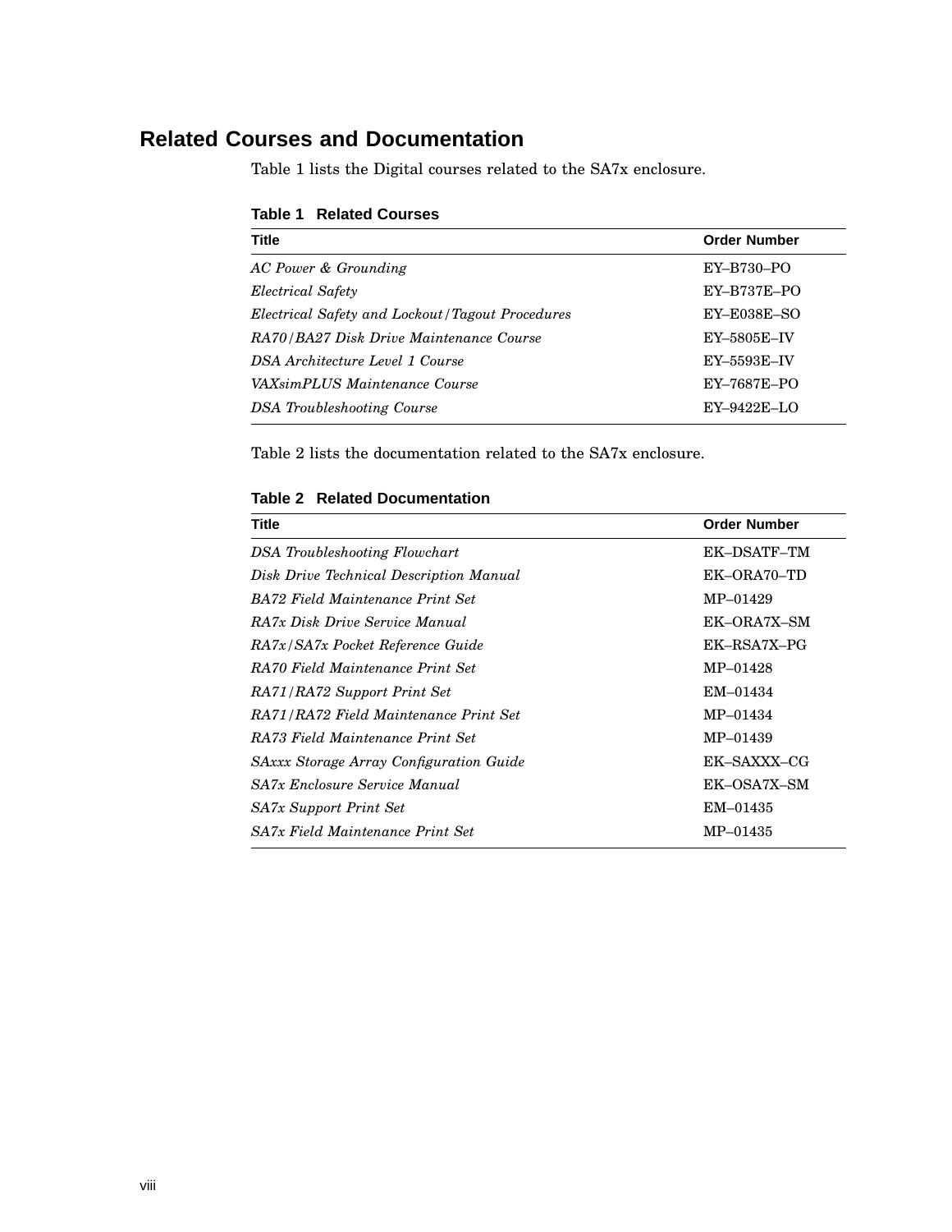## Related Courses and Documentation

Table 1 lists the Digital courses related to the SA7x enclosure.

**Table 1 Related Courses**

| Title | Order Number |
|---|---|
| *AC Power & Grounding* | EY–B730–PO |
| *Electrical Safety* | EY–B737E–PO |
| *Electrical Safety and Lockout/Tagout Procedures* | EY–E038E–SO |
| *RA70/BA27 Disk Drive Maintenance Course* | EY–5805E–IV |
| *DSA Architecture Level 1 Course* | EY–5593E–IV |
| *VAXsimPLUS Maintenance Course* | EY–7687E–PO |
| *DSA Troubleshooting Course* | EY–9422E–LO |

Table 2 lists the documentation related to the SA7x enclosure.

**Table 2 Related Documentation**

| Title | Order Number |
|---|---|
| *DSA Troubleshooting Flowchart* | EK–DSATF–TM |
| *Disk Drive Technical Description Manual* | EK–ORA70–TD |
| *BA72 Field Maintenance Print Set* | MP–01429 |
| *RA7x Disk Drive Service Manual* | EK–ORA7X–SM |
| *RA7x/SA7x Pocket Reference Guide* | EK–RSA7X–PG |
| *RA70 Field Maintenance Print Set* | MP–01428 |
| *RA71/RA72 Support Print Set* | EM–01434 |
| *RA71/RA72 Field Maintenance Print Set* | MP–01434 |
| *RA73 Field Maintenance Print Set* | MP–01439 |
| *SAxxx Storage Array Configuration Guide* | EK–SAXXX–CG |
| *SA7x Enclosure Service Manual* | EK–OSA7X–SM |
| *SA7x Support Print Set* | EM–01435 |
| *SA7x Field Maintenance Print Set* | MP–01435 |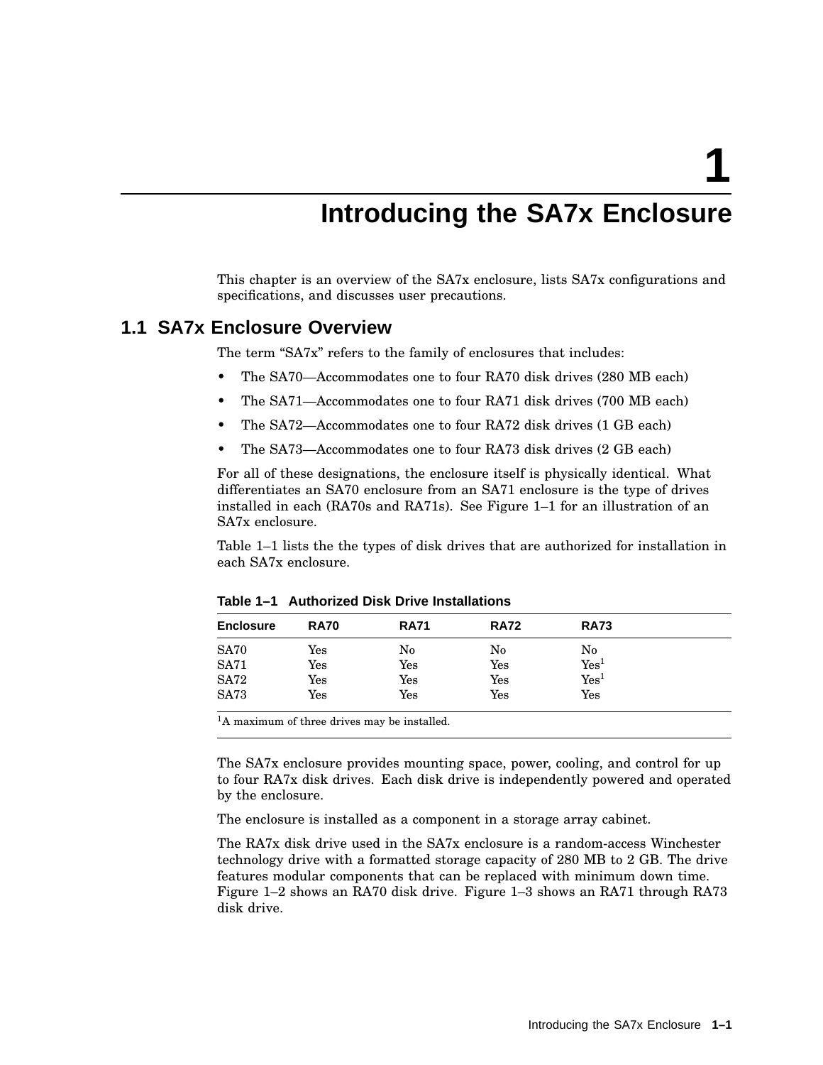# 1 Introducing the SA7x Enclosure

This chapter is an overview of the SA7x enclosure, lists SA7x configurations and specifications, and discusses user precautions.

## 1.1 SA7x Enclosure Overview

The term "SA7x" refers to the family of enclosures that includes:

- The SA70—Accommodates one to four RA70 disk drives (280 MB each)
- The SA71—Accommodates one to four RA71 disk drives (700 MB each)
- The SA72—Accommodates one to four RA72 disk drives (1 GB each)
- The SA73—Accommodates one to four RA73 disk drives (2 GB each)

For all of these designations, the enclosure itself is physically identical. What differentiates an SA70 enclosure from an SA71 enclosure is the type of drives installed in each (RA70s and RA71s). See Figure 1–1 for an illustration of an SA7x enclosure.

Table 1–1 lists the the types of disk drives that are authorized for installation in each SA7x enclosure.

**Table 1–1 Authorized Disk Drive Installations**

| Enclosure | RA70 | RA71 | RA72 | RA73 |
|---|---|---|---|---|
| SA70 | Yes | No | No | No |
| SA71 | Yes | Yes | Yes | Yes[1] |
| SA72 | Yes | Yes | Yes | Yes[1] |
| SA73 | Yes | Yes | Yes | Yes |

[1]A maximum of three drives may be installed.

The SA7x enclosure provides mounting space, power, cooling, and control for up to four RA7x disk drives. Each disk drive is independently powered and operated by the enclosure.

The enclosure is installed as a component in a storage array cabinet.

The RA7x disk drive used in the SA7x enclosure is a random-access Winchester technology drive with a formatted storage capacity of 280 MB to 2 GB. The drive features modular components that can be replaced with minimum down time. Figure 1–2 shows an RA70 disk drive. Figure 1–3 shows an RA71 through RA73 disk drive.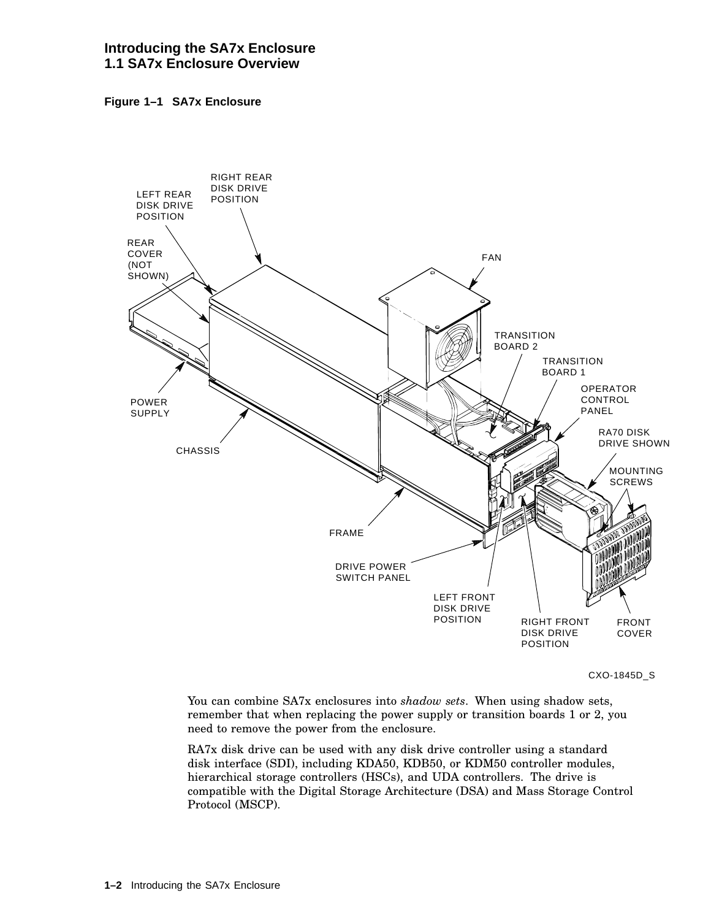## Introducing the SA7x Enclosure
## 1.1 SA7x Enclosure Overview

**Figure 1–1 SA7x Enclosure**

LEFT REAR DISK DRIVE POSITION
RIGHT REAR DISK DRIVE POSITION
REAR COVER (NOT SHOWN)
FAN
TRANSITION BOARD 2
TRANSITION BOARD 1
OPERATOR CONTROL PANEL
RA70 DISK DRIVE SHOWN
MOUNTING SCREWS
POWER SUPPLY
CHASSIS
FRAME
DRIVE POWER SWITCH PANEL
LEFT FRONT DISK DRIVE POSITION
RIGHT FRONT DISK DRIVE POSITION
FRONT COVER
CXO-1845D_S

You can combine SA7x enclosures into *shadow sets*. When using shadow sets, remember that when replacing the power supply or transition boards 1 or 2, you need to remove the power from the enclosure.

RA7x disk drive can be used with any disk drive controller using a standard disk interface (SDI), including KDA50, KDB50, or KDM50 controller modules, hierarchical storage controllers (HSCs), and UDA controllers. The drive is compatible with the Digital Storage Architecture (DSA) and Mass Storage Control Protocol (MSCP).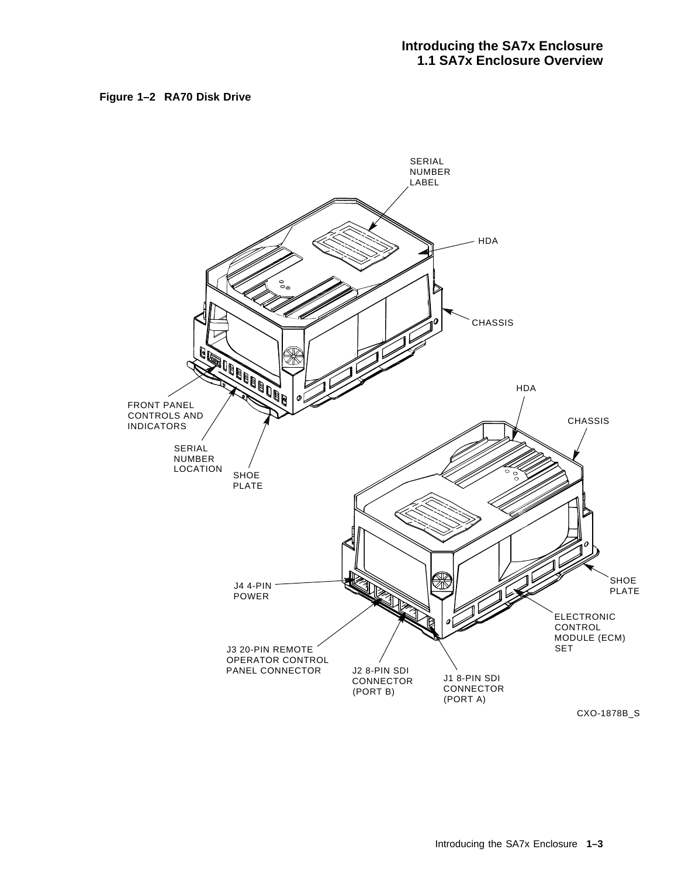**Figure 1–2 RA70 Disk Drive**

SERIAL NUMBER LABEL

HDA

CHASSIS

FRONT PANEL CONTROLS AND INDICATORS

SERIAL NUMBER LOCATION

SHOE PLATE

HDA

CHASSIS

J4 4-PIN POWER

SHOE PLATE

ELECTRONIC CONTROL MODULE (ECM) SET

J3 20-PIN REMOTE OPERATOR CONTROL PANEL CONNECTOR

J2 8-PIN SDI CONNECTOR (PORT B)

J1 8-PIN SDI CONNECTOR (PORT A)

CXO-1878B_S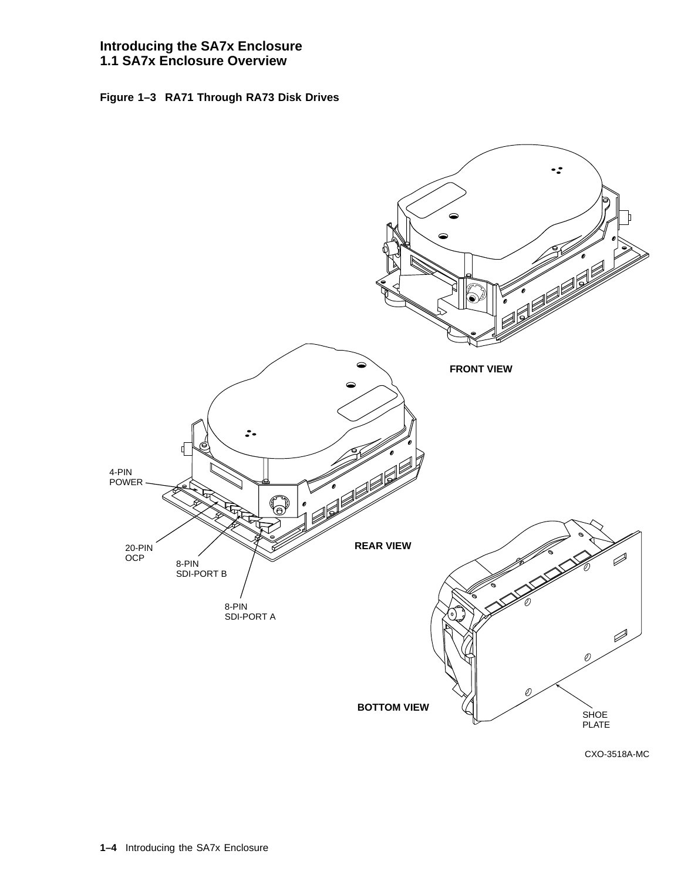**Figure 1–3 RA71 Through RA73 Disk Drives**

FRONT VIEW

REAR VIEW

4-PIN POWER

20-PIN OCP

8-PIN SDI-PORT B

8-PIN SDI-PORT A

BOTTOM VIEW

SHOE PLATE

CXO-3518A-MC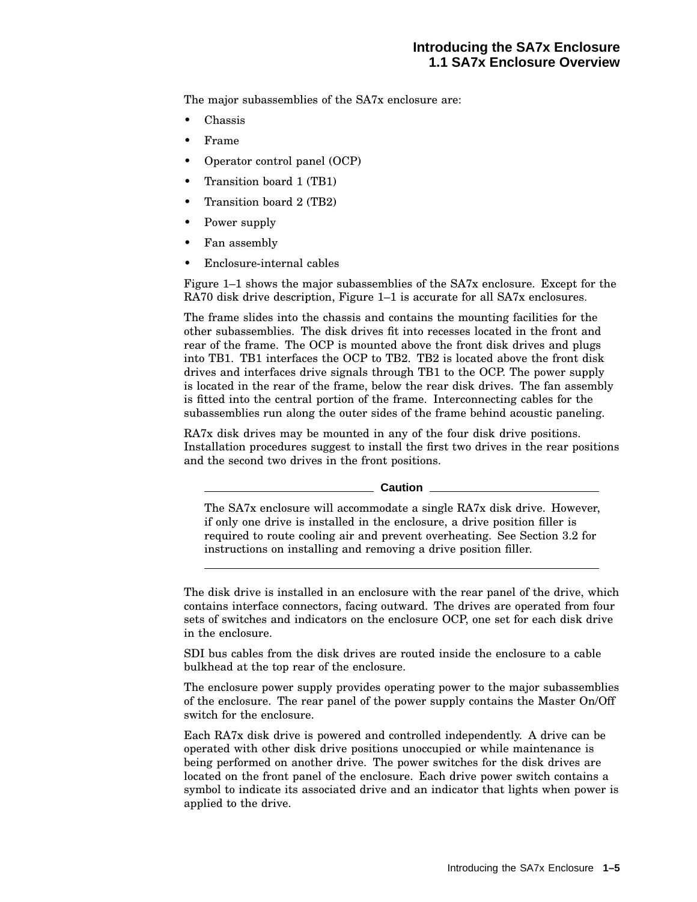The major subassemblies of the SA7x enclosure are:

- Chassis
- Frame
- Operator control panel (OCP)
- Transition board 1 (TB1)
- Transition board 2 (TB2)
- Power supply
- Fan assembly
- Enclosure-internal cables

Figure 1–1 shows the major subassemblies of the SA7x enclosure. Except for the RA70 disk drive description, Figure 1–1 is accurate for all SA7x enclosures.

The frame slides into the chassis and contains the mounting facilities for the other subassemblies. The disk drives fit into recesses located in the front and rear of the frame. The OCP is mounted above the front disk drives and plugs into TB1. TB1 interfaces the OCP to TB2. TB2 is located above the front disk drives and interfaces drive signals through TB1 to the OCP. The power supply is located in the rear of the frame, below the rear disk drives. The fan assembly is fitted into the central portion of the frame. Interconnecting cables for the subassemblies run along the outer sides of the frame behind acoustic paneling.

RA7x disk drives may be mounted in any of the four disk drive positions. Installation procedures suggest to install the first two drives in the rear positions and the second two drives in the front positions.

**Caution**

The SA7x enclosure will accommodate a single RA7x disk drive. However, if only one drive is installed in the enclosure, a drive position filler is required to route cooling air and prevent overheating. See Section 3.2 for instructions on installing and removing a drive position filler.

---

The disk drive is installed in an enclosure with the rear panel of the drive, which contains interface connectors, facing outward. The drives are operated from four sets of switches and indicators on the enclosure OCP, one set for each disk drive in the enclosure.

SDI bus cables from the disk drives are routed inside the enclosure to a cable bulkhead at the top rear of the enclosure.

The enclosure power supply provides operating power to the major subassemblies of the enclosure. The rear panel of the power supply contains the Master On/Off switch for the enclosure.

Each RA7x disk drive is powered and controlled independently. A drive can be operated with other disk drive positions unoccupied or while maintenance is being performed on another drive. The power switches for the disk drives are located on the front panel of the enclosure. Each drive power switch contains a symbol to indicate its associated drive and an indicator that lights when power is applied to the drive.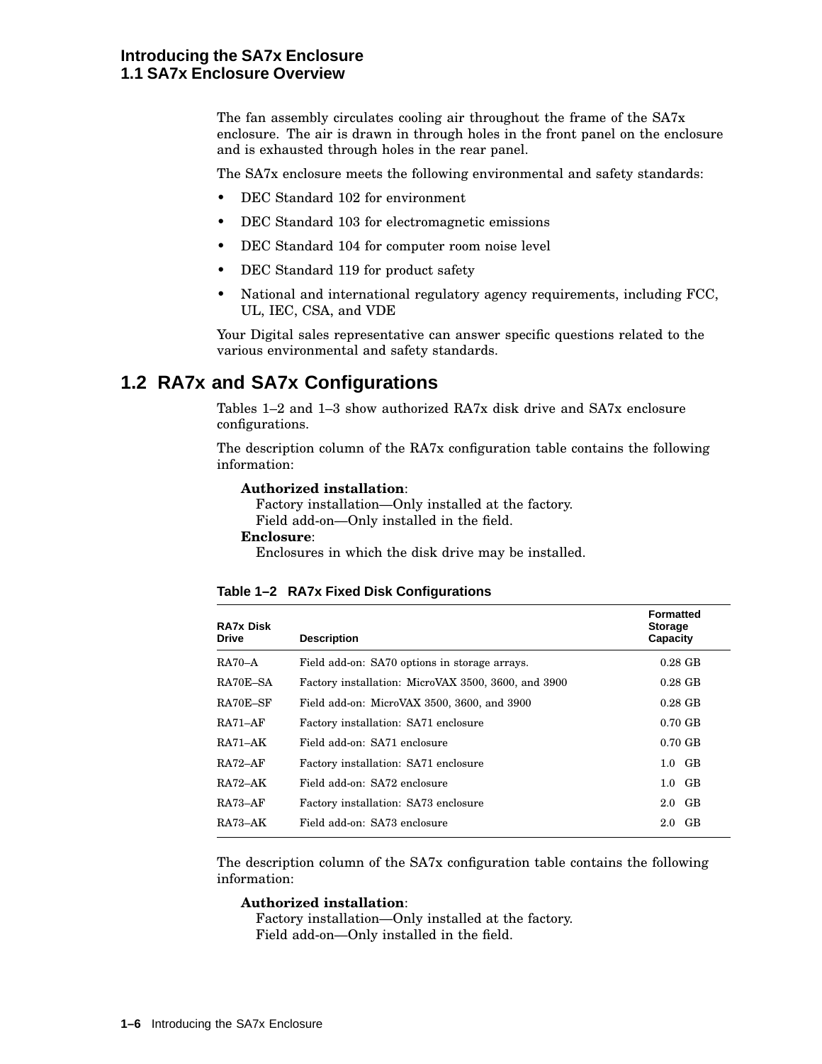The fan assembly circulates cooling air throughout the frame of the SA7x enclosure. The air is drawn in through holes in the front panel on the enclosure and is exhausted through holes in the rear panel.

The SA7x enclosure meets the following environmental and safety standards:

- DEC Standard 102 for environment
- DEC Standard 103 for electromagnetic emissions
- DEC Standard 104 for computer room noise level
- DEC Standard 119 for product safety
- National and international regulatory agency requirements, including FCC, UL, IEC, CSA, and VDE

Your Digital sales representative can answer specific questions related to the various environmental and safety standards.

## 1.2 RA7x and SA7x Configurations

Tables 1–2 and 1–3 show authorized RA7x disk drive and SA7x enclosure configurations.

The description column of the RA7x configuration table contains the following information:

**Authorized installation**:
Factory installation—Only installed at the factory.
Field add-on—Only installed in the field.
**Enclosure**:
Enclosures in which the disk drive may be installed.

**Table 1–2 RA7x Fixed Disk Configurations**

| RA7x Disk Drive | Description | Formatted Storage Capacity |
|---|---|---|
| RA70–A | Field add-on: SA70 options in storage arrays. | 0.28 GB |
| RA70E–SA | Factory installation: MicroVAX 3500, 3600, and 3900 | 0.28 GB |
| RA70E–SF | Field add-on: MicroVAX 3500, 3600, and 3900 | 0.28 GB |
| RA71–AF | Factory installation: SA71 enclosure | 0.70 GB |
| RA71–AK | Field add-on: SA71 enclosure | 0.70 GB |
| RA72–AF | Factory installation: SA71 enclosure | 1.0 GB |
| RA72–AK | Field add-on: SA72 enclosure | 1.0 GB |
| RA73–AF | Factory installation: SA73 enclosure | 2.0 GB |
| RA73–AK | Field add-on: SA73 enclosure | 2.0 GB |

The description column of the SA7x configuration table contains the following information:

**Authorized installation**:
Factory installation—Only installed at the factory.
Field add-on—Only installed in the field.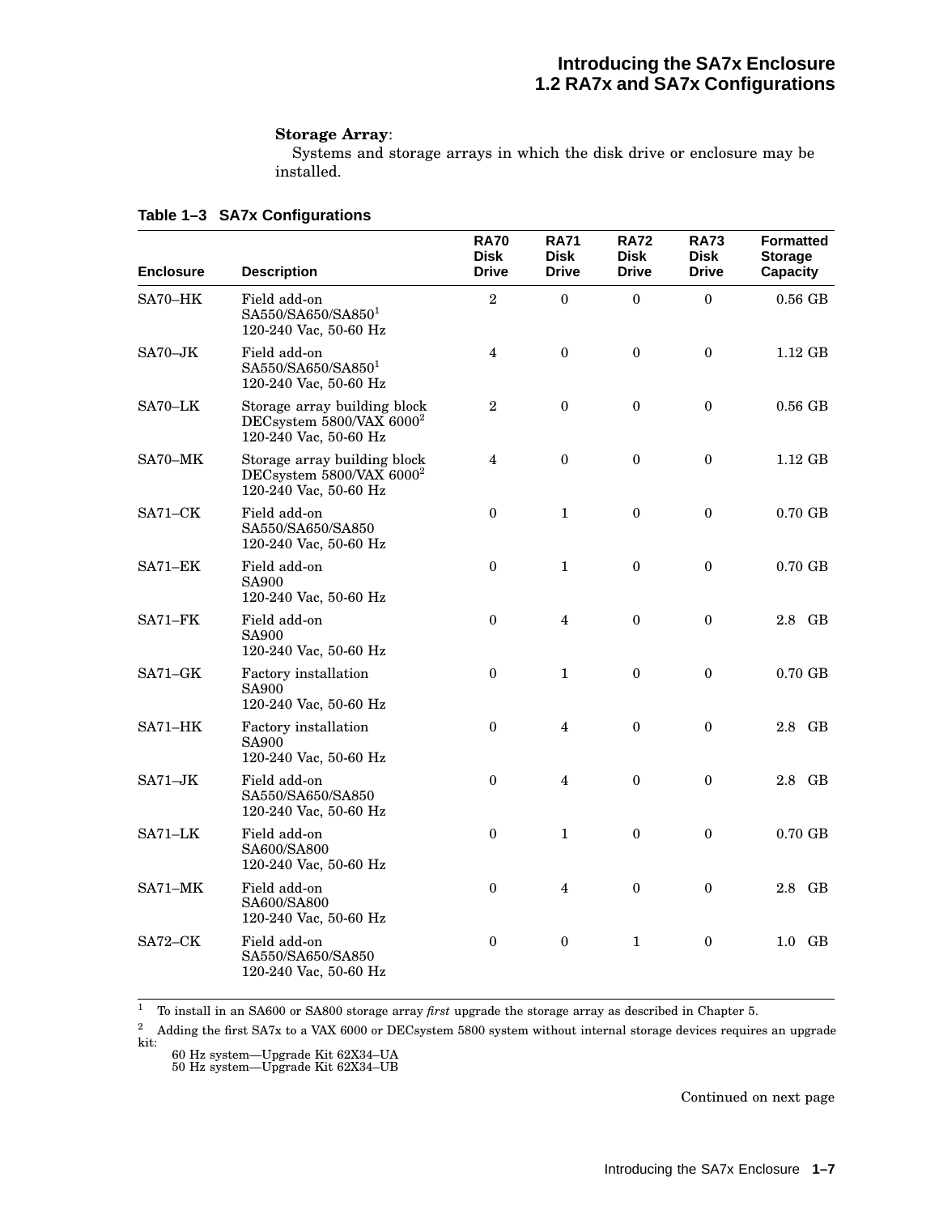**Storage Array**:
Systems and storage arrays in which the disk drive or enclosure may be installed.

**Table 1–3 SA7x Configurations**

| Enclosure | Description | RA70 Disk Drive | RA71 Disk Drive | RA72 Disk Drive | RA73 Disk Drive | Formatted Storage Capacity |
|---|---|---|---|---|---|---|
| SA70–HK | Field add-on<br>SA550/SA650/SA850[1]<br>120-240 Vac, 50-60 Hz | 2 | 0 | 0 | 0 | 0.56 GB |
| SA70–JK | Field add-on<br>SA550/SA650/SA850[1]<br>120-240 Vac, 50-60 Hz | 4 | 0 | 0 | 0 | 1.12 GB |
| SA70–LK | Storage array building block<br>DECsystem 5800/VAX 6000[2]<br>120-240 Vac, 50-60 Hz | 2 | 0 | 0 | 0 | 0.56 GB |
| SA70–MK | Storage array building block<br>DECsystem 5800/VAX 6000[2]<br>120-240 Vac, 50-60 Hz | 4 | 0 | 0 | 0 | 1.12 GB |
| SA71–CK | Field add-on<br>SA550/SA650/SA850<br>120-240 Vac, 50-60 Hz | 0 | 1 | 0 | 0 | 0.70 GB |
| SA71–EK | Field add-on<br>SA900<br>120-240 Vac, 50-60 Hz | 0 | 1 | 0 | 0 | 0.70 GB |
| SA71–FK | Field add-on<br>SA900<br>120-240 Vac, 50-60 Hz | 0 | 4 | 0 | 0 | 2.8 GB |
| SA71–GK | Factory installation<br>SA900<br>120-240 Vac, 50-60 Hz | 0 | 1 | 0 | 0 | 0.70 GB |
| SA71–HK | Factory installation<br>SA900<br>120-240 Vac, 50-60 Hz | 0 | 4 | 0 | 0 | 2.8 GB |
| SA71–JK | Field add-on<br>SA550/SA650/SA850<br>120-240 Vac, 50-60 Hz | 0 | 4 | 0 | 0 | 2.8 GB |
| SA71–LK | Field add-on<br>SA600/SA800<br>120-240 Vac, 50-60 Hz | 0 | 1 | 0 | 0 | 0.70 GB |
| SA71–MK | Field add-on<br>SA600/SA800<br>120-240 Vac, 50-60 Hz | 0 | 4 | 0 | 0 | 2.8 GB |
| SA72–CK | Field add-on<br>SA550/SA650/SA850<br>120-240 Vac, 50-60 Hz | 0 | 0 | 1 | 0 | 1.0 GB |

[1] To install in an SA600 or SA800 storage array *first* upgrade the storage array as described in Chapter 5.

[2] Adding the first SA7x to a VAX 6000 or DECsystem 5800 system without internal storage devices requires an upgrade kit:

60 Hz system—Upgrade Kit 62X34–UA
50 Hz system—Upgrade Kit 62X34–UB

Continued on next page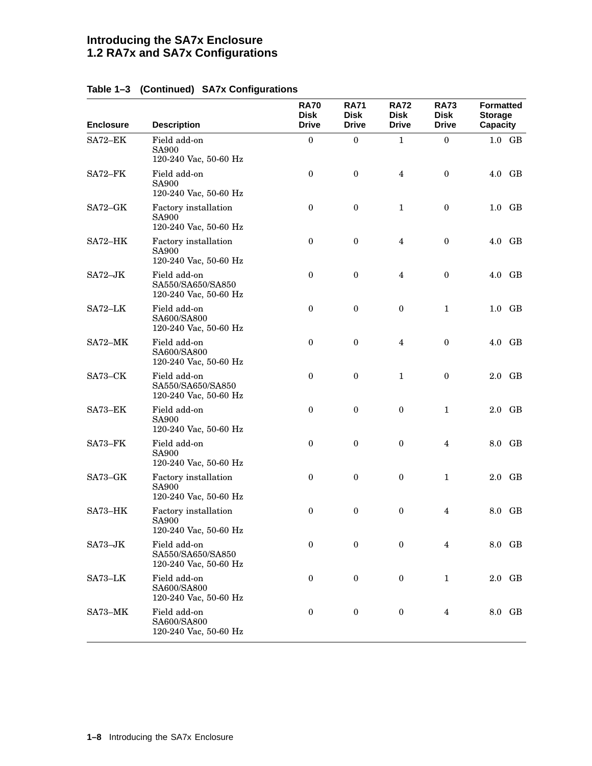**Table 1–3 (Continued) SA7x Configurations**

| Enclosure | Description | RA70 Disk Drive | RA71 Disk Drive | RA72 Disk Drive | RA73 Disk Drive | Formatted Storage Capacity |
|---|---|---|---|---|---|---|
| SA72–EK | Field add-on SA900 120-240 Vac, 50-60 Hz | 0 | 0 | 1 | 0 | 1.0 GB |
| SA72–FK | Field add-on SA900 120-240 Vac, 50-60 Hz | 0 | 0 | 4 | 0 | 4.0 GB |
| SA72–GK | Factory installation SA900 120-240 Vac, 50-60 Hz | 0 | 0 | 1 | 0 | 1.0 GB |
| SA72–HK | Factory installation SA900 120-240 Vac, 50-60 Hz | 0 | 0 | 4 | 0 | 4.0 GB |
| SA72–JK | Field add-on SA550/SA650/SA850 120-240 Vac, 50-60 Hz | 0 | 0 | 4 | 0 | 4.0 GB |
| SA72–LK | Field add-on SA600/SA800 120-240 Vac, 50-60 Hz | 0 | 0 | 0 | 1 | 1.0 GB |
| SA72–MK | Field add-on SA600/SA800 120-240 Vac, 50-60 Hz | 0 | 0 | 4 | 0 | 4.0 GB |
| SA73–CK | Field add-on SA550/SA650/SA850 120-240 Vac, 50-60 Hz | 0 | 0 | 1 | 0 | 2.0 GB |
| SA73–EK | Field add-on SA900 120-240 Vac, 50-60 Hz | 0 | 0 | 0 | 1 | 2.0 GB |
| SA73–FK | Field add-on SA900 120-240 Vac, 50-60 Hz | 0 | 0 | 0 | 4 | 8.0 GB |
| SA73–GK | Factory installation SA900 120-240 Vac, 50-60 Hz | 0 | 0 | 0 | 1 | 2.0 GB |
| SA73–HK | Factory installation SA900 120-240 Vac, 50-60 Hz | 0 | 0 | 0 | 4 | 8.0 GB |
| SA73–JK | Field add-on SA550/SA650/SA850 120-240 Vac, 50-60 Hz | 0 | 0 | 0 | 4 | 8.0 GB |
| SA73–LK | Field add-on SA600/SA800 120-240 Vac, 50-60 Hz | 0 | 0 | 0 | 1 | 2.0 GB |
| SA73–MK | Field add-on SA600/SA800 120-240 Vac, 50-60 Hz | 0 | 0 | 0 | 4 | 8.0 GB |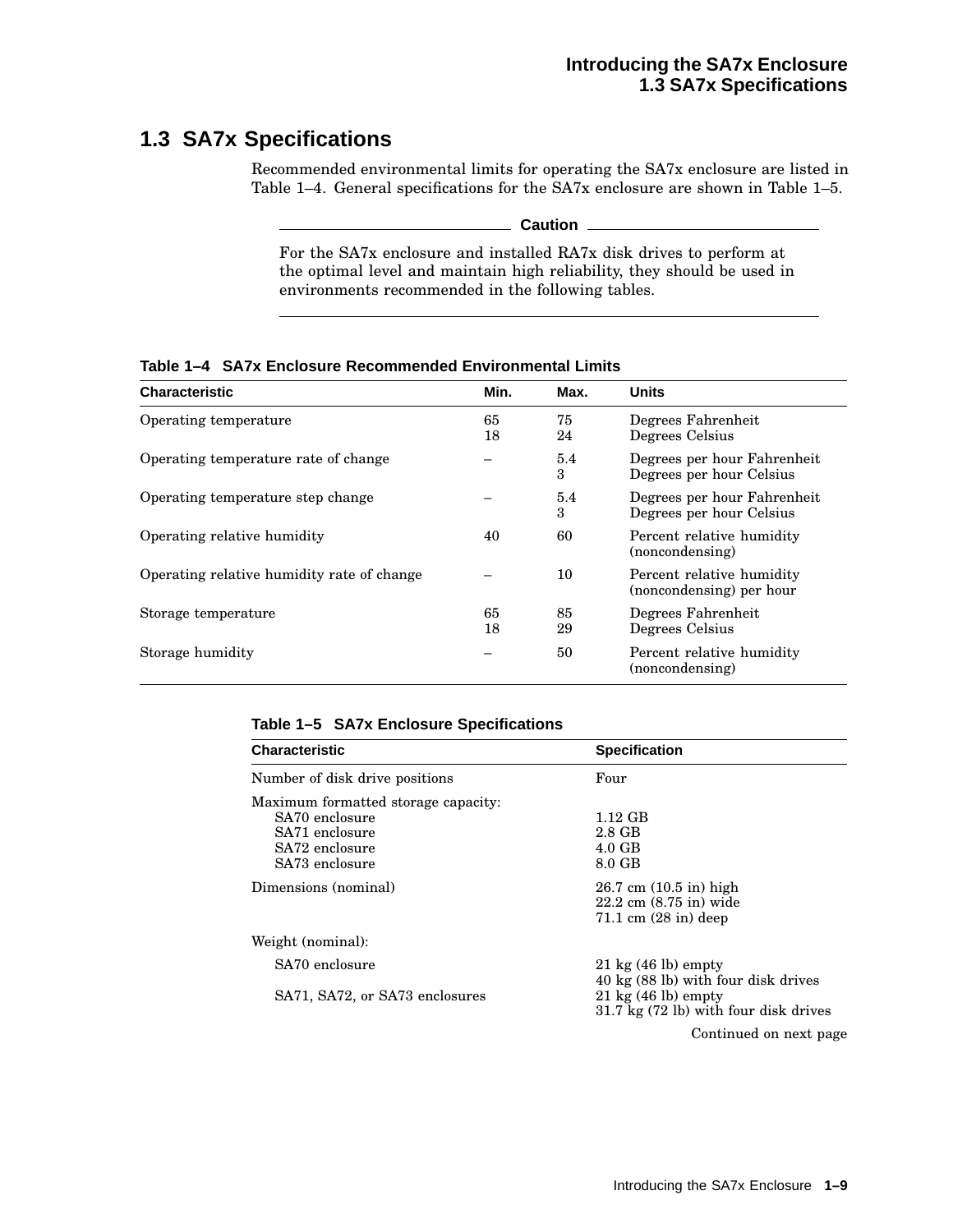## 1.3 SA7x Specifications

Recommended environmental limits for operating the SA7x enclosure are listed in Table 1–4. General specifications for the SA7x enclosure are shown in Table 1–5.

**Caution**

For the SA7x enclosure and installed RA7x disk drives to perform at the optimal level and maintain high reliability, they should be used in environments recommended in the following tables.

**Table 1–4 SA7x Enclosure Recommended Environmental Limits**

| Characteristic | Min. | Max. | Units |
|---|---|---|---|
| Operating temperature | 65<br>18 | 75<br>24 | Degrees Fahrenheit<br>Degrees Celsius |
| Operating temperature rate of change | – | 5.4<br>3 | Degrees per hour Fahrenheit<br>Degrees per hour Celsius |
| Operating temperature step change | – | 5.4<br>3 | Degrees per hour Fahrenheit<br>Degrees per hour Celsius |
| Operating relative humidity | 40 | 60 | Percent relative humidity (noncondensing) |
| Operating relative humidity rate of change | – | 10 | Percent relative humidity (noncondensing) per hour |
| Storage temperature | 65<br>18 | 85<br>29 | Degrees Fahrenheit<br>Degrees Celsius |
| Storage humidity | – | 50 | Percent relative humidity (noncondensing) |

**Table 1–5 SA7x Enclosure Specifications**

| Characteristic | Specification |
|---|---|
| Number of disk drive positions | Four |
| Maximum formatted storage capacity: | |
| SA70 enclosure | 1.12 GB |
| SA71 enclosure | 2.8 GB |
| SA72 enclosure | 4.0 GB |
| SA73 enclosure | 8.0 GB |
| Dimensions (nominal) | 26.7 cm (10.5 in) high<br>22.2 cm (8.75 in) wide<br>71.1 cm (28 in) deep |
| Weight (nominal): | |
| SA70 enclosure | 21 kg (46 lb) empty<br>40 kg (88 lb) with four disk drives |
| SA71, SA72, or SA73 enclosures | 21 kg (46 lb) empty<br>31.7 kg (72 lb) with four disk drives |

Continued on next page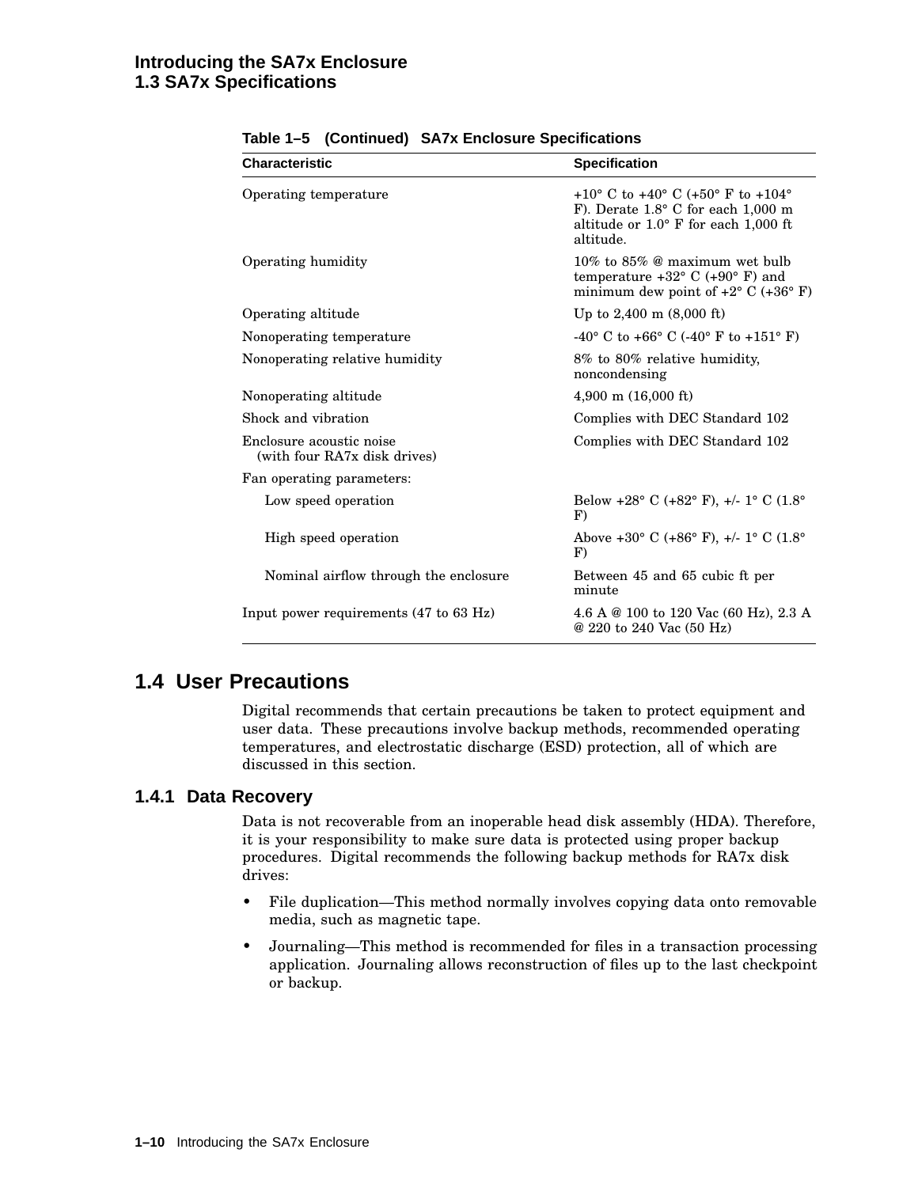**Table 1–5 (Continued) SA7x Enclosure Specifications**

| Characteristic | Specification |
| --- | --- |
| Operating temperature | +10° C to +40° C (+50° F to +104° F). Derate 1.8° C for each 1,000 m altitude or 1.0° F for each 1,000 ft altitude. |
| Operating humidity | 10% to 85% @ maximum wet bulb temperature +32° C (+90° F) and minimum dew point of +2° C (+36° F) |
| Operating altitude | Up to 2,400 m (8,000 ft) |
| Nonoperating temperature | -40° C to +66° C (-40° F to +151° F) |
| Nonoperating relative humidity | 8% to 80% relative humidity, noncondensing |
| Nonoperating altitude | 4,900 m (16,000 ft) |
| Shock and vibration | Complies with DEC Standard 102 |
| Enclosure acoustic noise (with four RA7x disk drives) | Complies with DEC Standard 102 |
| Fan operating parameters: | |
| Low speed operation | Below +28° C (+82° F), +/- 1° C (1.8° F) |
| High speed operation | Above +30° C (+86° F), +/- 1° C (1.8° F) |
| Nominal airflow through the enclosure | Between 45 and 65 cubic ft per minute |
| Input power requirements (47 to 63 Hz) | 4.6 A @ 100 to 120 Vac (60 Hz), 2.3 A @ 220 to 240 Vac (50 Hz) |

## 1.4 User Precautions

Digital recommends that certain precautions be taken to protect equipment and user data. These precautions involve backup methods, recommended operating temperatures, and electrostatic discharge (ESD) protection, all of which are discussed in this section.

### 1.4.1 Data Recovery

Data is not recoverable from an inoperable head disk assembly (HDA). Therefore, it is your responsibility to make sure data is protected using proper backup procedures. Digital recommends the following backup methods for RA7x disk drives:

- File duplication—This method normally involves copying data onto removable media, such as magnetic tape.
- Journaling—This method is recommended for files in a transaction processing application. Journaling allows reconstruction of files up to the last checkpoint or backup.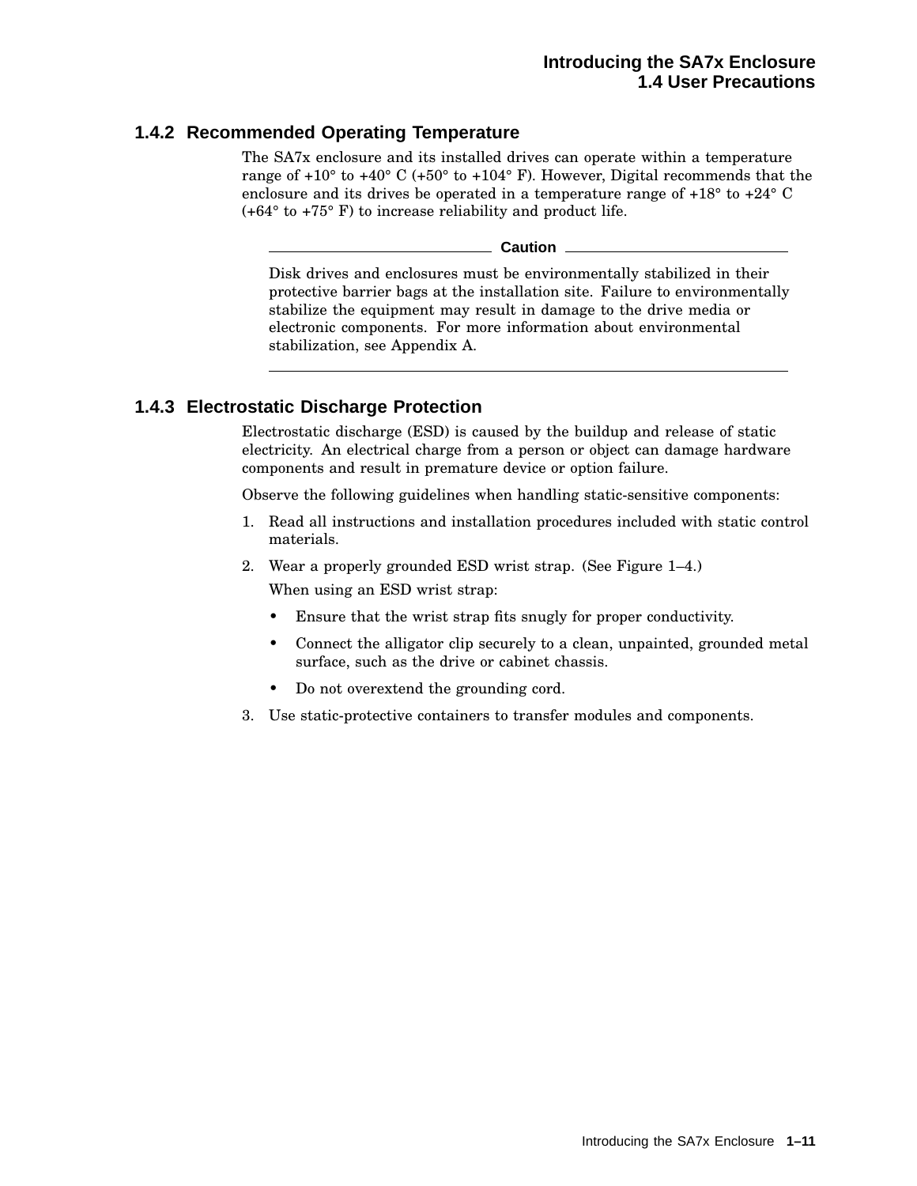### 1.4.2 Recommended Operating Temperature

The SA7x enclosure and its installed drives can operate within a temperature range of +10° to +40° C (+50° to +104° F). However, Digital recommends that the enclosure and its drives be operated in a temperature range of +18° to +24° C (+64° to +75° F) to increase reliability and product life.

---

**Caution**

Disk drives and enclosures must be environmentally stabilized in their protective barrier bags at the installation site. Failure to environmentally stabilize the equipment may result in damage to the drive media or electronic components. For more information about environmental stabilization, see Appendix A.

---

### 1.4.3 Electrostatic Discharge Protection

Electrostatic discharge (ESD) is caused by the buildup and release of static electricity. An electrical charge from a person or object can damage hardware components and result in premature device or option failure.

Observe the following guidelines when handling static-sensitive components:

1. Read all instructions and installation procedures included with static control materials.
2. Wear a properly grounded ESD wrist strap. (See Figure 1–4.)

   When using an ESD wrist strap:

   - Ensure that the wrist strap fits snugly for proper conductivity.
   - Connect the alligator clip securely to a clean, unpainted, grounded metal surface, such as the drive or cabinet chassis.
   - Do not overextend the grounding cord.
3. Use static-protective containers to transfer modules and components.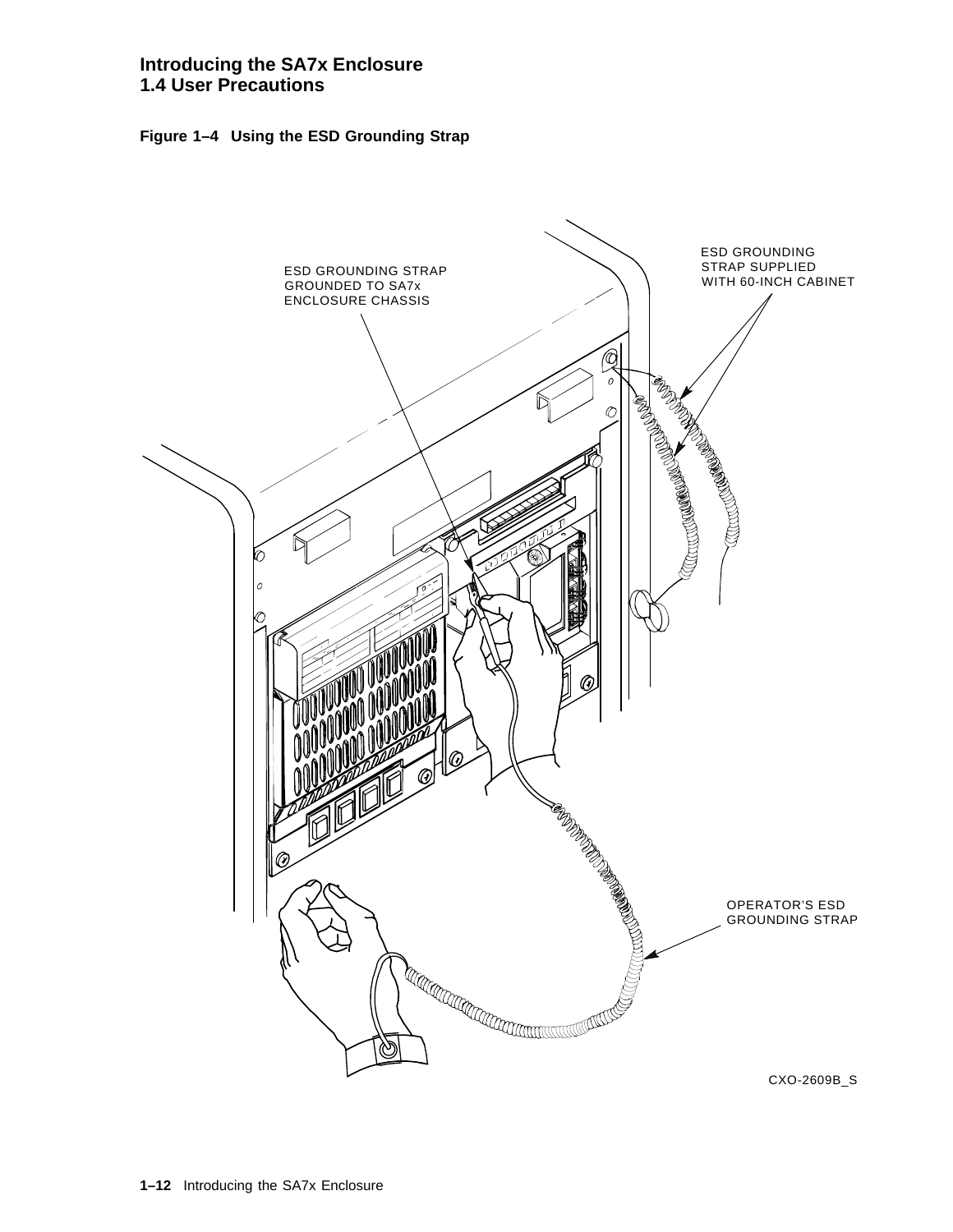**Figure 1–4 Using the ESD Grounding Strap**

ESD GROUNDING STRAP GROUNDED TO SA7x ENCLOSURE CHASSIS

ESD GROUNDING STRAP SUPPLIED WITH 60-INCH CABINET

OPERATOR'S ESD GROUNDING STRAP

CXO-2609B_S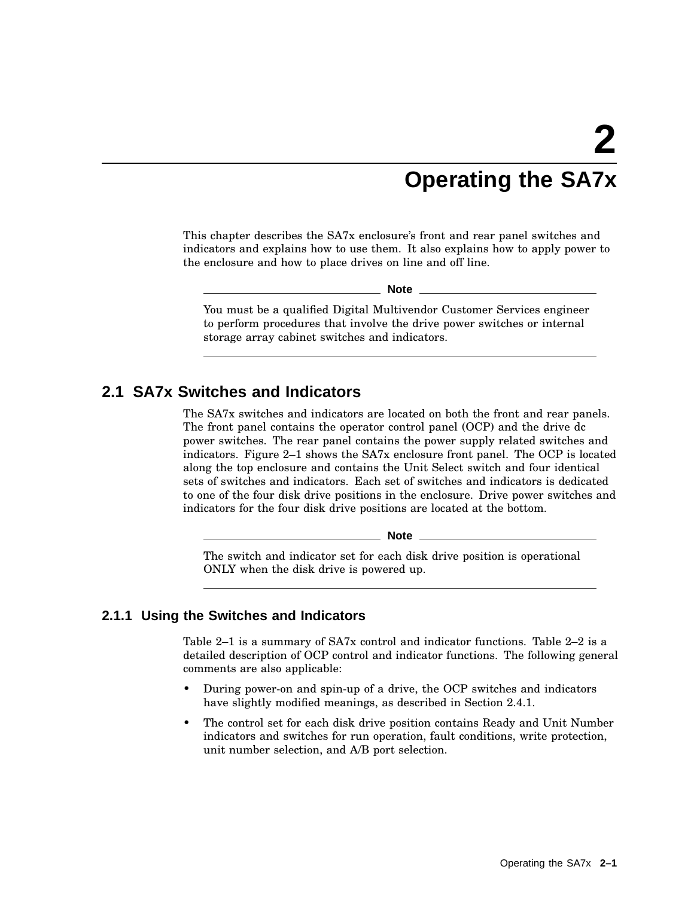# 2 Operating the SA7x

This chapter describes the SA7x enclosure's front and rear panel switches and indicators and explains how to use them. It also explains how to apply power to the enclosure and how to place drives on line and off line.

---

**Note**

You must be a qualified Digital Multivendor Customer Services engineer to perform procedures that involve the drive power switches or internal storage array cabinet switches and indicators.

---

## 2.1 SA7x Switches and Indicators

The SA7x switches and indicators are located on both the front and rear panels. The front panel contains the operator control panel (OCP) and the drive dc power switches. The rear panel contains the power supply related switches and indicators. Figure 2–1 shows the SA7x enclosure front panel. The OCP is located along the top enclosure and contains the Unit Select switch and four identical sets of switches and indicators. Each set of switches and indicators is dedicated to one of the four disk drive positions in the enclosure. Drive power switches and indicators for the four disk drive positions are located at the bottom.

---

**Note**

The switch and indicator set for each disk drive position is operational ONLY when the disk drive is powered up.

---

### 2.1.1 Using the Switches and Indicators

Table 2–1 is a summary of SA7x control and indicator functions. Table 2–2 is a detailed description of OCP control and indicator functions. The following general comments are also applicable:

- During power-on and spin-up of a drive, the OCP switches and indicators have slightly modified meanings, as described in Section 2.4.1.
- The control set for each disk drive position contains Ready and Unit Number indicators and switches for run operation, fault conditions, write protection, unit number selection, and A/B port selection.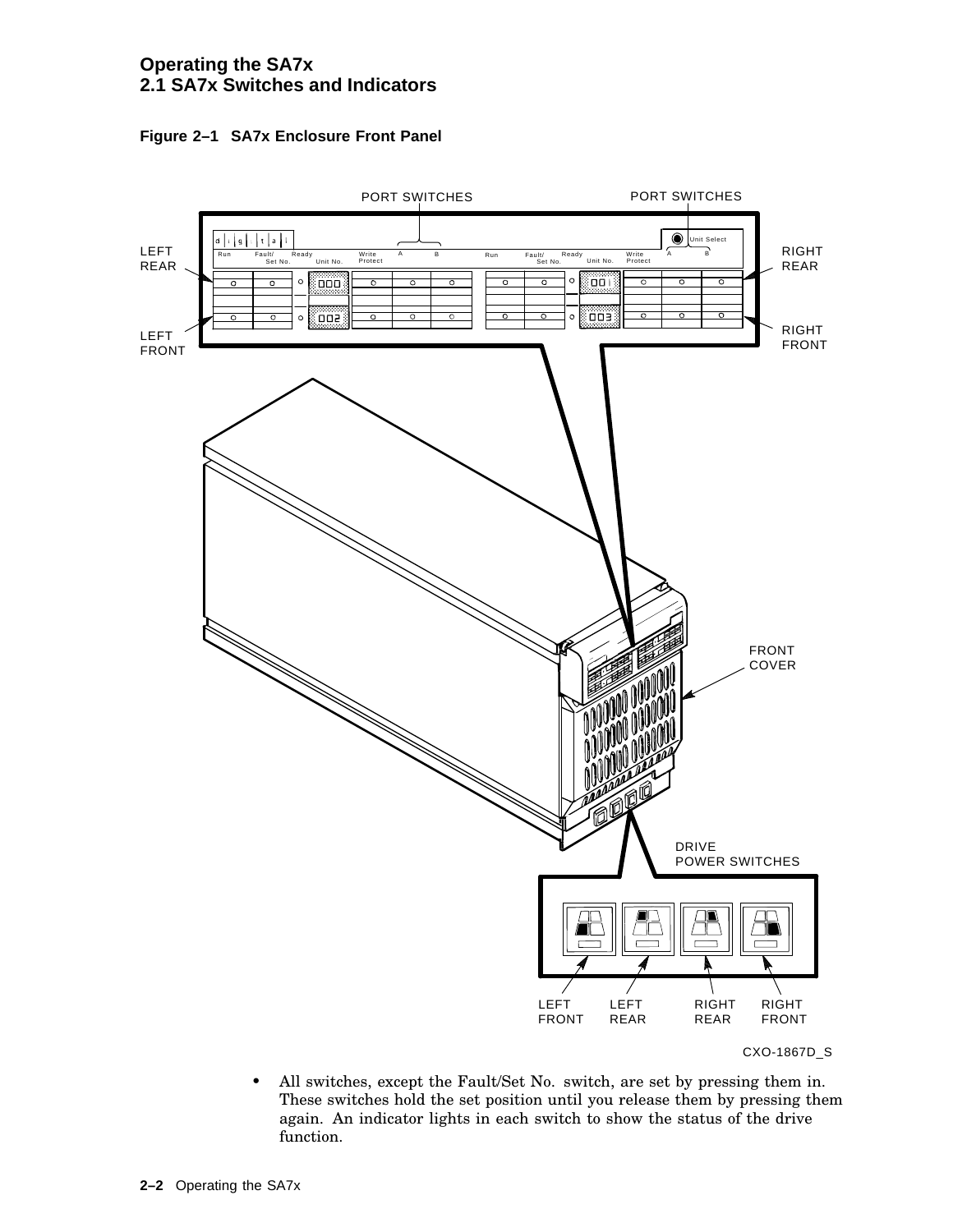**Figure 2–1 SA7x Enclosure Front Panel**

PORT SWITCHES

PORT SWITCHES

LEFT REAR

LEFT FRONT

RIGHT REAR

RIGHT FRONT

Unit Select

Run

Fault/ Set No.

Ready

Unit No.

Write Protect

A

B

000

002

001

003

FRONT COVER

DRIVE POWER SWITCHES

LEFT FRONT

LEFT REAR

RIGHT REAR

RIGHT FRONT

CXO-1867D_S

- All switches, except the Fault/Set No. switch, are set by pressing them in. These switches hold the set position until you release them by pressing them again. An indicator lights in each switch to show the status of the drive function.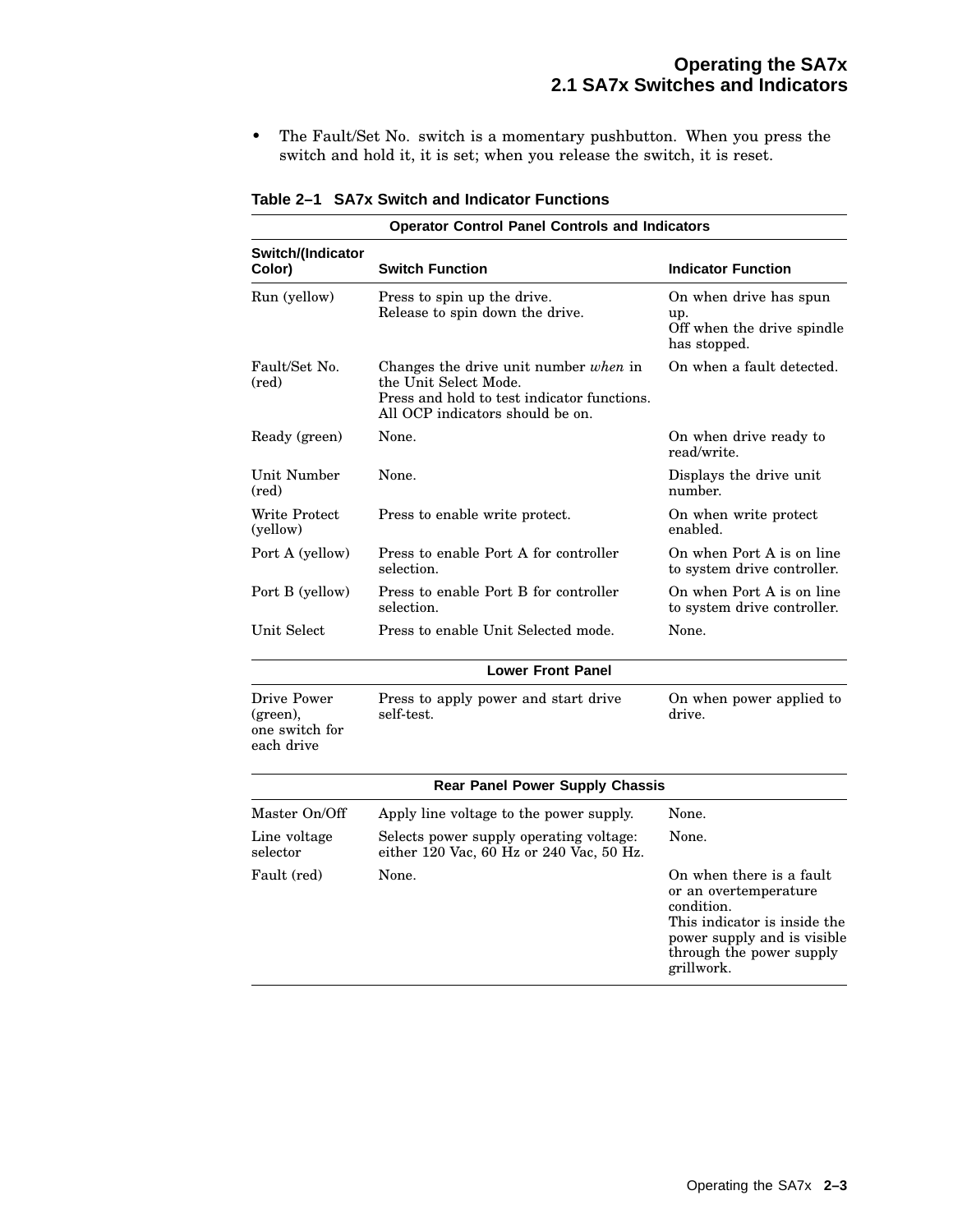- The Fault/Set No. switch is a momentary pushbutton. When you press the switch and hold it, it is set; when you release the switch, it is reset.

**Table 2–1 SA7x Switch and Indicator Functions**

| Switch/(Indicator Color) | Switch Function | Indicator Function |
|---|---|---|
| **Operator Control Panel Controls and Indicators** | | |
| Run (yellow) | Press to spin up the drive. Release to spin down the drive. | On when drive has spun up. Off when the drive spindle has stopped. |
| Fault/Set No. (red) | Changes the drive unit number *when* in the Unit Select Mode. Press and hold to test indicator functions. All OCP indicators should be on. | On when a fault detected. |
| Ready (green) | None. | On when drive ready to read/write. |
| Unit Number (red) | None. | Displays the drive unit number. |
| Write Protect (yellow) | Press to enable write protect. | On when write protect enabled. |
| Port A (yellow) | Press to enable Port A for controller selection. | On when Port A is on line to system drive controller. |
| Port B (yellow) | Press to enable Port B for controller selection. | On when Port A is on line to system drive controller. |
| Unit Select | Press to enable Unit Selected mode. | None. |
| **Lower Front Panel** | | |
| Drive Power (green), one switch for each drive | Press to apply power and start drive self-test. | On when power applied to drive. |
| **Rear Panel Power Supply Chassis** | | |
| Master On/Off | Apply line voltage to the power supply. | None. |
| Line voltage selector | Selects power supply operating voltage: either 120 Vac, 60 Hz or 240 Vac, 50 Hz. | None. |
| Fault (red) | None. | On when there is a fault or an overtemperature condition. This indicator is inside the power supply and is visible through the power supply grillwork. |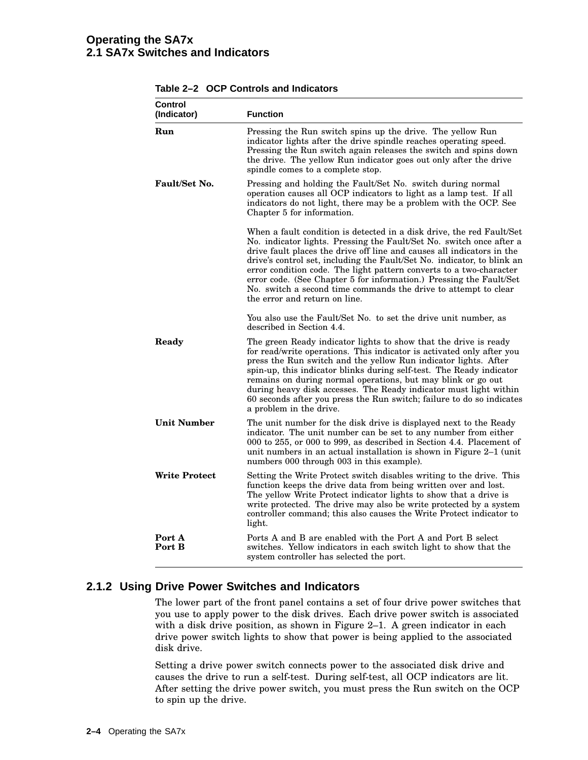**Table 2–2 OCP Controls and Indicators**

| Control (Indicator) | Function |
|---|---|
| **Run** | Pressing the Run switch spins up the drive. The yellow Run indicator lights after the drive spindle reaches operating speed. Pressing the Run switch again releases the switch and spins down the drive. The yellow Run indicator goes out only after the drive spindle comes to a complete stop. |
| **Fault/Set No.** | Pressing and holding the Fault/Set No. switch during normal operation causes all OCP indicators to light as a lamp test. If all indicators do not light, there may be a problem with the OCP. See Chapter 5 for information. <br><br> When a fault condition is detected in a disk drive, the red Fault/Set No. indicator lights. Pressing the Fault/Set No. switch once after a drive fault places the drive off line and causes all indicators in the drive's control set, including the Fault/Set No. indicator, to blink an error condition code. The light pattern converts to a two-character error code. (See Chapter 5 for information.) Pressing the Fault/Set No. switch a second time commands the drive to attempt to clear the error and return on line. <br><br> You also use the Fault/Set No. to set the drive unit number, as described in Section 4.4. |
| **Ready** | The green Ready indicator lights to show that the drive is ready for read/write operations. This indicator is activated only after you press the Run switch and the yellow Run indicator lights. After spin-up, this indicator blinks during self-test. The Ready indicator remains on during normal operations, but may blink or go out during heavy disk accesses. The Ready indicator must light within 60 seconds after you press the Run switch; failure to do so indicates a problem in the drive. |
| **Unit Number** | The unit number for the disk drive is displayed next to the Ready indicator. The unit number can be set to any number from either 000 to 255, or 000 to 999, as described in Section 4.4. Placement of unit numbers in an actual installation is shown in Figure 2–1 (unit numbers 000 through 003 in this example). |
| **Write Protect** | Setting the Write Protect switch disables writing to the drive. This function keeps the drive data from being written over and lost. The yellow Write Protect indicator lights to show that a drive is write protected. The drive may also be write protected by a system controller command; this also causes the Write Protect indicator to light. |
| **Port A** <br> **Port B** | Ports A and B are enabled with the Port A and Port B select switches. Yellow indicators in each switch light to show that the system controller has selected the port. |

### 2.1.2 Using Drive Power Switches and Indicators

The lower part of the front panel contains a set of four drive power switches that you use to apply power to the disk drives. Each drive power switch is associated with a disk drive position, as shown in Figure 2–1. A green indicator in each drive power switch lights to show that power is being applied to the associated disk drive.

Setting a drive power switch connects power to the associated disk drive and causes the drive to run a self-test. During self-test, all OCP indicators are lit. After setting the drive power switch, you must press the Run switch on the OCP to spin up the drive.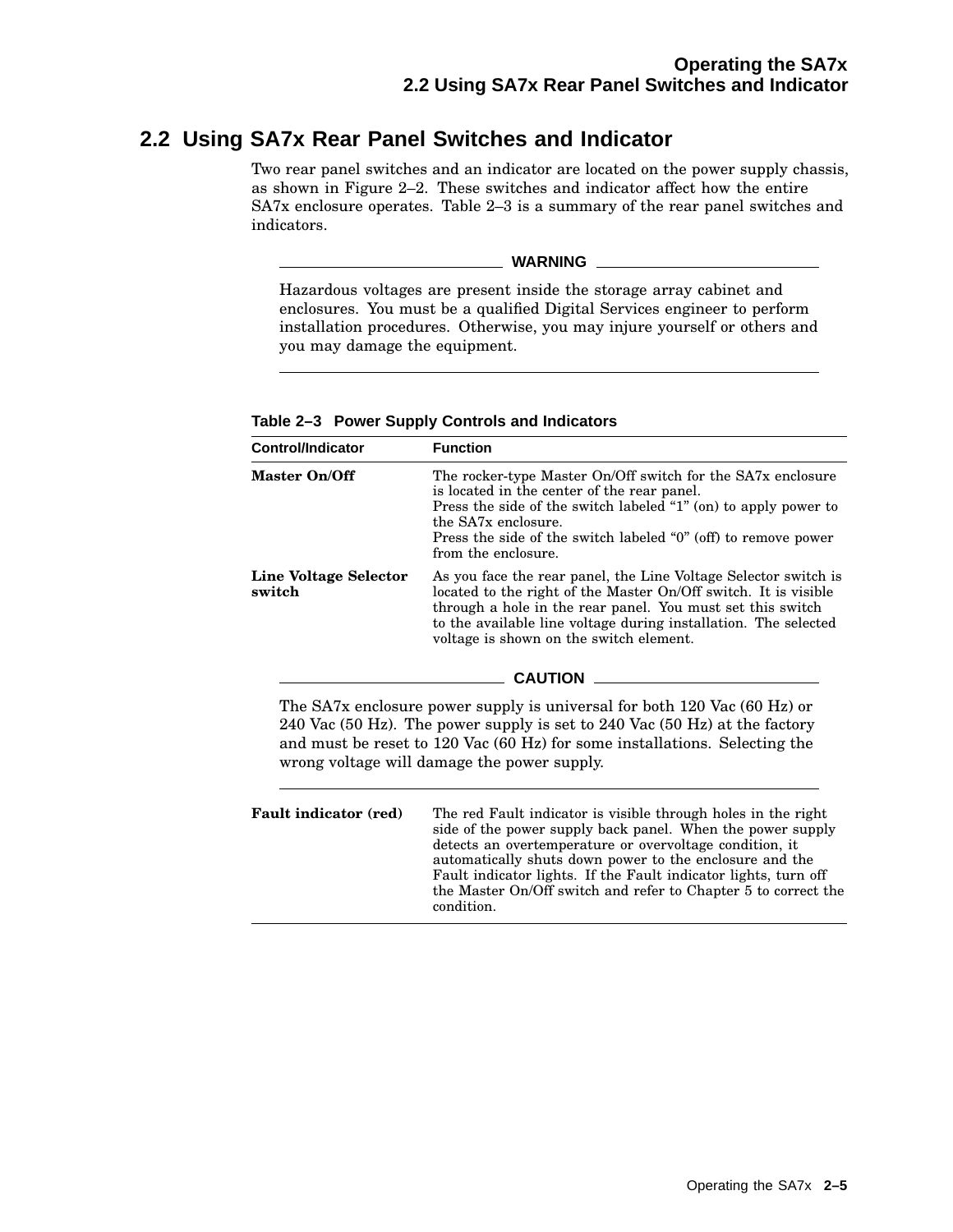## 2.2 Using SA7x Rear Panel Switches and Indicator

Two rear panel switches and an indicator are located on the power supply chassis, as shown in Figure 2–2. These switches and indicator affect how the entire SA7x enclosure operates. Table 2–3 is a summary of the rear panel switches and indicators.

**WARNING**

Hazardous voltages are present inside the storage array cabinet and enclosures. You must be a qualified Digital Services engineer to perform installation procedures. Otherwise, you may injure yourself or others and you may damage the equipment.

**Table 2–3 Power Supply Controls and Indicators**

| Control/Indicator | Function |
|---|---|
| **Master On/Off** | The rocker-type Master On/Off switch for the SA7x enclosure is located in the center of the rear panel. Press the side of the switch labeled "1" (on) to apply power to the SA7x enclosure. Press the side of the switch labeled "0" (off) to remove power from the enclosure. |
| **Line Voltage Selector switch** | As you face the rear panel, the Line Voltage Selector switch is located to the right of the Master On/Off switch. It is visible through a hole in the rear panel. You must set this switch to the available line voltage during installation. The selected voltage is shown on the switch element. |
| **Fault indicator (red)** | The red Fault indicator is visible through holes in the right side of the power supply back panel. When the power supply detects an overtemperature or overvoltage condition, it automatically shuts down power to the enclosure and the Fault indicator lights. If the Fault indicator lights, turn off the Master On/Off switch and refer to Chapter 5 to correct the condition. |

**CAUTION**

The SA7x enclosure power supply is universal for both 120 Vac (60 Hz) or 240 Vac (50 Hz). The power supply is set to 240 Vac (50 Hz) at the factory and must be reset to 120 Vac (60 Hz) for some installations. Selecting the wrong voltage will damage the power supply.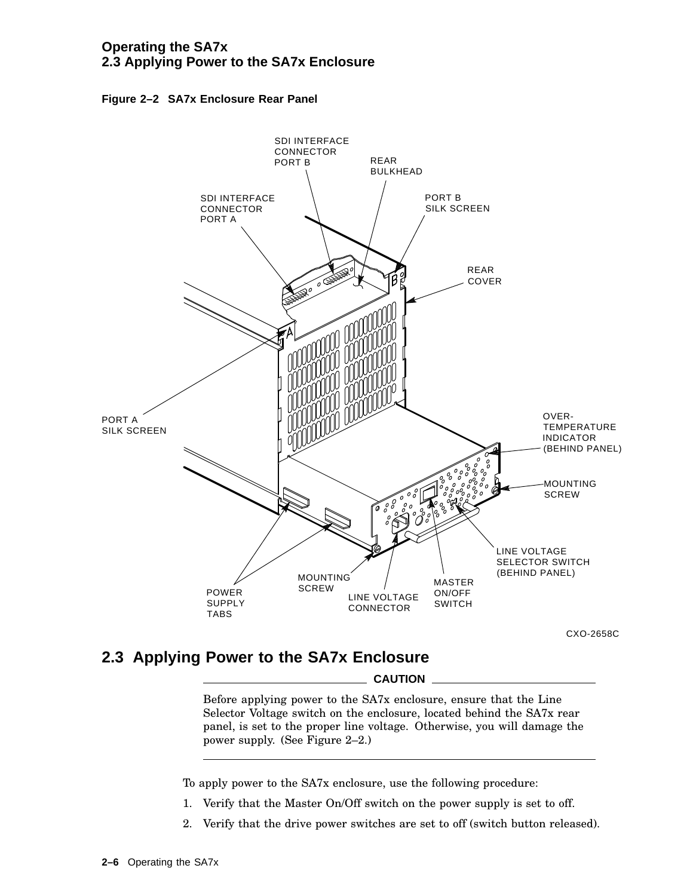**Figure 2–2 SA7x Enclosure Rear Panel**

SDI INTERFACE CONNECTOR PORT B

REAR BULKHEAD

SDI INTERFACE CONNECTOR PORT A

PORT B SILK SCREEN

REAR COVER

PORT A SILK SCREEN

OVER-TEMPERATURE INDICATOR (BEHIND PANEL)

MOUNTING SCREW

LINE VOLTAGE SELECTOR SWITCH (BEHIND PANEL)

MOUNTING SCREW

MASTER ON/OFF SWITCH

POWER SUPPLY TABS

LINE VOLTAGE CONNECTOR

CXO-2658C

## 2.3 Applying Power to the SA7x Enclosure

**CAUTION**

Before applying power to the SA7x enclosure, ensure that the Line Selector Voltage switch on the enclosure, located behind the SA7x rear panel, is set to the proper line voltage. Otherwise, you will damage the power supply. (See Figure 2–2.)

---

To apply power to the SA7x enclosure, use the following procedure:

1. Verify that the Master On/Off switch on the power supply is set to off.
2. Verify that the drive power switches are set to off (switch button released).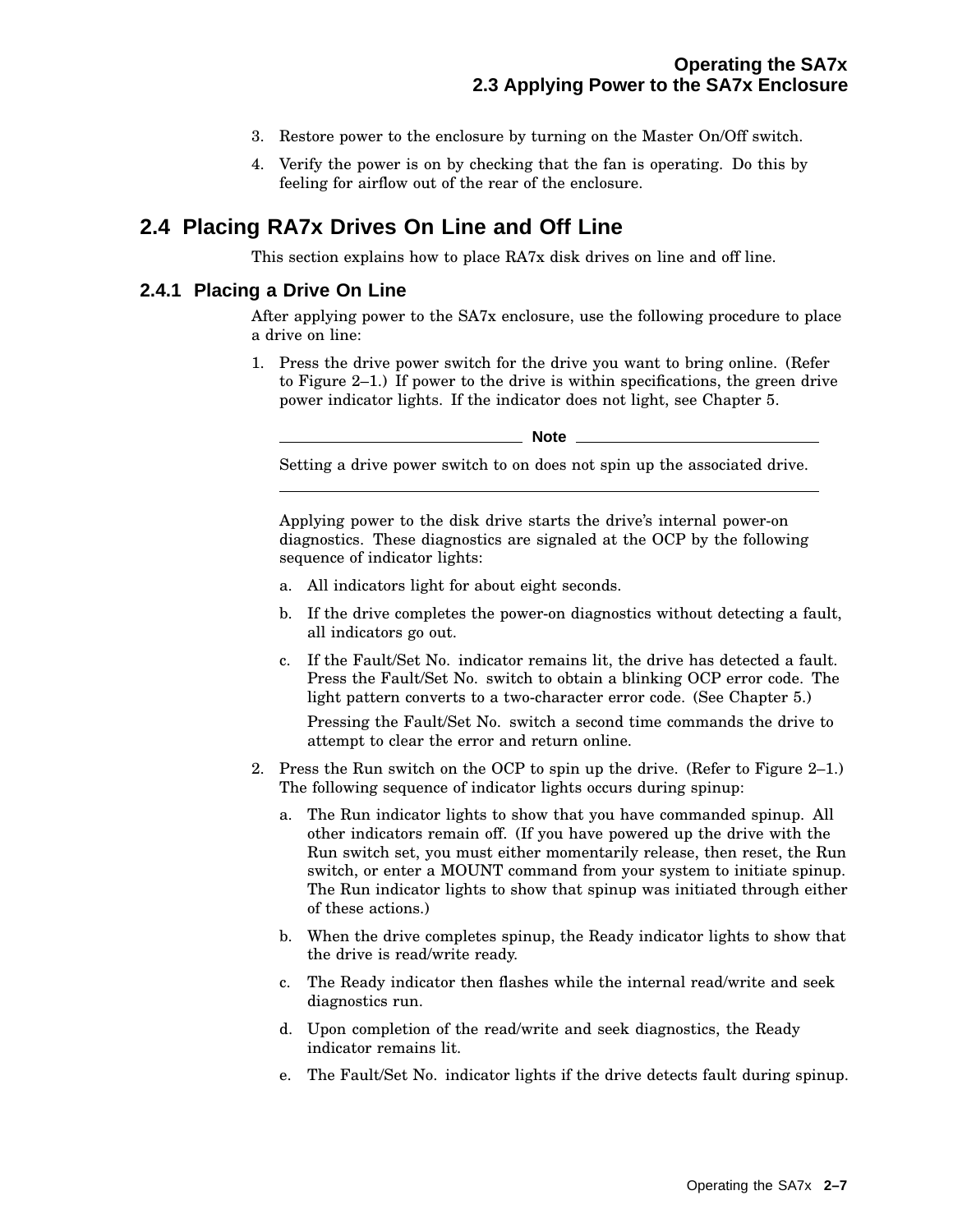3. Restore power to the enclosure by turning on the Master On/Off switch.
4. Verify the power is on by checking that the fan is operating. Do this by feeling for airflow out of the rear of the enclosure.

## 2.4 Placing RA7x Drives On Line and Off Line

This section explains how to place RA7x disk drives on line and off line.

### 2.4.1 Placing a Drive On Line

After applying power to the SA7x enclosure, use the following procedure to place a drive on line:

1. Press the drive power switch for the drive you want to bring online. (Refer to Figure 2–1.) If power to the drive is within specifications, the green drive power indicator lights. If the indicator does not light, see Chapter 5.

   **Note**

   Setting a drive power switch to on does not spin up the associated drive.

   Applying power to the disk drive starts the drive's internal power-on diagnostics. These diagnostics are signaled at the OCP by the following sequence of indicator lights:

   a. All indicators light for about eight seconds.

   b. If the drive completes the power-on diagnostics without detecting a fault, all indicators go out.

   c. If the Fault/Set No. indicator remains lit, the drive has detected a fault. Press the Fault/Set No. switch to obtain a blinking OCP error code. The light pattern converts to a two-character error code. (See Chapter 5.)

      Pressing the Fault/Set No. switch a second time commands the drive to attempt to clear the error and return online.

2. Press the Run switch on the OCP to spin up the drive. (Refer to Figure 2–1.) The following sequence of indicator lights occurs during spinup:

   a. The Run indicator lights to show that you have commanded spinup. All other indicators remain off. (If you have powered up the drive with the Run switch set, you must either momentarily release, then reset, the Run switch, or enter a MOUNT command from your system to initiate spinup. The Run indicator lights to show that spinup was initiated through either of these actions.)

   b. When the drive completes spinup, the Ready indicator lights to show that the drive is read/write ready.

   c. The Ready indicator then flashes while the internal read/write and seek diagnostics run.

   d. Upon completion of the read/write and seek diagnostics, the Ready indicator remains lit.

   e. The Fault/Set No. indicator lights if the drive detects fault during spinup.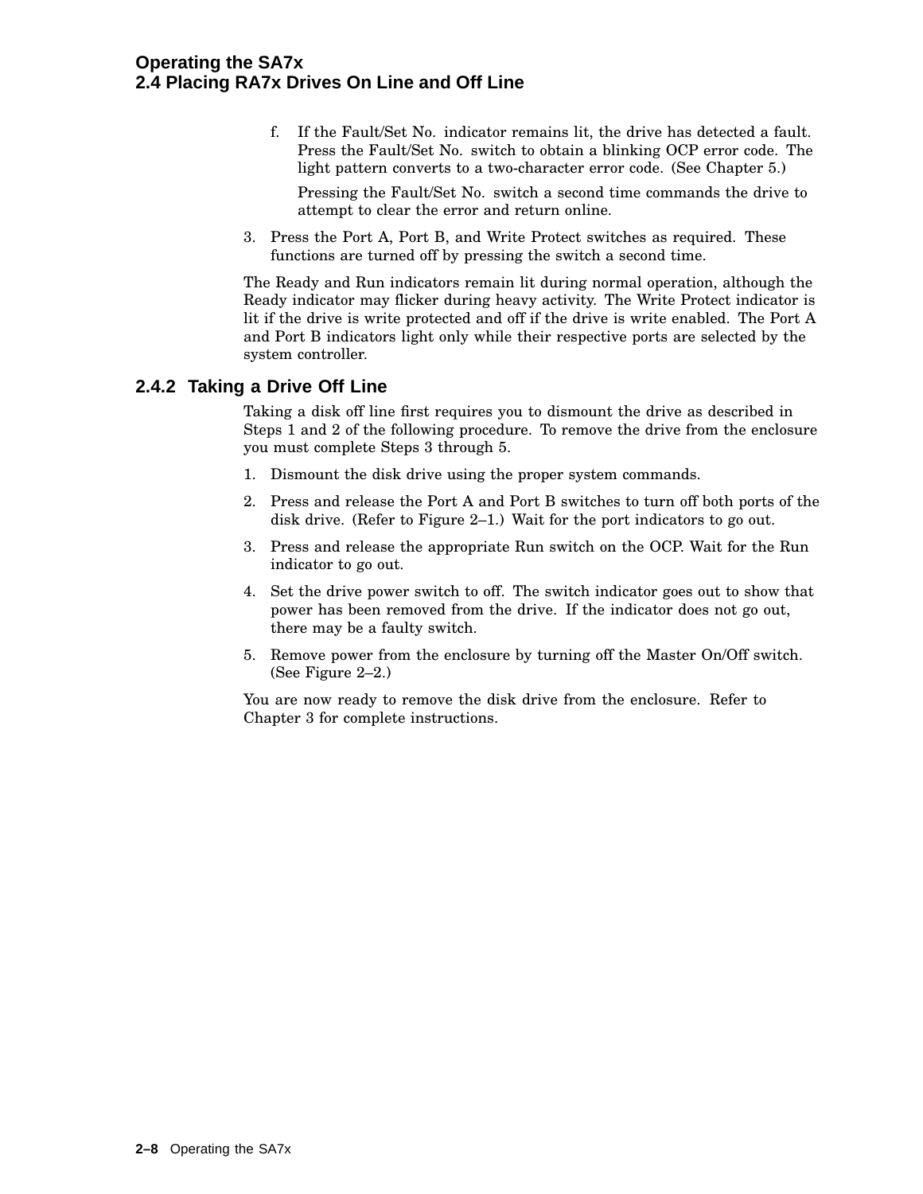f. If the Fault/Set No. indicator remains lit, the drive has detected a fault. Press the Fault/Set No. switch to obtain a blinking OCP error code. The light pattern converts to a two-character error code. (See Chapter 5.)

   Pressing the Fault/Set No. switch a second time commands the drive to attempt to clear the error and return online.

3. Press the Port A, Port B, and Write Protect switches as required. These functions are turned off by pressing the switch a second time.

The Ready and Run indicators remain lit during normal operation, although the Ready indicator may flicker during heavy activity. The Write Protect indicator is lit if the drive is write protected and off if the drive is write enabled. The Port A and Port B indicators light only while their respective ports are selected by the system controller.

### 2.4.2 Taking a Drive Off Line

Taking a disk off line first requires you to dismount the drive as described in Steps 1 and 2 of the following procedure. To remove the drive from the enclosure you must complete Steps 3 through 5.

1. Dismount the disk drive using the proper system commands.
2. Press and release the Port A and Port B switches to turn off both ports of the disk drive. (Refer to Figure 2–1.) Wait for the port indicators to go out.
3. Press and release the appropriate Run switch on the OCP. Wait for the Run indicator to go out.
4. Set the drive power switch to off. The switch indicator goes out to show that power has been removed from the drive. If the indicator does not go out, there may be a faulty switch.
5. Remove power from the enclosure by turning off the Master On/Off switch. (See Figure 2–2.)

You are now ready to remove the disk drive from the enclosure. Refer to Chapter 3 for complete instructions.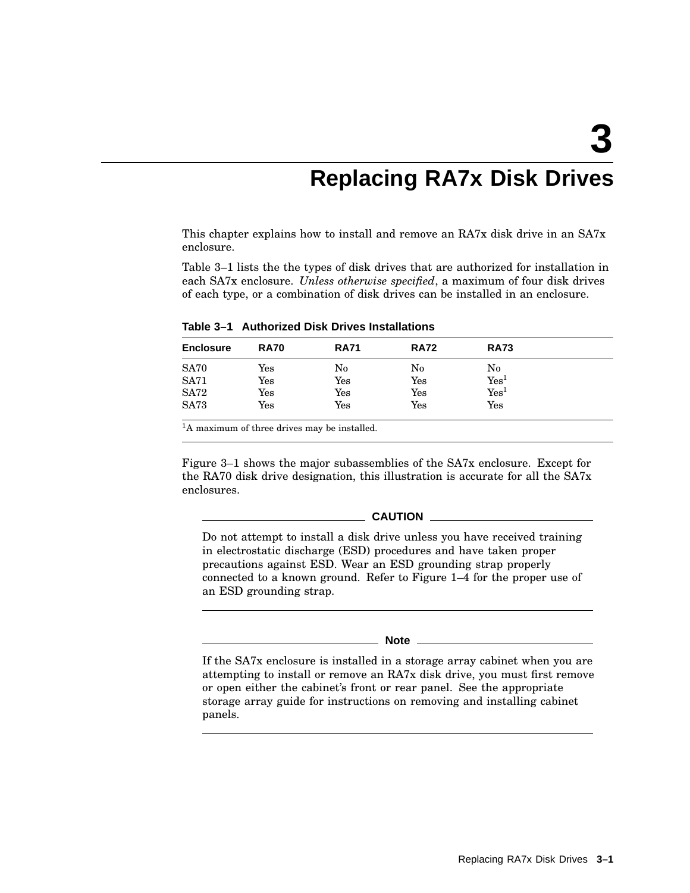# 3 Replacing RA7x Disk Drives

This chapter explains how to install and remove an RA7x disk drive in an SA7x enclosure.

Table 3–1 lists the the types of disk drives that are authorized for installation in each SA7x enclosure. *Unless otherwise specified*, a maximum of four disk drives of each type, or a combination of disk drives can be installed in an enclosure.

**Table 3–1 Authorized Disk Drives Installations**

| Enclosure | RA70 | RA71 | RA72 | RA73 |
|---|---|---|---|---|
| SA70 | Yes | No | No | No |
| SA71 | Yes | Yes | Yes | Yes[1] |
| SA72 | Yes | Yes | Yes | Yes[1] |
| SA73 | Yes | Yes | Yes | Yes |

[1]A maximum of three drives may be installed.

Figure 3–1 shows the major subassemblies of the SA7x enclosure. Except for the RA70 disk drive designation, this illustration is accurate for all the SA7x enclosures.

**CAUTION**

Do not attempt to install a disk drive unless you have received training in electrostatic discharge (ESD) procedures and have taken proper precautions against ESD. Wear an ESD grounding strap properly connected to a known ground. Refer to Figure 1–4 for the proper use of an ESD grounding strap.

**Note**

If the SA7x enclosure is installed in a storage array cabinet when you are attempting to install or remove an RA7x disk drive, you must first remove or open either the cabinet's front or rear panel. See the appropriate storage array guide for instructions on removing and installing cabinet panels.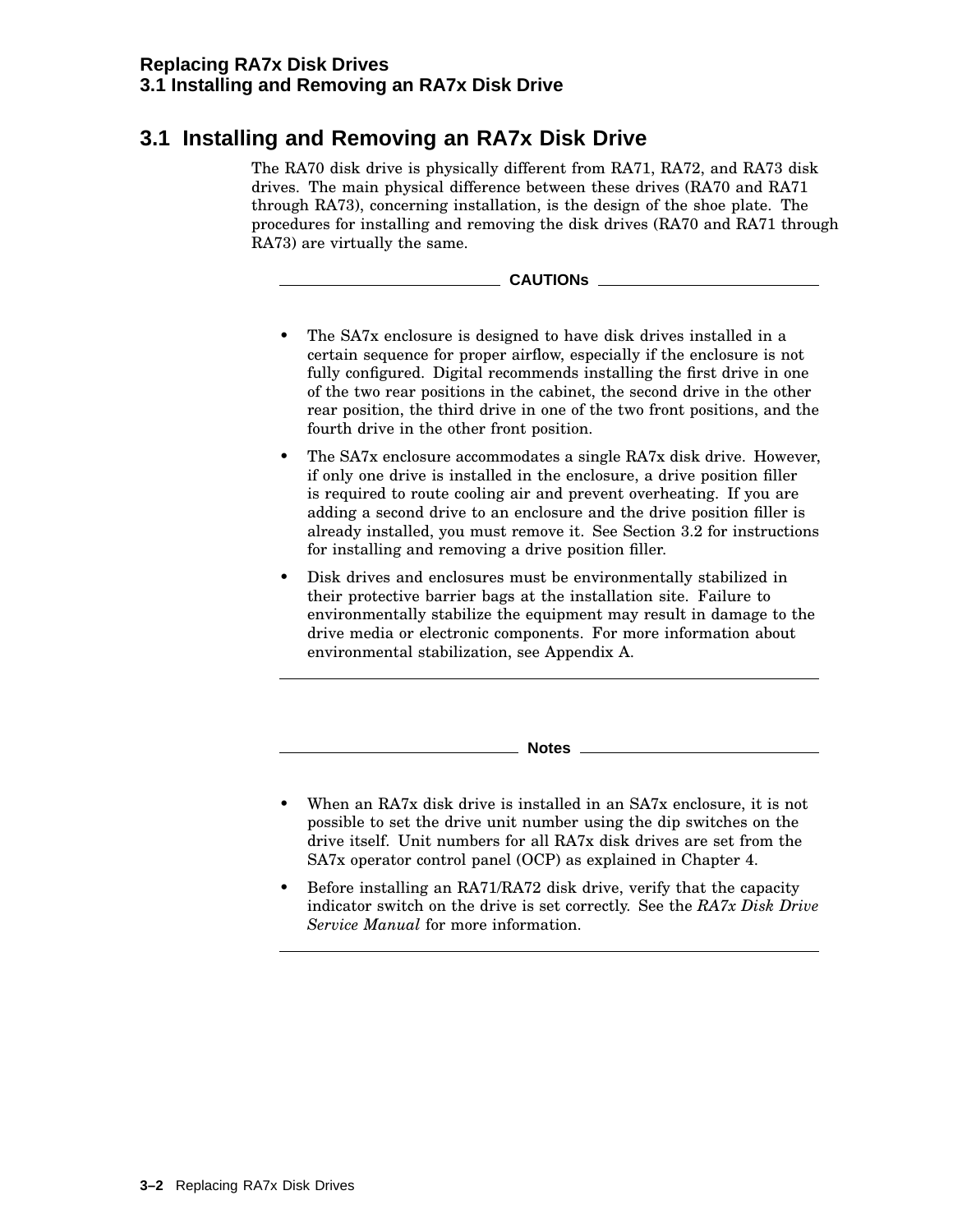## 3.1 Installing and Removing an RA7x Disk Drive

The RA70 disk drive is physically different from RA71, RA72, and RA73 disk drives. The main physical difference between these drives (RA70 and RA71 through RA73), concerning installation, is the design of the shoe plate. The procedures for installing and removing the disk drives (RA70 and RA71 through RA73) are virtually the same.

**CAUTIONs**

- The SA7x enclosure is designed to have disk drives installed in a certain sequence for proper airflow, especially if the enclosure is not fully configured. Digital recommends installing the first drive in one of the two rear positions in the cabinet, the second drive in the other rear position, the third drive in one of the two front positions, and the fourth drive in the other front position.
- The SA7x enclosure accommodates a single RA7x disk drive. However, if only one drive is installed in the enclosure, a drive position filler is required to route cooling air and prevent overheating. If you are adding a second drive to an enclosure and the drive position filler is already installed, you must remove it. See Section 3.2 for instructions for installing and removing a drive position filler.
- Disk drives and enclosures must be environmentally stabilized in their protective barrier bags at the installation site. Failure to environmentally stabilize the equipment may result in damage to the drive media or electronic components. For more information about environmental stabilization, see Appendix A.

**Notes**

- When an RA7x disk drive is installed in an SA7x enclosure, it is not possible to set the drive unit number using the dip switches on the drive itself. Unit numbers for all RA7x disk drives are set from the SA7x operator control panel (OCP) as explained in Chapter 4.
- Before installing an RA71/RA72 disk drive, verify that the capacity indicator switch on the drive is set correctly. See the *RA7x Disk Drive Service Manual* for more information.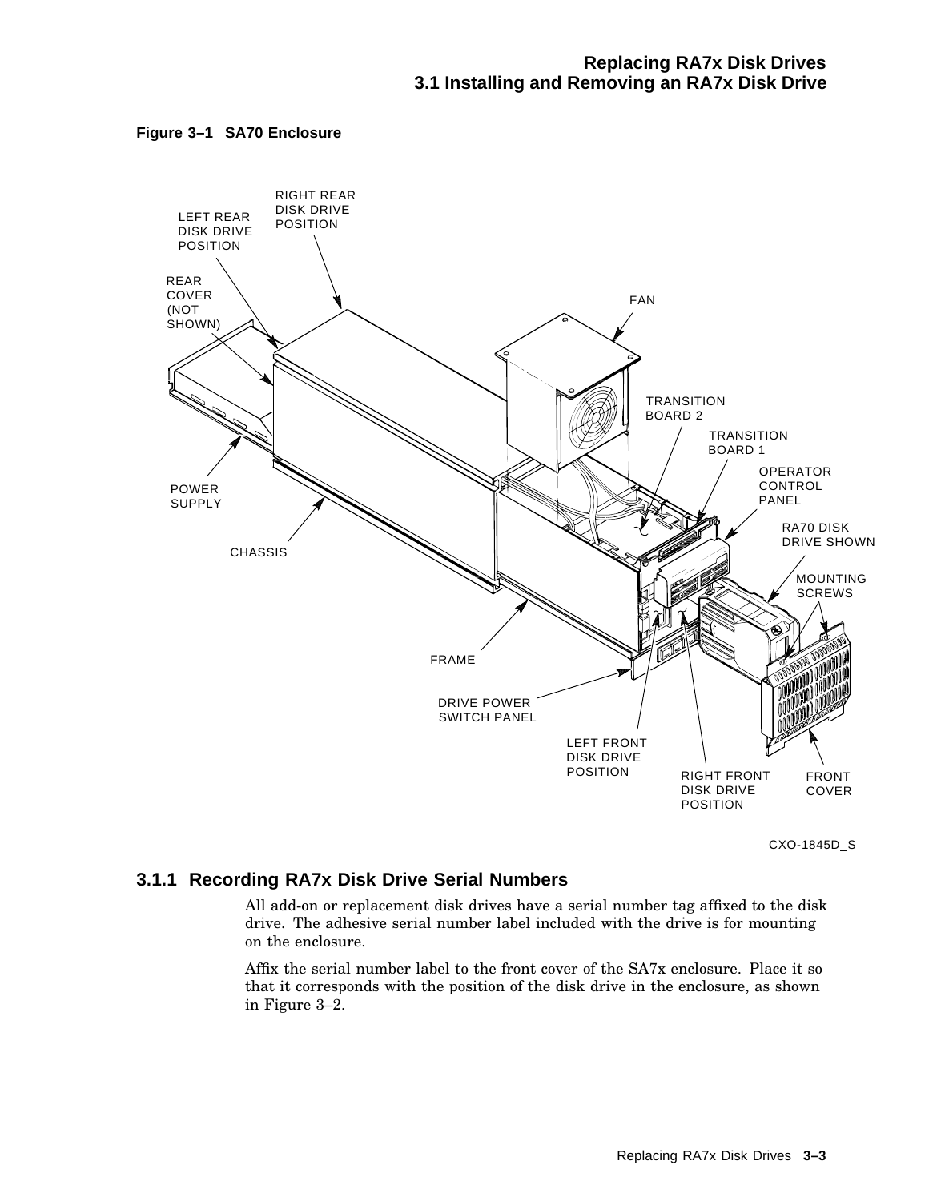**Figure 3–1 SA70 Enclosure**

LEFT REAR DISK DRIVE POSITION

RIGHT REAR DISK DRIVE POSITION

REAR COVER (NOT SHOWN)

FAN

TRANSITION BOARD 2

TRANSITION BOARD 1

OPERATOR CONTROL PANEL

RA70 DISK DRIVE SHOWN

MOUNTING SCREWS

POWER SUPPLY

CHASSIS

FRAME

DRIVE POWER SWITCH PANEL

LEFT FRONT DISK DRIVE POSITION

RIGHT FRONT DISK DRIVE POSITION

FRONT COVER

CXO-1845D_S

### 3.1.1 Recording RA7x Disk Drive Serial Numbers

All add-on or replacement disk drives have a serial number tag affixed to the disk drive. The adhesive serial number label included with the drive is for mounting on the enclosure.

Affix the serial number label to the front cover of the SA7x enclosure. Place it so that it corresponds with the position of the disk drive in the enclosure, as shown in Figure 3–2.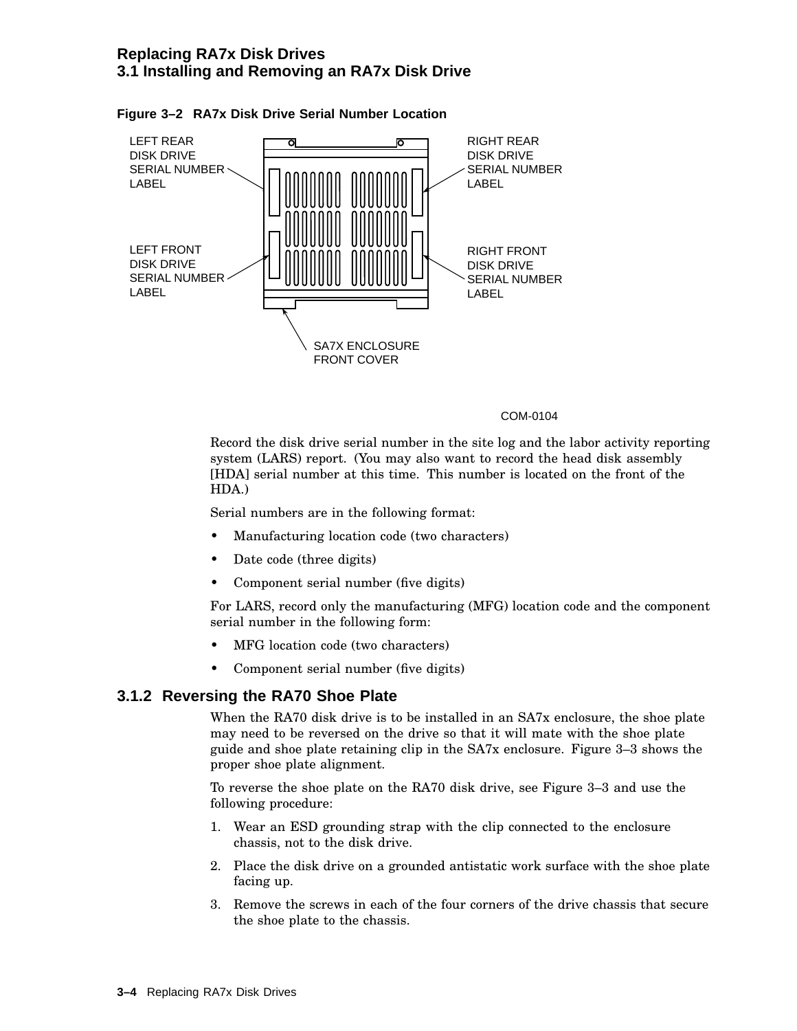**Figure 3–2 RA7x Disk Drive Serial Number Location**

LEFT REAR DISK DRIVE SERIAL NUMBER LABEL

RIGHT REAR DISK DRIVE SERIAL NUMBER LABEL

LEFT FRONT DISK DRIVE SERIAL NUMBER LABEL

RIGHT FRONT DISK DRIVE SERIAL NUMBER LABEL

SA7X ENCLOSURE FRONT COVER

COM-0104

Record the disk drive serial number in the site log and the labor activity reporting system (LARS) report. (You may also want to record the head disk assembly [HDA] serial number at this time. This number is located on the front of the HDA.)

Serial numbers are in the following format:

- Manufacturing location code (two characters)
- Date code (three digits)
- Component serial number (five digits)

For LARS, record only the manufacturing (MFG) location code and the component serial number in the following form:

- MFG location code (two characters)
- Component serial number (five digits)

### 3.1.2 Reversing the RA70 Shoe Plate

When the RA70 disk drive is to be installed in an SA7x enclosure, the shoe plate may need to be reversed on the drive so that it will mate with the shoe plate guide and shoe plate retaining clip in the SA7x enclosure. Figure 3–3 shows the proper shoe plate alignment.

To reverse the shoe plate on the RA70 disk drive, see Figure 3–3 and use the following procedure:

1. Wear an ESD grounding strap with the clip connected to the enclosure chassis, not to the disk drive.
2. Place the disk drive on a grounded antistatic work surface with the shoe plate facing up.
3. Remove the screws in each of the four corners of the drive chassis that secure the shoe plate to the chassis.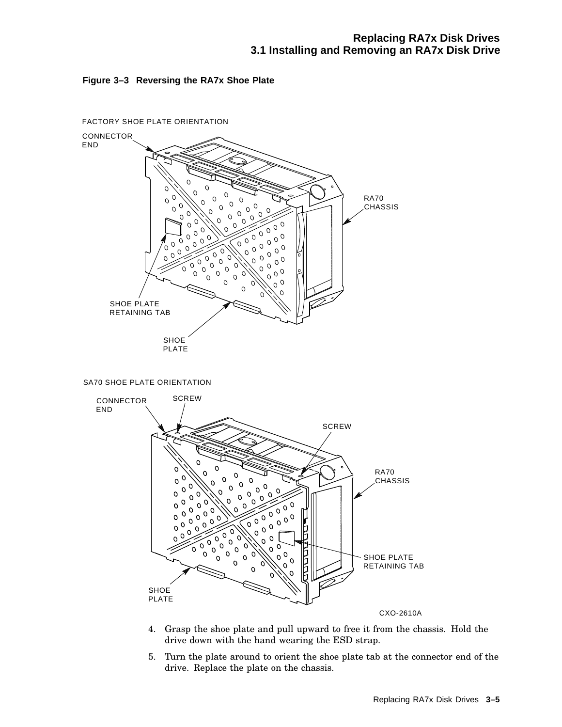**Figure 3–3 Reversing the RA7x Shoe Plate**

FACTORY SHOE PLATE ORIENTATION

CONNECTOR END

RA70 CHASSIS

SHOE PLATE RETAINING TAB

SHOE PLATE

SA70 SHOE PLATE ORIENTATION

CONNECTOR END

SCREW

SCREW

RA70 CHASSIS

SHOE PLATE RETAINING TAB

SHOE PLATE

CXO-2610A

4. Grasp the shoe plate and pull upward to free it from the chassis. Hold the drive down with the hand wearing the ESD strap.
5. Turn the plate around to orient the shoe plate tab at the connector end of the drive. Replace the plate on the chassis.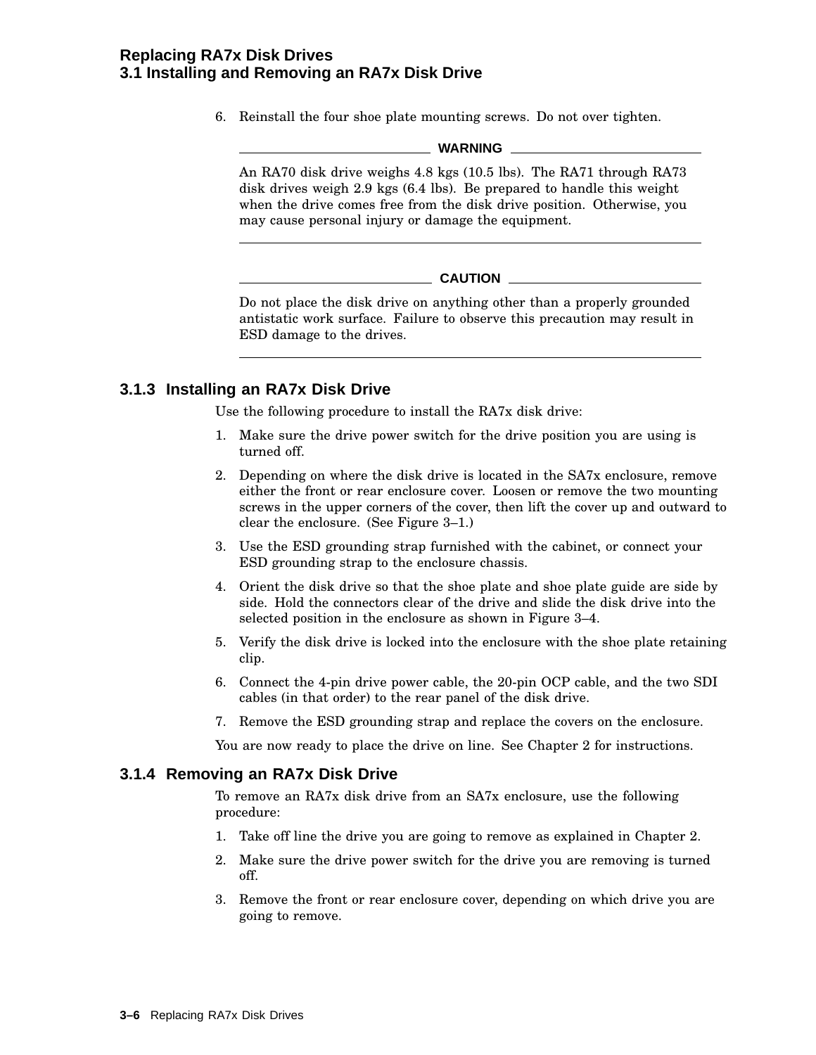6. Reinstall the four shoe plate mounting screws. Do not over tighten.

**WARNING**

An RA70 disk drive weighs 4.8 kgs (10.5 lbs). The RA71 through RA73 disk drives weigh 2.9 kgs (6.4 lbs). Be prepared to handle this weight when the drive comes free from the disk drive position. Otherwise, you may cause personal injury or damage the equipment.

---

**CAUTION**

Do not place the disk drive on anything other than a properly grounded antistatic work surface. Failure to observe this precaution may result in ESD damage to the drives.

---

### 3.1.3 Installing an RA7x Disk Drive

Use the following procedure to install the RA7x disk drive:

1. Make sure the drive power switch for the drive position you are using is turned off.
2. Depending on where the disk drive is located in the SA7x enclosure, remove either the front or rear enclosure cover. Loosen or remove the two mounting screws in the upper corners of the cover, then lift the cover up and outward to clear the enclosure. (See Figure 3–1.)
3. Use the ESD grounding strap furnished with the cabinet, or connect your ESD grounding strap to the enclosure chassis.
4. Orient the disk drive so that the shoe plate and shoe plate guide are side by side. Hold the connectors clear of the drive and slide the disk drive into the selected position in the enclosure as shown in Figure 3–4.
5. Verify the disk drive is locked into the enclosure with the shoe plate retaining clip.
6. Connect the 4-pin drive power cable, the 20-pin OCP cable, and the two SDI cables (in that order) to the rear panel of the disk drive.
7. Remove the ESD grounding strap and replace the covers on the enclosure.

You are now ready to place the drive on line. See Chapter 2 for instructions.

### 3.1.4 Removing an RA7x Disk Drive

To remove an RA7x disk drive from an SA7x enclosure, use the following procedure:

1. Take off line the drive you are going to remove as explained in Chapter 2.
2. Make sure the drive power switch for the drive you are removing is turned off.
3. Remove the front or rear enclosure cover, depending on which drive you are going to remove.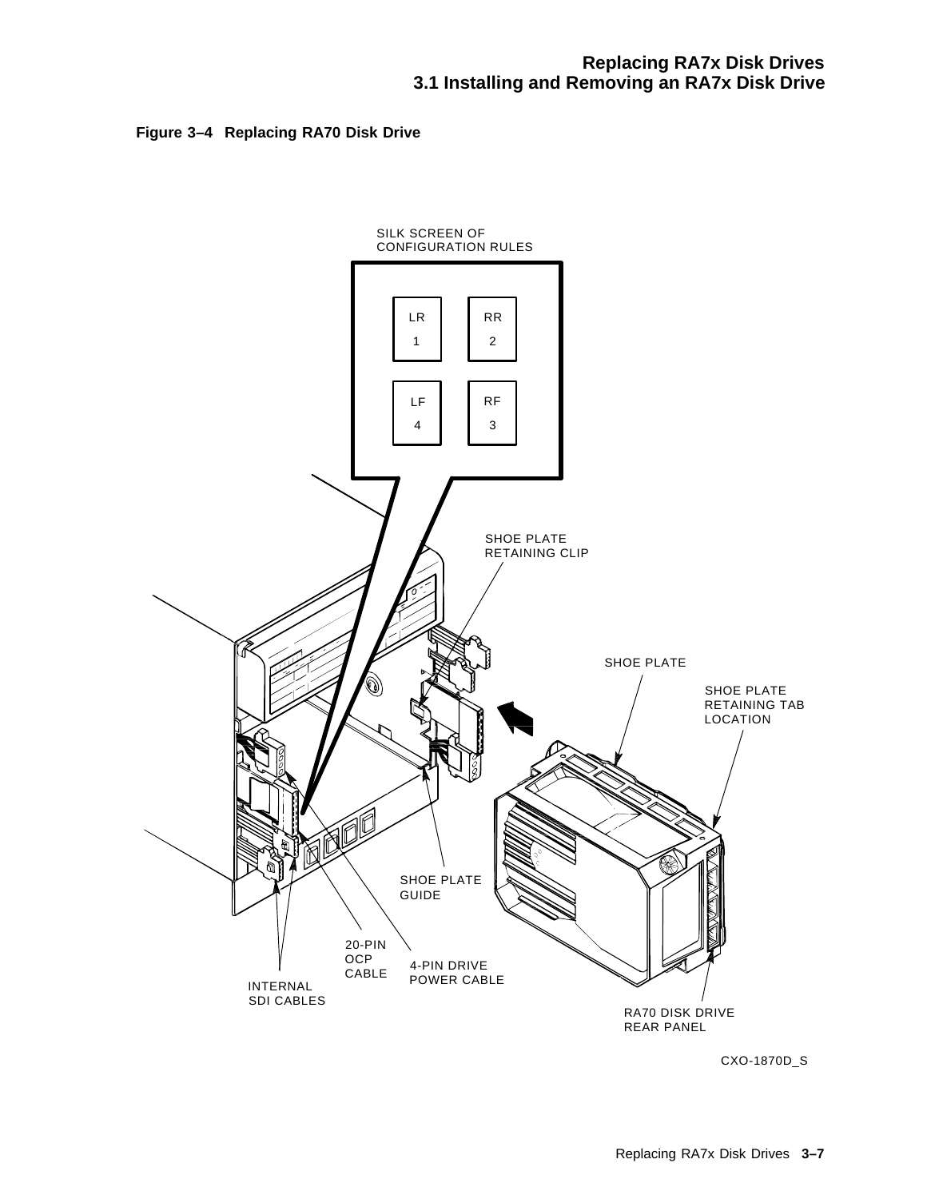**Figure 3–4 Replacing RA70 Disk Drive**

SILK SCREEN OF CONFIGURATION RULES

LR 1

RR 2

LF 4

RF 3

SHOE PLATE RETAINING CLIP

SHOE PLATE

SHOE PLATE RETAINING TAB LOCATION

SHOE PLATE GUIDE

20-PIN OCP CABLE

4-PIN DRIVE POWER CABLE

INTERNAL SDI CABLES

RA70 DISK DRIVE REAR PANEL

CXO-1870D_S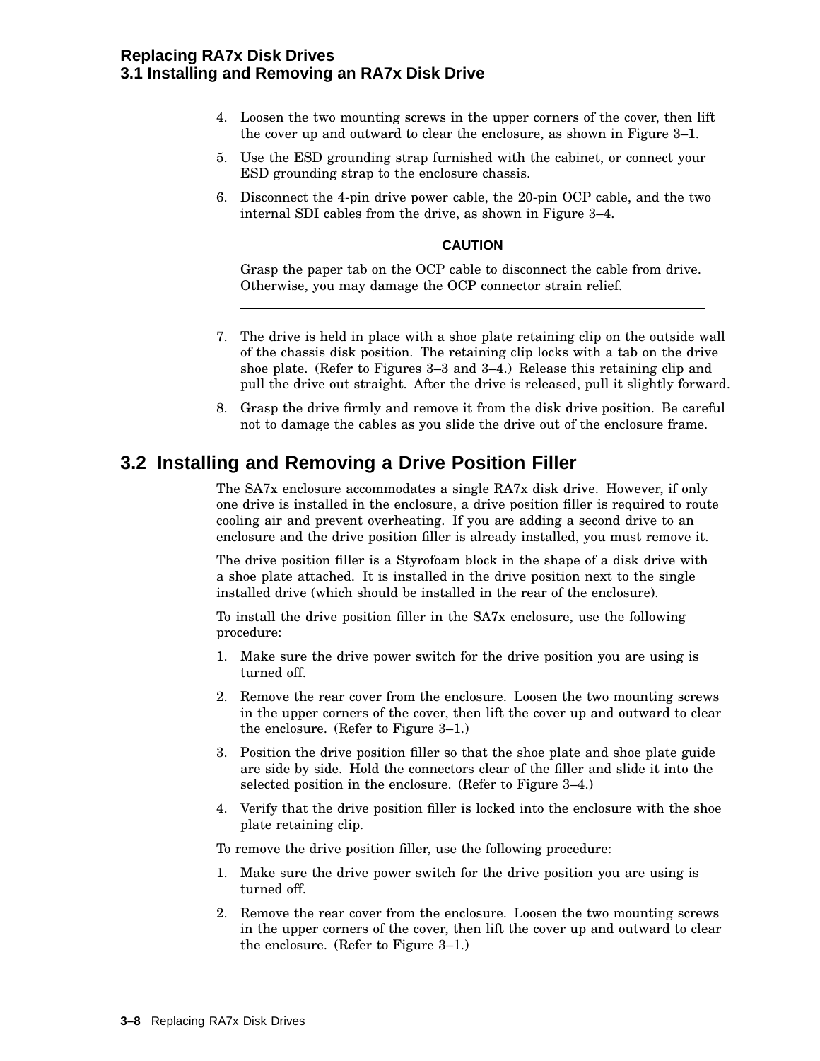4. Loosen the two mounting screws in the upper corners of the cover, then lift the cover up and outward to clear the enclosure, as shown in Figure 3–1.
5. Use the ESD grounding strap furnished with the cabinet, or connect your ESD grounding strap to the enclosure chassis.
6. Disconnect the 4-pin drive power cable, the 20-pin OCP cable, and the two internal SDI cables from the drive, as shown in Figure 3–4.

**CAUTION**

Grasp the paper tab on the OCP cable to disconnect the cable from drive. Otherwise, you may damage the OCP connector strain relief.

7. The drive is held in place with a shoe plate retaining clip on the outside wall of the chassis disk position. The retaining clip locks with a tab on the drive shoe plate. (Refer to Figures 3–3 and 3–4.) Release this retaining clip and pull the drive out straight. After the drive is released, pull it slightly forward.
8. Grasp the drive firmly and remove it from the disk drive position. Be careful not to damage the cables as you slide the drive out of the enclosure frame.

## 3.2 Installing and Removing a Drive Position Filler

The SA7x enclosure accommodates a single RA7x disk drive. However, if only one drive is installed in the enclosure, a drive position filler is required to route cooling air and prevent overheating. If you are adding a second drive to an enclosure and the drive position filler is already installed, you must remove it.

The drive position filler is a Styrofoam block in the shape of a disk drive with a shoe plate attached. It is installed in the drive position next to the single installed drive (which should be installed in the rear of the enclosure).

To install the drive position filler in the SA7x enclosure, use the following procedure:

1. Make sure the drive power switch for the drive position you are using is turned off.
2. Remove the rear cover from the enclosure. Loosen the two mounting screws in the upper corners of the cover, then lift the cover up and outward to clear the enclosure. (Refer to Figure 3–1.)
3. Position the drive position filler so that the shoe plate and shoe plate guide are side by side. Hold the connectors clear of the filler and slide it into the selected position in the enclosure. (Refer to Figure 3–4.)
4. Verify that the drive position filler is locked into the enclosure with the shoe plate retaining clip.

To remove the drive position filler, use the following procedure:

1. Make sure the drive power switch for the drive position you are using is turned off.
2. Remove the rear cover from the enclosure. Loosen the two mounting screws in the upper corners of the cover, then lift the cover up and outward to clear the enclosure. (Refer to Figure 3–1.)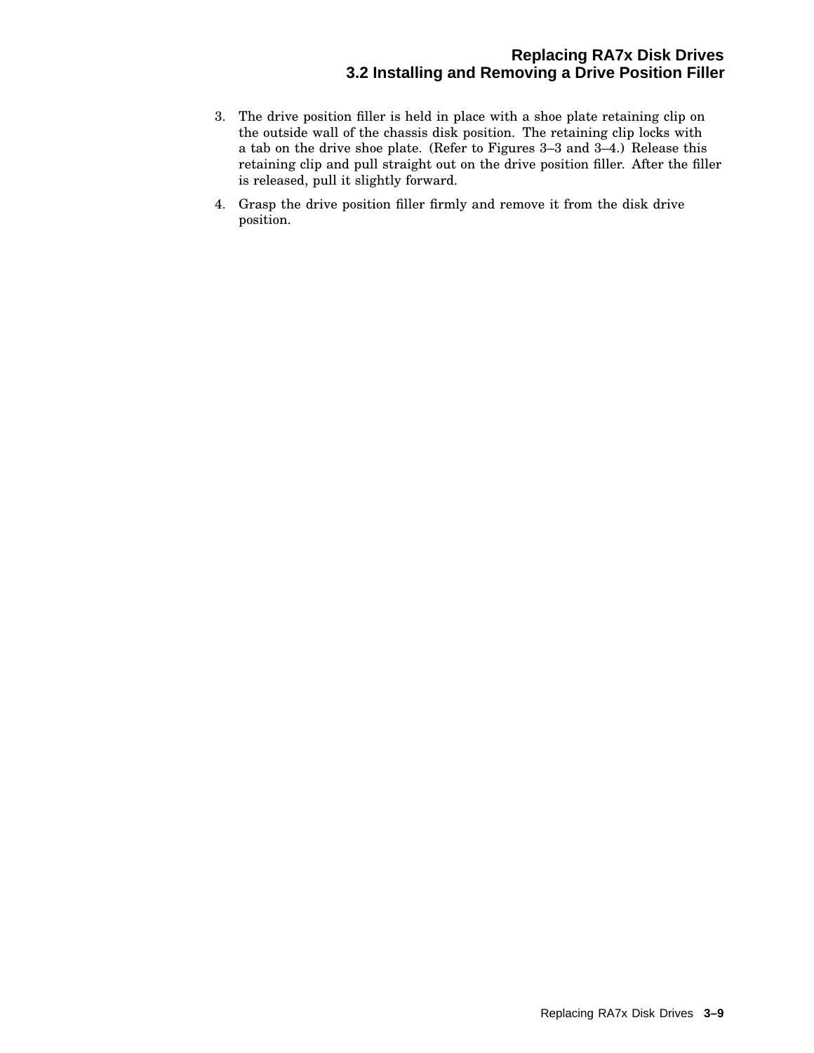3. The drive position filler is held in place with a shoe plate retaining clip on the outside wall of the chassis disk position. The retaining clip locks with a tab on the drive shoe plate. (Refer to Figures 3–3 and 3–4.) Release this retaining clip and pull straight out on the drive position filler. After the filler is released, pull it slightly forward.
4. Grasp the drive position filler firmly and remove it from the disk drive position.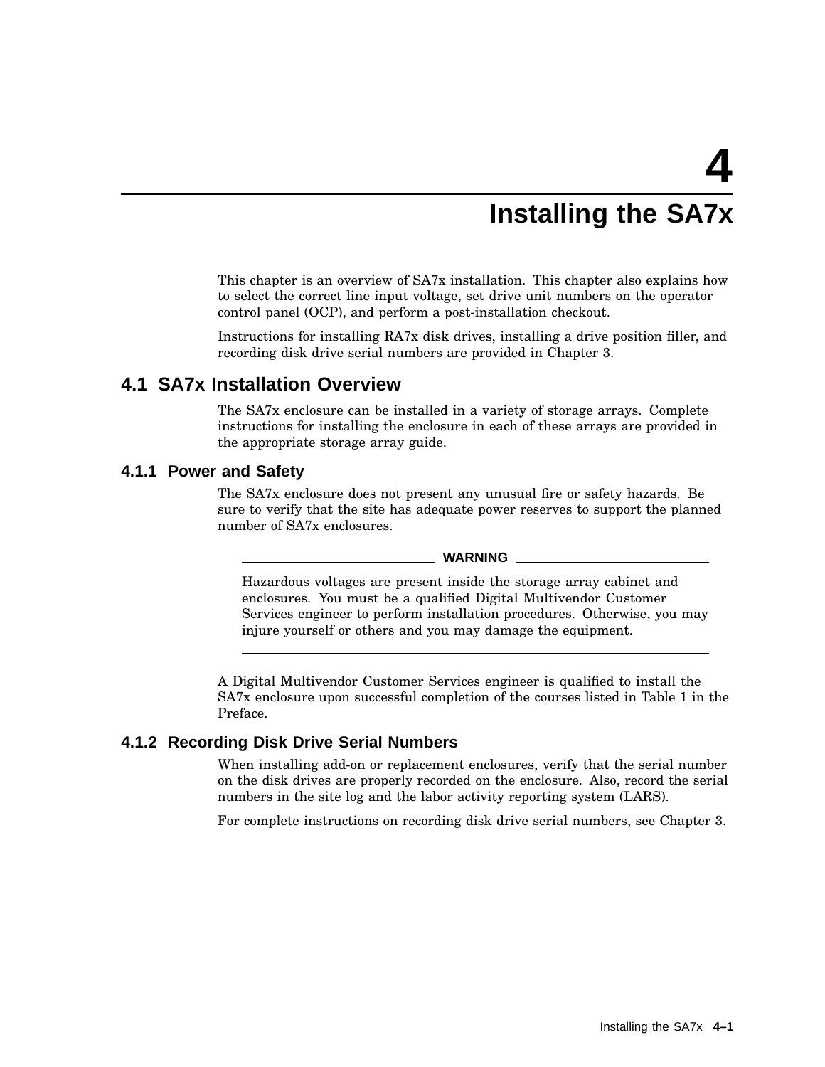# 4 Installing the SA7x

This chapter is an overview of SA7x installation. This chapter also explains how to select the correct line input voltage, set drive unit numbers on the operator control panel (OCP), and perform a post-installation checkout.

Instructions for installing RA7x disk drives, installing a drive position filler, and recording disk drive serial numbers are provided in Chapter 3.

## 4.1 SA7x Installation Overview

The SA7x enclosure can be installed in a variety of storage arrays. Complete instructions for installing the enclosure in each of these arrays are provided in the appropriate storage array guide.

### 4.1.1 Power and Safety

The SA7x enclosure does not present any unusual fire or safety hazards. Be sure to verify that the site has adequate power reserves to support the planned number of SA7x enclosures.

**WARNING**

Hazardous voltages are present inside the storage array cabinet and enclosures. You must be a qualified Digital Multivendor Customer Services engineer to perform installation procedures. Otherwise, you may injure yourself or others and you may damage the equipment.

---

A Digital Multivendor Customer Services engineer is qualified to install the SA7x enclosure upon successful completion of the courses listed in Table 1 in the Preface.

### 4.1.2 Recording Disk Drive Serial Numbers

When installing add-on or replacement enclosures, verify that the serial number on the disk drives are properly recorded on the enclosure. Also, record the serial numbers in the site log and the labor activity reporting system (LARS).

For complete instructions on recording disk drive serial numbers, see Chapter 3.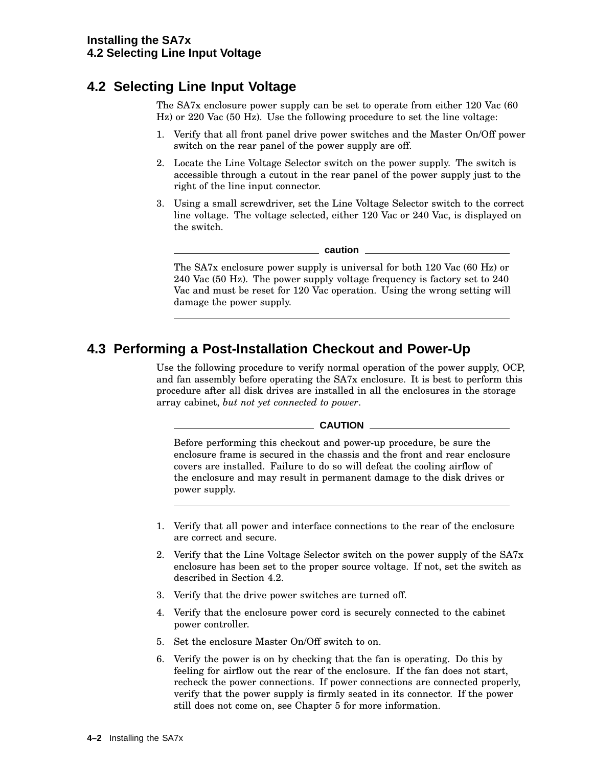## 4.2 Selecting Line Input Voltage

The SA7x enclosure power supply can be set to operate from either 120 Vac (60 Hz) or 220 Vac (50 Hz). Use the following procedure to set the line voltage:

1. Verify that all front panel drive power switches and the Master On/Off power switch on the rear panel of the power supply are off.
2. Locate the Line Voltage Selector switch on the power supply. The switch is accessible through a cutout in the rear panel of the power supply just to the right of the line input connector.
3. Using a small screwdriver, set the Line Voltage Selector switch to the correct line voltage. The voltage selected, either 120 Vac or 240 Vac, is displayed on the switch.

---

**caution**

The SA7x enclosure power supply is universal for both 120 Vac (60 Hz) or 240 Vac (50 Hz). The power supply voltage frequency is factory set to 240 Vac and must be reset for 120 Vac operation. Using the wrong setting will damage the power supply.

---

## 4.3 Performing a Post-Installation Checkout and Power-Up

Use the following procedure to verify normal operation of the power supply, OCP, and fan assembly before operating the SA7x enclosure. It is best to perform this procedure after all disk drives are installed in all the enclosures in the storage array cabinet, *but not yet connected to power*.

---

**CAUTION**

Before performing this checkout and power-up procedure, be sure the enclosure frame is secured in the chassis and the front and rear enclosure covers are installed. Failure to do so will defeat the cooling airflow of the enclosure and may result in permanent damage to the disk drives or power supply.

---

1. Verify that all power and interface connections to the rear of the enclosure are correct and secure.
2. Verify that the Line Voltage Selector switch on the power supply of the SA7x enclosure has been set to the proper source voltage. If not, set the switch as described in Section 4.2.
3. Verify that the drive power switches are turned off.
4. Verify that the enclosure power cord is securely connected to the cabinet power controller.
5. Set the enclosure Master On/Off switch to on.
6. Verify the power is on by checking that the fan is operating. Do this by feeling for airflow out the rear of the enclosure. If the fan does not start, recheck the power connections. If power connections are connected properly, verify that the power supply is firmly seated in its connector. If the power still does not come on, see Chapter 5 for more information.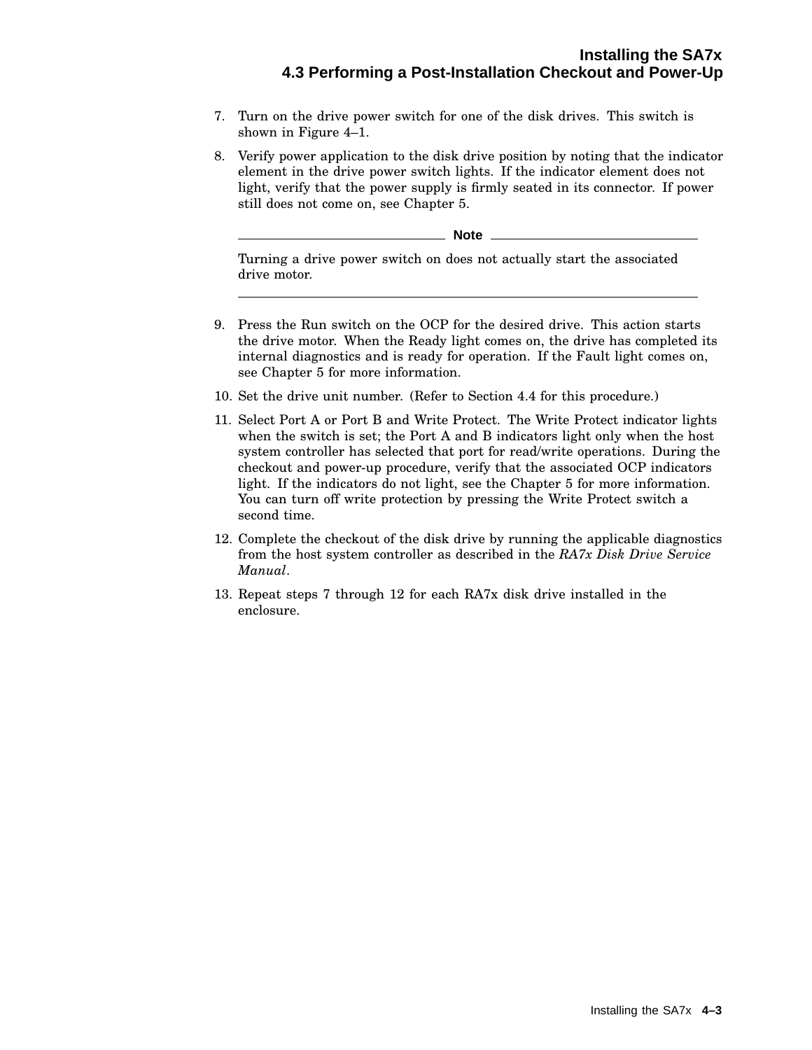7. Turn on the drive power switch for one of the disk drives. This switch is shown in Figure 4–1.
8. Verify power application to the disk drive position by noting that the indicator element in the drive power switch lights. If the indicator element does not light, verify that the power supply is firmly seated in its connector. If power still does not come on, see Chapter 5.

   **Note**

   Turning a drive power switch on does not actually start the associated drive motor.

9. Press the Run switch on the OCP for the desired drive. This action starts the drive motor. When the Ready light comes on, the drive has completed its internal diagnostics and is ready for operation. If the Fault light comes on, see Chapter 5 for more information.
10. Set the drive unit number. (Refer to Section 4.4 for this procedure.)
11. Select Port A or Port B and Write Protect. The Write Protect indicator lights when the switch is set; the Port A and B indicators light only when the host system controller has selected that port for read/write operations. During the checkout and power-up procedure, verify that the associated OCP indicators light. If the indicators do not light, see the Chapter 5 for more information. You can turn off write protection by pressing the Write Protect switch a second time.
12. Complete the checkout of the disk drive by running the applicable diagnostics from the host system controller as described in the *RA7x Disk Drive Service Manual*.
13. Repeat steps 7 through 12 for each RA7x disk drive installed in the enclosure.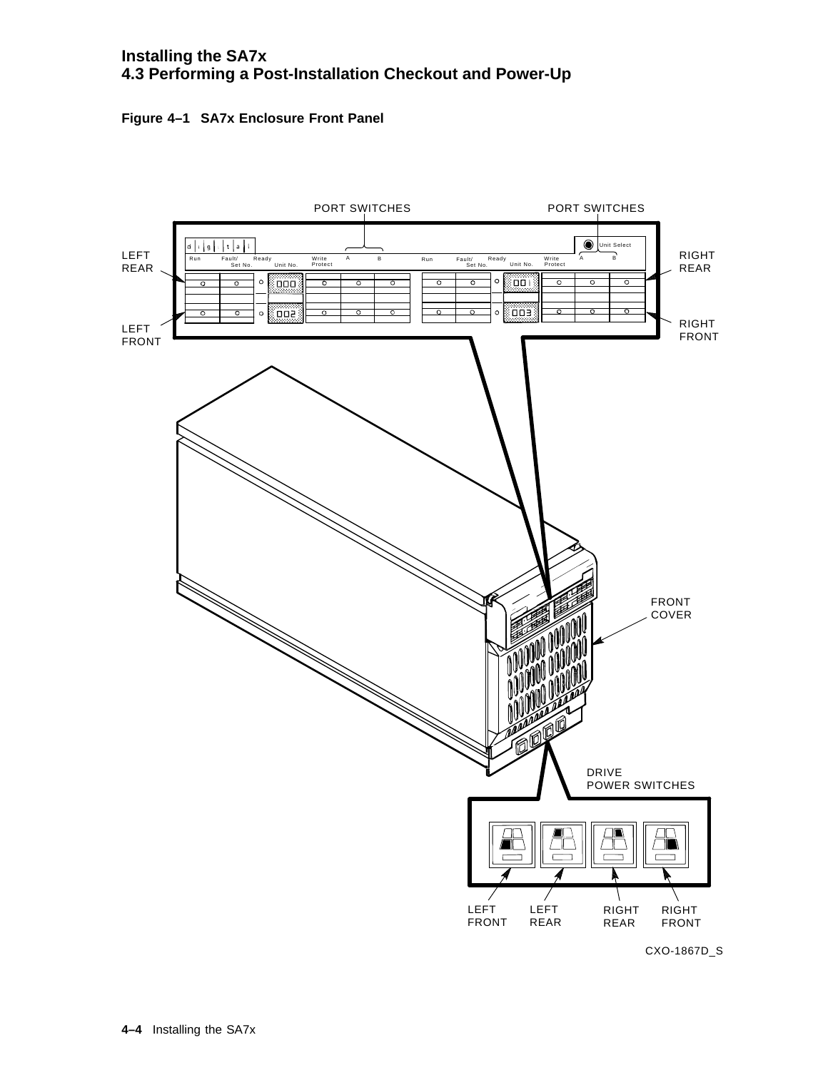**Figure 4–1 SA7x Enclosure Front Panel**

PORT SWITCHES

PORT SWITCHES

LEFT REAR

LEFT FRONT

RIGHT REAR

RIGHT FRONT

digital

Run

Fault/ Set No.

Ready

Unit No.

Write Protect

A

B

Run

Fault/ Set No.

Ready

Unit No.

Write Protect

Unit Select

A

B

000

002

001

003

FRONT COVER

DRIVE POWER SWITCHES

LEFT FRONT

LEFT REAR

RIGHT REAR

RIGHT FRONT

CXO-1867D_S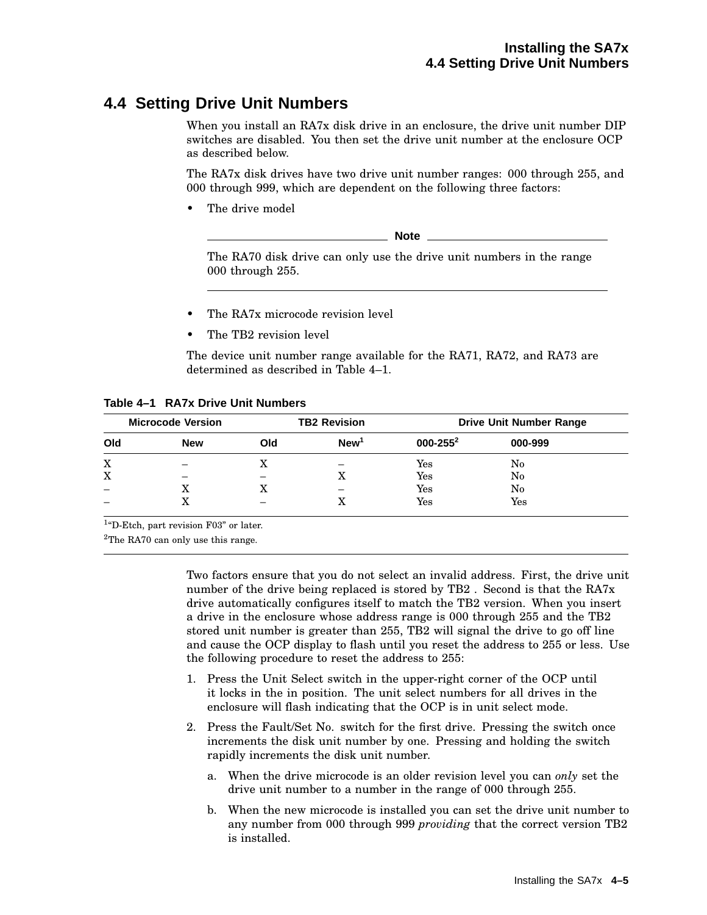## 4.4 Setting Drive Unit Numbers

When you install an RA7x disk drive in an enclosure, the drive unit number DIP switches are disabled. You then set the drive unit number at the enclosure OCP as described below.

The RA7x disk drives have two drive unit number ranges: 000 through 255, and 000 through 999, which are dependent on the following three factors:

- The drive model

**Note**

The RA70 disk drive can only use the drive unit numbers in the range 000 through 255.

- The RA7x microcode revision level
- The TB2 revision level

The device unit number range available for the RA71, RA72, and RA73 are determined as described in Table 4–1.

**Table 4–1 RA7x Drive Unit Numbers**

| Microcode Version | | TB2 Revision | | Drive Unit Number Range | |
|---|---|---|---|---|---|
| Old | New | Old | New[1] | 000-255[2] | 000-999 |
| X | – | X | – | Yes | No |
| X | – | – | X | Yes | No |
| – | X | X | – | Yes | No |
| – | X | – | X | Yes | Yes |

[1]"D-Etch, part revision F03" or later.

[2]The RA70 can only use this range.

Two factors ensure that you do not select an invalid address. First, the drive unit number of the drive being replaced is stored by TB2 . Second is that the RA7x drive automatically configures itself to match the TB2 version. When you insert a drive in the enclosure whose address range is 000 through 255 and the TB2 stored unit number is greater than 255, TB2 will signal the drive to go off line and cause the OCP display to flash until you reset the address to 255 or less. Use the following procedure to reset the address to 255:

1. Press the Unit Select switch in the upper-right corner of the OCP until it locks in the in position. The unit select numbers for all drives in the enclosure will flash indicating that the OCP is in unit select mode.
2. Press the Fault/Set No. switch for the first drive. Pressing the switch once increments the disk unit number by one. Pressing and holding the switch rapidly increments the disk unit number.
   a. When the drive microcode is an older revision level you can *only* set the drive unit number to a number in the range of 000 through 255.
   b. When the new microcode is installed you can set the drive unit number to any number from 000 through 999 *providing* that the correct version TB2 is installed.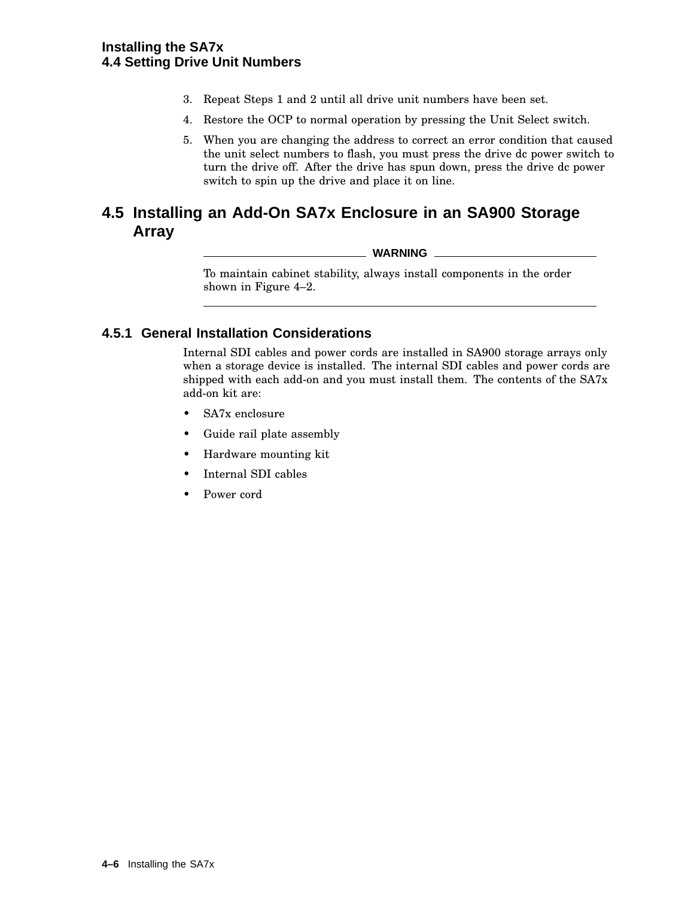3. Repeat Steps 1 and 2 until all drive unit numbers have been set.
4. Restore the OCP to normal operation by pressing the Unit Select switch.
5. When you are changing the address to correct an error condition that caused the unit select numbers to flash, you must press the drive dc power switch to turn the drive off. After the drive has spun down, press the drive dc power switch to spin up the drive and place it on line.

## 4.5 Installing an Add-On SA7x Enclosure in an SA900 Storage Array

**WARNING**

To maintain cabinet stability, always install components in the order shown in Figure 4–2.

### 4.5.1 General Installation Considerations

Internal SDI cables and power cords are installed in SA900 storage arrays only when a storage device is installed. The internal SDI cables and power cords are shipped with each add-on and you must install them. The contents of the SA7x add-on kit are:

- SA7x enclosure
- Guide rail plate assembly
- Hardware mounting kit
- Internal SDI cables
- Power cord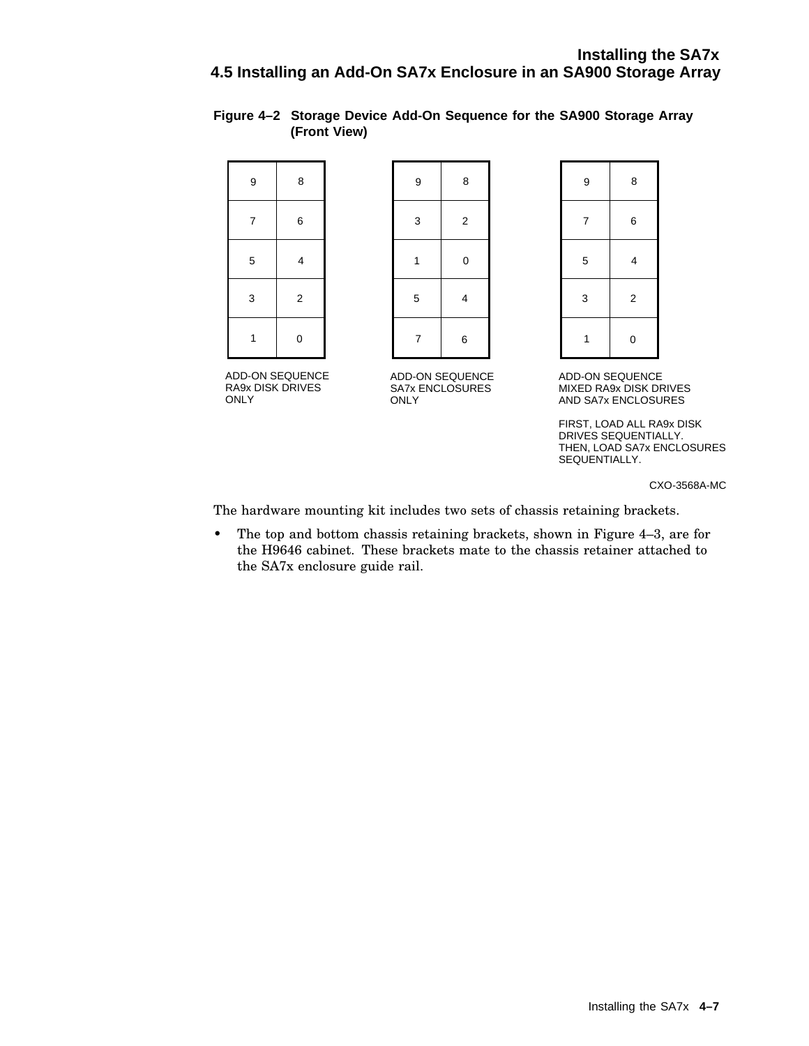**Figure 4–2 Storage Device Add-On Sequence for the SA900 Storage Array (Front View)**

| | |
|---|---|
| 9 | 8 |
| 7 | 6 |
| 5 | 4 |
| 3 | 2 |
| 1 | 0 |

ADD-ON SEQUENCE
RA9x DISK DRIVES
ONLY

| | |
|---|---|
| 9 | 8 |
| 3 | 2 |
| 1 | 0 |
| 5 | 4 |
| 7 | 6 |

ADD-ON SEQUENCE
SA7x ENCLOSURES
ONLY

| | |
|---|---|
| 9 | 8 |
| 7 | 6 |
| 5 | 4 |
| 3 | 2 |
| 1 | 0 |

ADD-ON SEQUENCE
MIXED RA9x DISK DRIVES
AND SA7x ENCLOSURES

FIRST, LOAD ALL RA9x DISK
DRIVES SEQUENTIALLY.
THEN, LOAD SA7x ENCLOSURES
SEQUENTIALLY.

CXO-3568A-MC

The hardware mounting kit includes two sets of chassis retaining brackets.

- The top and bottom chassis retaining brackets, shown in Figure 4–3, are for the H9646 cabinet. These brackets mate to the chassis retainer attached to the SA7x enclosure guide rail.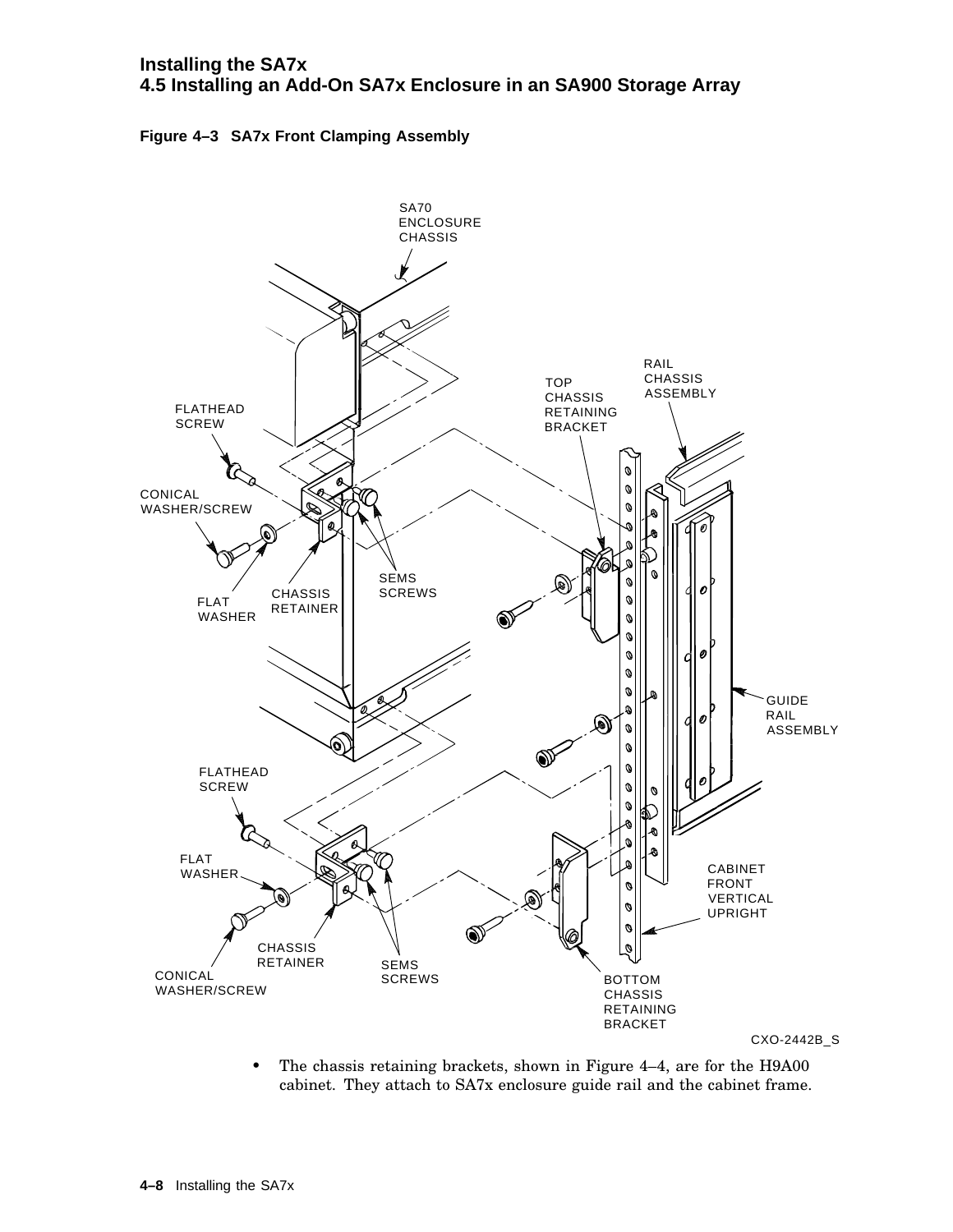**Figure 4–3 SA7x Front Clamping Assembly**

SA70 ENCLOSURE CHASSIS

RAIL CHASSIS ASSEMBLY

TOP CHASSIS RETAINING BRACKET

FLATHEAD SCREW

CONICAL WASHER/SCREW

SEMS SCREWS

FLAT WASHER

CHASSIS RETAINER

GUIDE RAIL ASSEMBLY

FLATHEAD SCREW

FLAT WASHER

CABINET FRONT VERTICAL UPRIGHT

CHASSIS RETAINER

CONICAL WASHER/SCREW

SEMS SCREWS

BOTTOM CHASSIS RETAINING BRACKET

CXO-2442B_S

- The chassis retaining brackets, shown in Figure 4–4, are for the H9A00 cabinet. They attach to SA7x enclosure guide rail and the cabinet frame.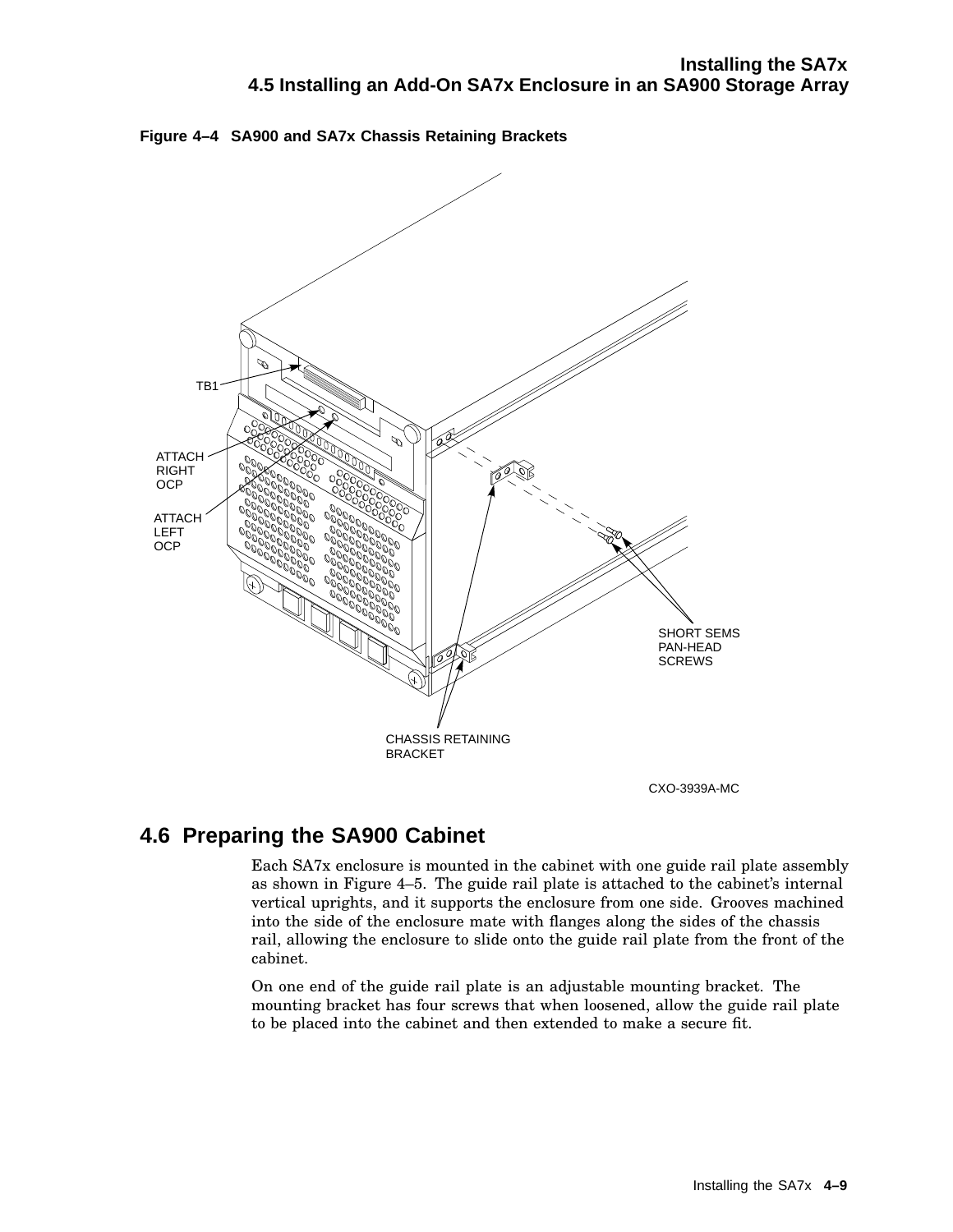**Figure 4–4 SA900 and SA7x Chassis Retaining Brackets**

TB1

ATTACH RIGHT OCP

ATTACH LEFT OCP

SHORT SEMS PAN-HEAD SCREWS

CHASSIS RETAINING BRACKET

CXO-3939A-MC

## 4.6 Preparing the SA900 Cabinet

Each SA7x enclosure is mounted in the cabinet with one guide rail plate assembly as shown in Figure 4–5. The guide rail plate is attached to the cabinet's internal vertical uprights, and it supports the enclosure from one side. Grooves machined into the side of the enclosure mate with flanges along the sides of the chassis rail, allowing the enclosure to slide onto the guide rail plate from the front of the cabinet.

On one end of the guide rail plate is an adjustable mounting bracket. The mounting bracket has four screws that when loosened, allow the guide rail plate to be placed into the cabinet and then extended to make a secure fit.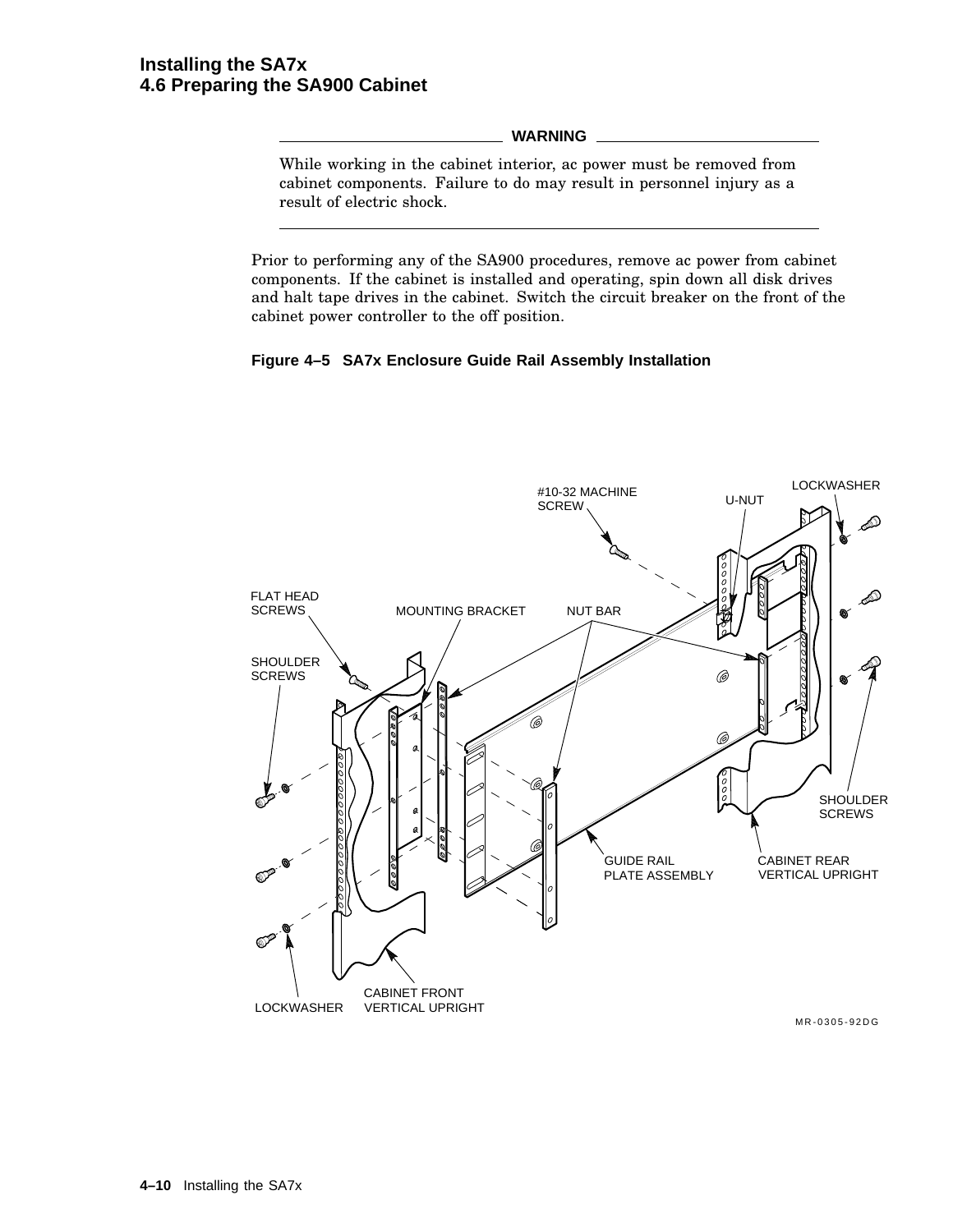**WARNING**

While working in the cabinet interior, ac power must be removed from cabinet components. Failure to do may result in personnel injury as a result of electric shock.

---

Prior to performing any of the SA900 procedures, remove ac power from cabinet components. If the cabinet is installed and operating, spin down all disk drives and halt tape drives in the cabinet. Switch the circuit breaker on the front of the cabinet power controller to the off position.

**Figure 4–5 SA7x Enclosure Guide Rail Assembly Installation**

#10-32 MACHINE SCREW

U-NUT

LOCKWASHER

FLAT HEAD SCREWS

MOUNTING BRACKET

NUT BAR

SHOULDER SCREWS

SHOULDER SCREWS

GUIDE RAIL PLATE ASSEMBLY

CABINET REAR VERTICAL UPRIGHT

LOCKWASHER

CABINET FRONT VERTICAL UPRIGHT

MR-0305-92DG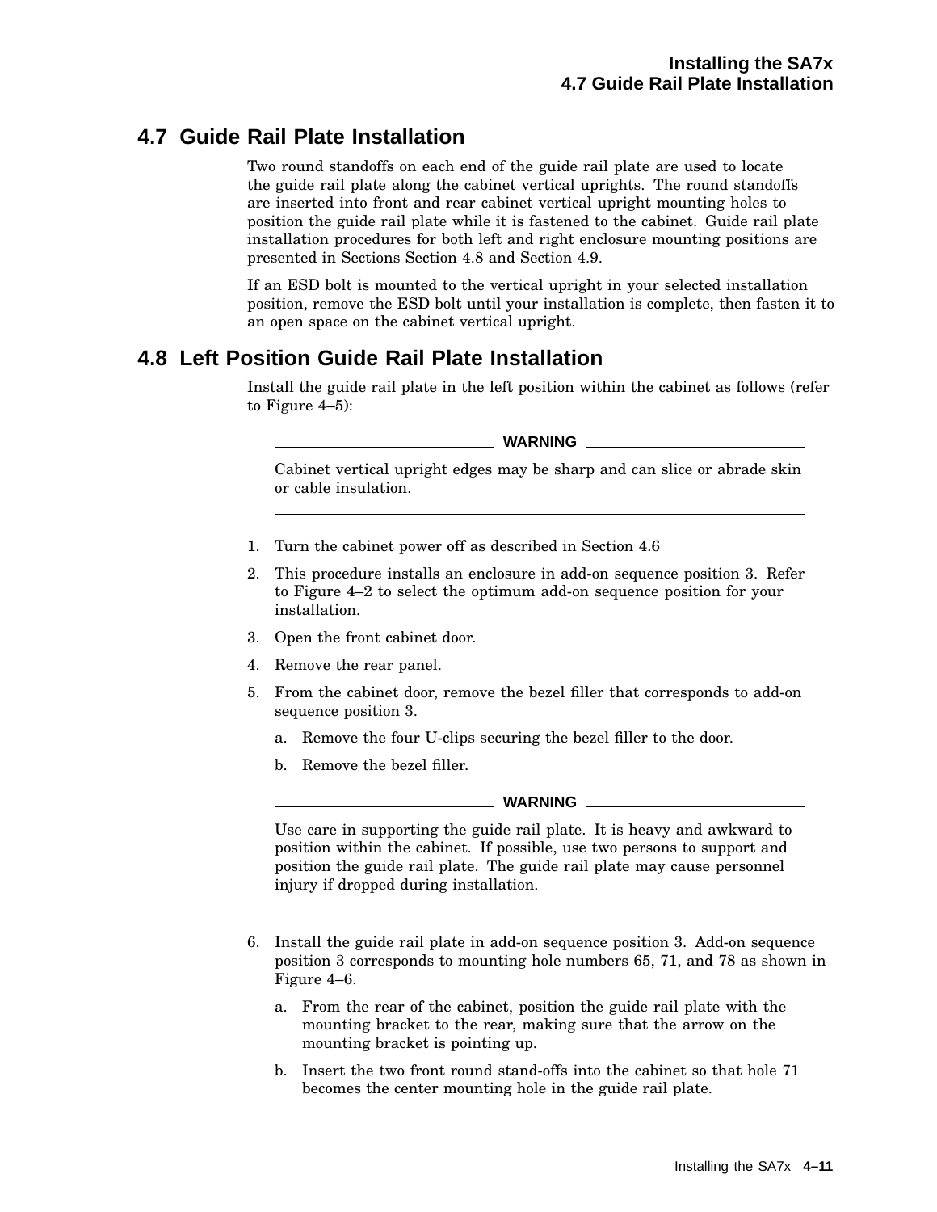## 4.7 Guide Rail Plate Installation

Two round standoffs on each end of the guide rail plate are used to locate the guide rail plate along the cabinet vertical uprights. The round standoffs are inserted into front and rear cabinet vertical upright mounting holes to position the guide rail plate while it is fastened to the cabinet. Guide rail plate installation procedures for both left and right enclosure mounting positions are presented in Sections Section 4.8 and Section 4.9.

If an ESD bolt is mounted to the vertical upright in your selected installation position, remove the ESD bolt until your installation is complete, then fasten it to an open space on the cabinet vertical upright.

## 4.8 Left Position Guide Rail Plate Installation

Install the guide rail plate in the left position within the cabinet as follows (refer to Figure 4–5):

**WARNING**

Cabinet vertical upright edges may be sharp and can slice or abrade skin or cable insulation.

---

1. Turn the cabinet power off as described in Section 4.6
2. This procedure installs an enclosure in add-on sequence position 3. Refer to Figure 4–2 to select the optimum add-on sequence position for your installation.
3. Open the front cabinet door.
4. Remove the rear panel.
5. From the cabinet door, remove the bezel filler that corresponds to add-on sequence position 3.
   a. Remove the four U-clips securing the bezel filler to the door.
   b. Remove the bezel filler.

**WARNING**

Use care in supporting the guide rail plate. It is heavy and awkward to position within the cabinet. If possible, use two persons to support and position the guide rail plate. The guide rail plate may cause personnel injury if dropped during installation.

---

6. Install the guide rail plate in add-on sequence position 3. Add-on sequence position 3 corresponds to mounting hole numbers 65, 71, and 78 as shown in Figure 4–6.
   a. From the rear of the cabinet, position the guide rail plate with the mounting bracket to the rear, making sure that the arrow on the mounting bracket is pointing up.
   b. Insert the two front round stand-offs into the cabinet so that hole 71 becomes the center mounting hole in the guide rail plate.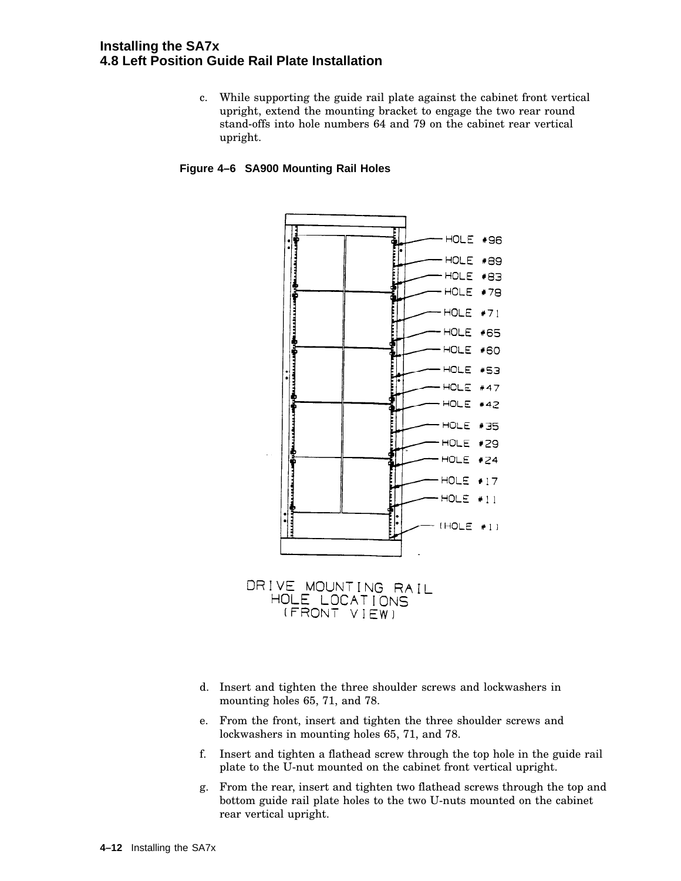c. While supporting the guide rail plate against the cabinet front vertical upright, extend the mounting bracket to engage the two rear round stand-offs into hole numbers 64 and 79 on the cabinet rear vertical upright.

**Figure 4–6 SA900 Mounting Rail Holes**

HOLE #96
HOLE #89
HOLE #83
HOLE #78
HOLE #71
HOLE #65
HOLE #60
HOLE #53
HOLE #47
HOLE #42
HOLE #35
HOLE #29
HOLE #24
HOLE #17
HOLE #11
(HOLE #1)

DRIVE MOUNTING RAIL
HOLE LOCATIONS
(FRONT VIEW)

d. Insert and tighten the three shoulder screws and lockwashers in mounting holes 65, 71, and 78.

e. From the front, insert and tighten the three shoulder screws and lockwashers in mounting holes 65, 71, and 78.

f. Insert and tighten a flathead screw through the top hole in the guide rail plate to the U-nut mounted on the cabinet front vertical upright.

g. From the rear, insert and tighten two flathead screws through the top and bottom guide rail plate holes to the two U-nuts mounted on the cabinet rear vertical upright.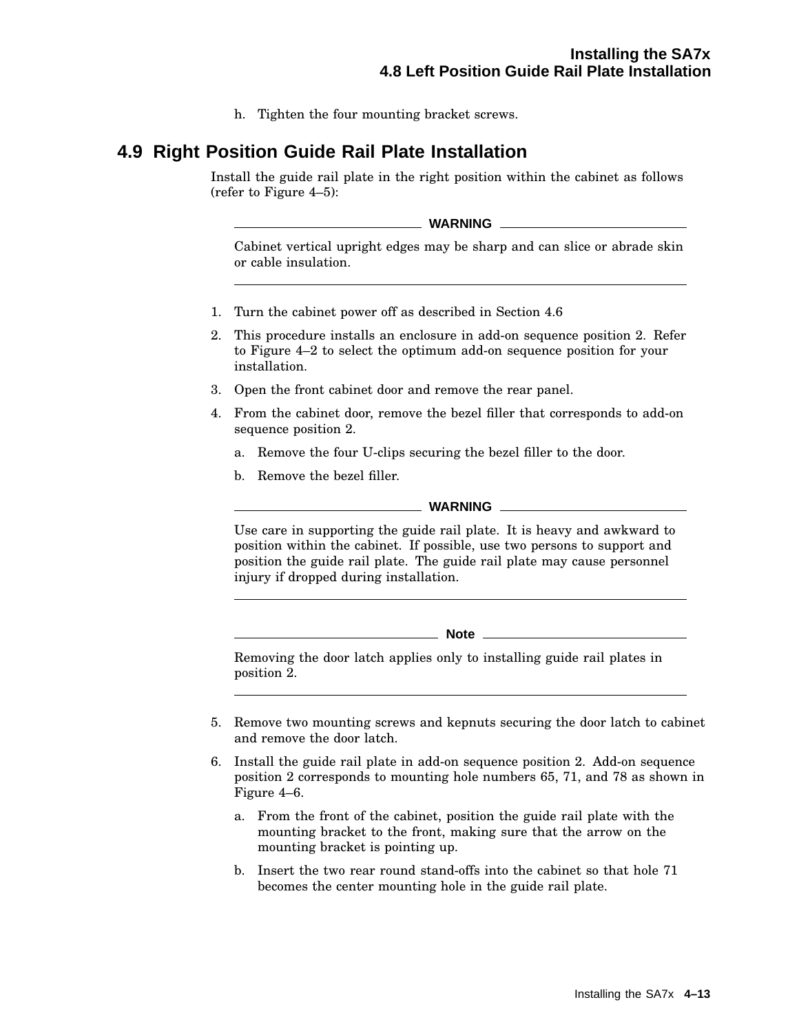h. Tighten the four mounting bracket screws.

## 4.9 Right Position Guide Rail Plate Installation

Install the guide rail plate in the right position within the cabinet as follows (refer to Figure 4–5):

**WARNING**

Cabinet vertical upright edges may be sharp and can slice or abrade skin or cable insulation.

1. Turn the cabinet power off as described in Section 4.6
2. This procedure installs an enclosure in add-on sequence position 2. Refer to Figure 4–2 to select the optimum add-on sequence position for your installation.
3. Open the front cabinet door and remove the rear panel.
4. From the cabinet door, remove the bezel filler that corresponds to add-on sequence position 2.
   a. Remove the four U-clips securing the bezel filler to the door.
   b. Remove the bezel filler.

**WARNING**

Use care in supporting the guide rail plate. It is heavy and awkward to position within the cabinet. If possible, use two persons to support and position the guide rail plate. The guide rail plate may cause personnel injury if dropped during installation.

**Note**

Removing the door latch applies only to installing guide rail plates in position 2.

5. Remove two mounting screws and kepnuts securing the door latch to cabinet and remove the door latch.
6. Install the guide rail plate in add-on sequence position 2. Add-on sequence position 2 corresponds to mounting hole numbers 65, 71, and 78 as shown in Figure 4–6.
   a. From the front of the cabinet, position the guide rail plate with the mounting bracket to the front, making sure that the arrow on the mounting bracket is pointing up.
   b. Insert the two rear round stand-offs into the cabinet so that hole 71 becomes the center mounting hole in the guide rail plate.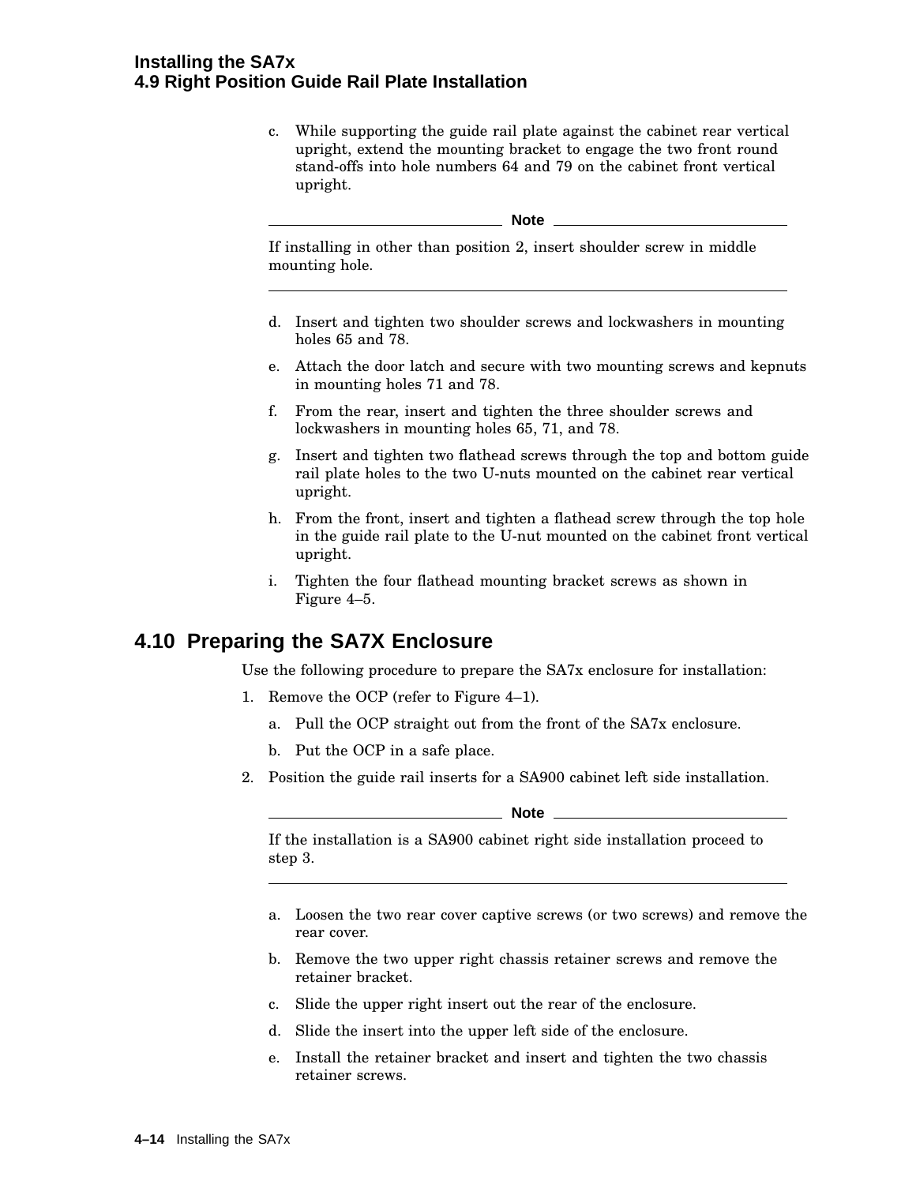c. While supporting the guide rail plate against the cabinet rear vertical upright, extend the mounting bracket to engage the two front round stand-offs into hole numbers 64 and 79 on the cabinet front vertical upright.

**Note**

If installing in other than position 2, insert shoulder screw in middle mounting hole.

---

d. Insert and tighten two shoulder screws and lockwashers in mounting holes 65 and 78.

e. Attach the door latch and secure with two mounting screws and kepnuts in mounting holes 71 and 78.

f. From the rear, insert and tighten the three shoulder screws and lockwashers in mounting holes 65, 71, and 78.

g. Insert and tighten two flathead screws through the top and bottom guide rail plate holes to the two U-nuts mounted on the cabinet rear vertical upright.

h. From the front, insert and tighten a flathead screw through the top hole in the guide rail plate to the U-nut mounted on the cabinet front vertical upright.

i. Tighten the four flathead mounting bracket screws as shown in Figure 4–5.

## 4.10 Preparing the SA7X Enclosure

Use the following procedure to prepare the SA7x enclosure for installation:

1. Remove the OCP (refer to Figure 4–1).

   a. Pull the OCP straight out from the front of the SA7x enclosure.

   b. Put the OCP in a safe place.

2. Position the guide rail inserts for a SA900 cabinet left side installation.

**Note**

If the installation is a SA900 cabinet right side installation proceed to step 3.

---

   a. Loosen the two rear cover captive screws (or two screws) and remove the rear cover.

   b. Remove the two upper right chassis retainer screws and remove the retainer bracket.

   c. Slide the upper right insert out the rear of the enclosure.

   d. Slide the insert into the upper left side of the enclosure.

   e. Install the retainer bracket and insert and tighten the two chassis retainer screws.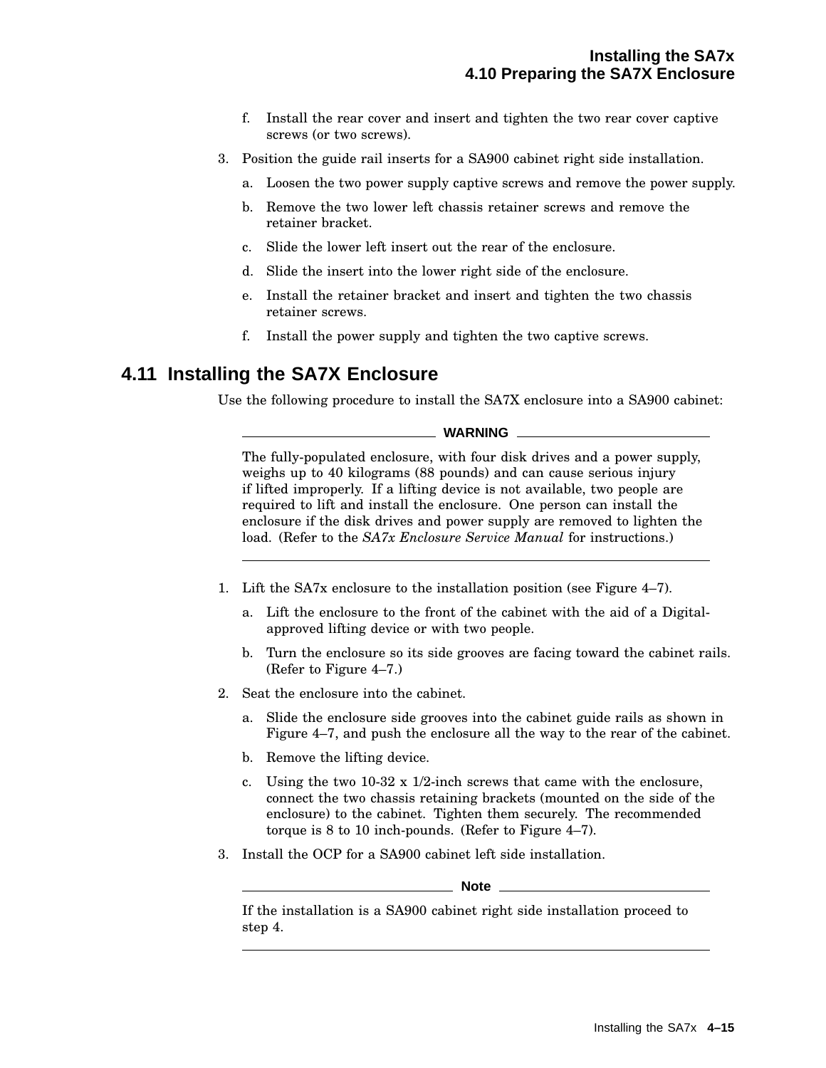f. Install the rear cover and insert and tighten the two rear cover captive screws (or two screws).

3. Position the guide rail inserts for a SA900 cabinet right side installation.

   a. Loosen the two power supply captive screws and remove the power supply.

   b. Remove the two lower left chassis retainer screws and remove the retainer bracket.

   c. Slide the lower left insert out the rear of the enclosure.

   d. Slide the insert into the lower right side of the enclosure.

   e. Install the retainer bracket and insert and tighten the two chassis retainer screws.

   f. Install the power supply and tighten the two captive screws.

## 4.11 Installing the SA7X Enclosure

Use the following procedure to install the SA7X enclosure into a SA900 cabinet:

**WARNING**

The fully-populated enclosure, with four disk drives and a power supply, weighs up to 40 kilograms (88 pounds) and can cause serious injury if lifted improperly. If a lifting device is not available, two people are required to lift and install the enclosure. One person can install the enclosure if the disk drives and power supply are removed to lighten the load. (Refer to the *SA7x Enclosure Service Manual* for instructions.)

---

1. Lift the SA7x enclosure to the installation position (see Figure 4–7).

   a. Lift the enclosure to the front of the cabinet with the aid of a Digital-approved lifting device or with two people.

   b. Turn the enclosure so its side grooves are facing toward the cabinet rails. (Refer to Figure 4–7.)

2. Seat the enclosure into the cabinet.

   a. Slide the enclosure side grooves into the cabinet guide rails as shown in Figure 4–7, and push the enclosure all the way to the rear of the cabinet.

   b. Remove the lifting device.

   c. Using the two 10-32 x 1/2-inch screws that came with the enclosure, connect the two chassis retaining brackets (mounted on the side of the enclosure) to the cabinet. Tighten them securely. The recommended torque is 8 to 10 inch-pounds. (Refer to Figure 4–7).

3. Install the OCP for a SA900 cabinet left side installation.

**Note**

If the installation is a SA900 cabinet right side installation proceed to step 4.

---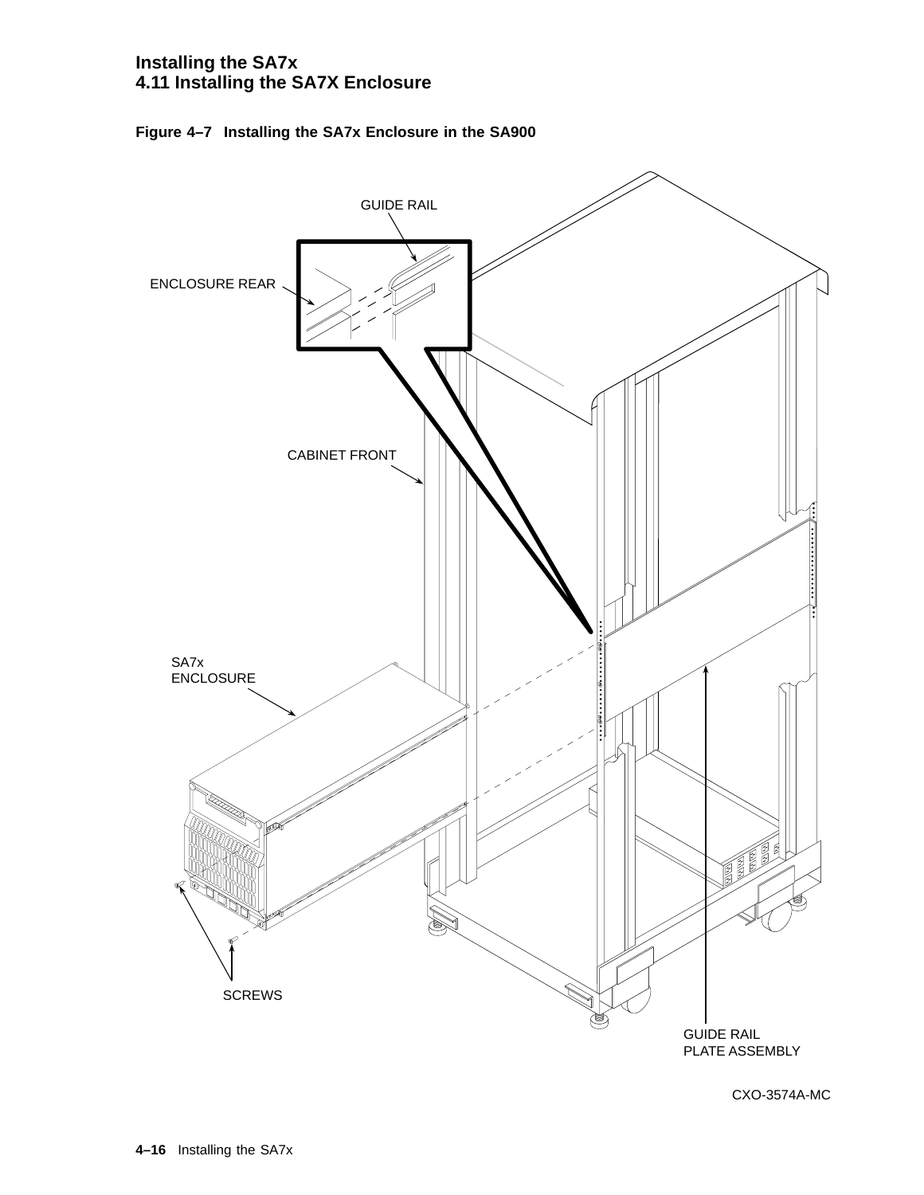**Figure 4–7 Installing the SA7x Enclosure in the SA900**

GUIDE RAIL

ENCLOSURE REAR

CABINET FRONT

SA7x ENCLOSURE

SCREWS

GUIDE RAIL PLATE ASSEMBLY

CXO-3574A-MC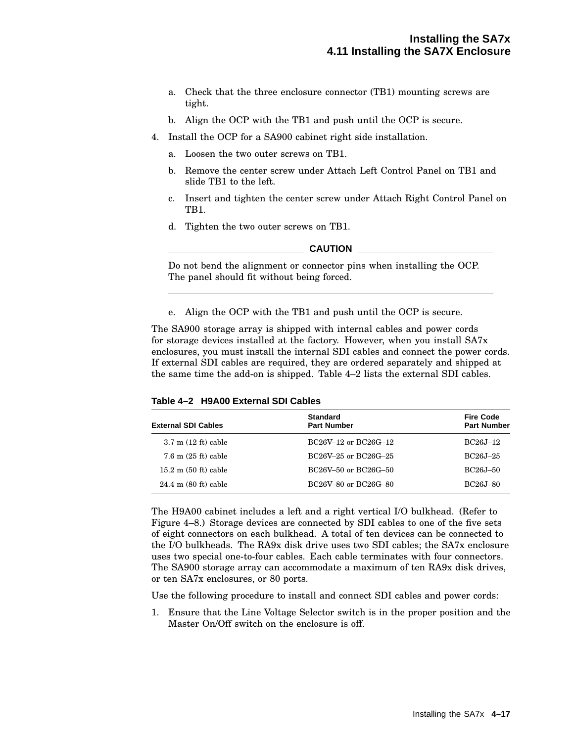a. Check that the three enclosure connector (TB1) mounting screws are tight.

b. Align the OCP with the TB1 and push until the OCP is secure.

4. Install the OCP for a SA900 cabinet right side installation.

   a. Loosen the two outer screws on TB1.

   b. Remove the center screw under Attach Left Control Panel on TB1 and slide TB1 to the left.

   c. Insert and tighten the center screw under Attach Right Control Panel on TB1.

   d. Tighten the two outer screws on TB1.

**CAUTION**

Do not bend the alignment or connector pins when installing the OCP. The panel should fit without being forced.

   e. Align the OCP with the TB1 and push until the OCP is secure.

The SA900 storage array is shipped with internal cables and power cords for storage devices installed at the factory. However, when you install SA7x enclosures, you must install the internal SDI cables and connect the power cords. If external SDI cables are required, they are ordered separately and shipped at the same time the add-on is shipped. Table 4–2 lists the external SDI cables.

**Table 4–2 H9A00 External SDI Cables**

| External SDI Cables | Standard Part Number | Fire Code Part Number |
|---|---|---|
| 3.7 m (12 ft) cable | BC26V–12 or BC26G–12 | BC26J–12 |
| 7.6 m (25 ft) cable | BC26V–25 or BC26G–25 | BC26J–25 |
| 15.2 m (50 ft) cable | BC26V–50 or BC26G–50 | BC26J–50 |
| 24.4 m (80 ft) cable | BC26V–80 or BC26G–80 | BC26J–80 |

The H9A00 cabinet includes a left and a right vertical I/O bulkhead. (Refer to Figure 4–8.) Storage devices are connected by SDI cables to one of the five sets of eight connectors on each bulkhead. A total of ten devices can be connected to the I/O bulkheads. The RA9x disk drive uses two SDI cables; the SA7x enclosure uses two special one-to-four cables. Each cable terminates with four connectors. The SA900 storage array can accommodate a maximum of ten RA9x disk drives, or ten SA7x enclosures, or 80 ports.

Use the following procedure to install and connect SDI cables and power cords:

1. Ensure that the Line Voltage Selector switch is in the proper position and the Master On/Off switch on the enclosure is off.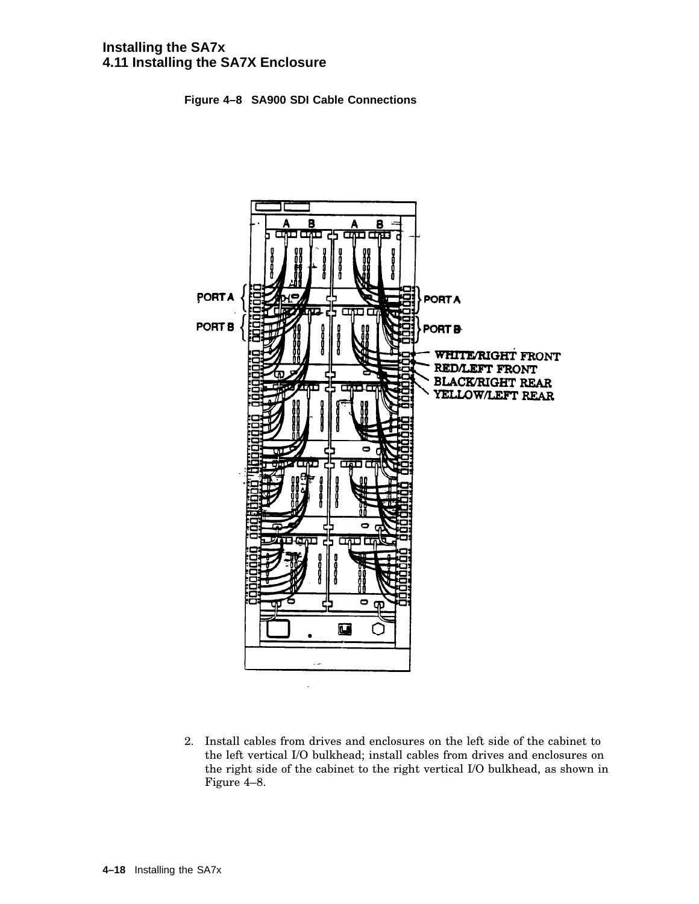Figure 4–8 SA900 SDI Cable Connections

A
B
A
B
PORT A
PORT B
PORT A
PORT B
WHITE/RIGHT FRONT
RED/LEFT FRONT
BLACK/RIGHT REAR
YELLOW/LEFT REAR

2. Install cables from drives and enclosures on the left side of the cabinet to the left vertical I/O bulkhead; install cables from drives and enclosures on the right side of the cabinet to the right vertical I/O bulkhead, as shown in Figure 4–8.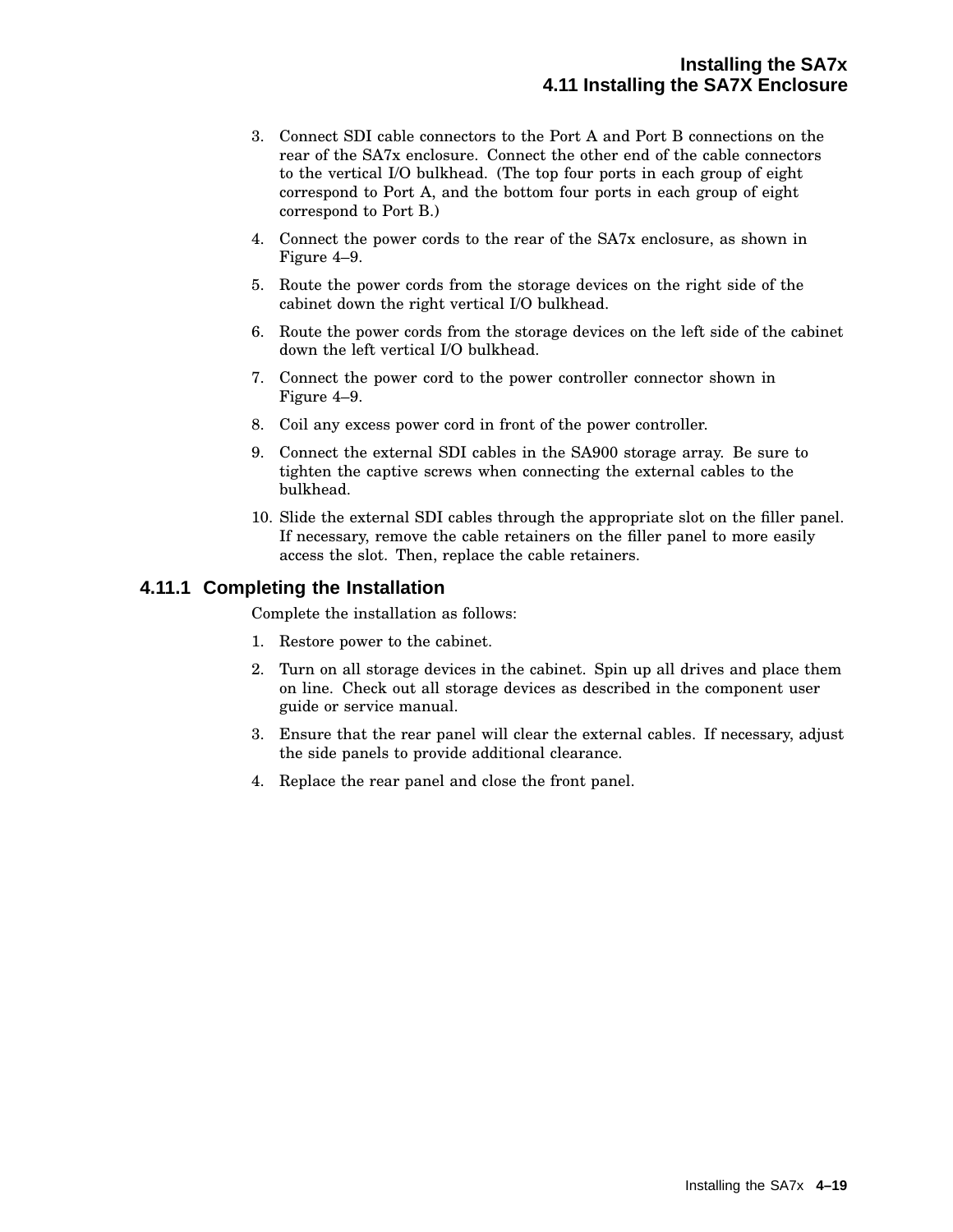3. Connect SDI cable connectors to the Port A and Port B connections on the rear of the SA7x enclosure. Connect the other end of the cable connectors to the vertical I/O bulkhead. (The top four ports in each group of eight correspond to Port A, and the bottom four ports in each group of eight correspond to Port B.)
4. Connect the power cords to the rear of the SA7x enclosure, as shown in Figure 4–9.
5. Route the power cords from the storage devices on the right side of the cabinet down the right vertical I/O bulkhead.
6. Route the power cords from the storage devices on the left side of the cabinet down the left vertical I/O bulkhead.
7. Connect the power cord to the power controller connector shown in Figure 4–9.
8. Coil any excess power cord in front of the power controller.
9. Connect the external SDI cables in the SA900 storage array. Be sure to tighten the captive screws when connecting the external cables to the bulkhead.
10. Slide the external SDI cables through the appropriate slot on the filler panel. If necessary, remove the cable retainers on the filler panel to more easily access the slot. Then, replace the cable retainers.

### 4.11.1 Completing the Installation

Complete the installation as follows:

1. Restore power to the cabinet.
2. Turn on all storage devices in the cabinet. Spin up all drives and place them on line. Check out all storage devices as described in the component user guide or service manual.
3. Ensure that the rear panel will clear the external cables. If necessary, adjust the side panels to provide additional clearance.
4. Replace the rear panel and close the front panel.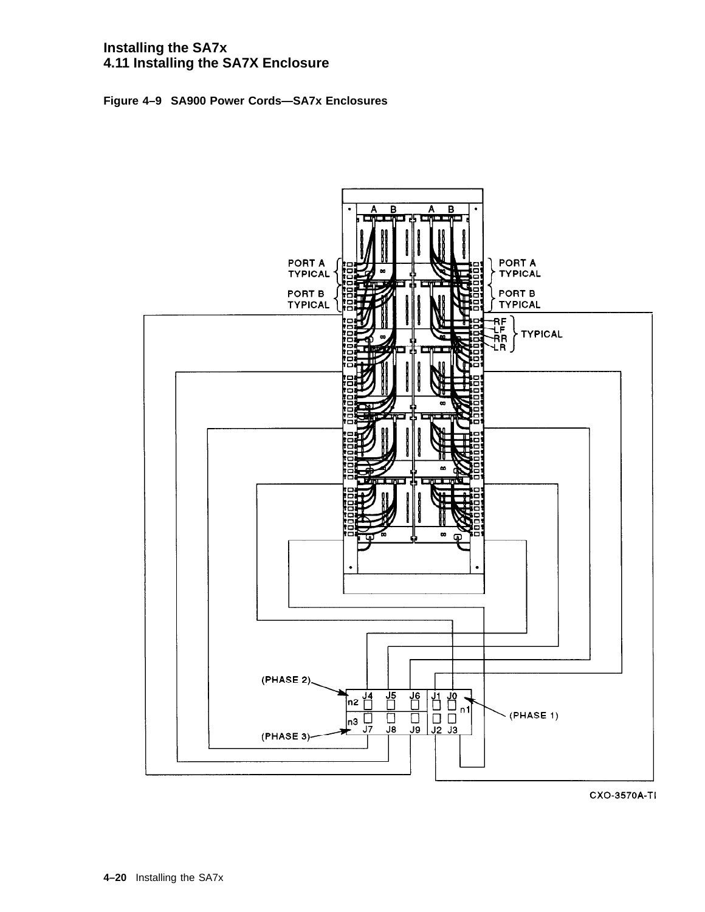Figure 4–9 SA900 Power Cords—SA7x Enclosures

A B A B

PORT A TYPICAL

PORT B TYPICAL

PORT A TYPICAL

PORT B TYPICAL

RF
LF
RR
LR
TYPICAL

(PHASE 2)

(PHASE 3)

(PHASE 1)

n2 J4 J5 J6 J1 J0 n1

n3 J7 J8 J9 J2 J3

CXO-3570A-TI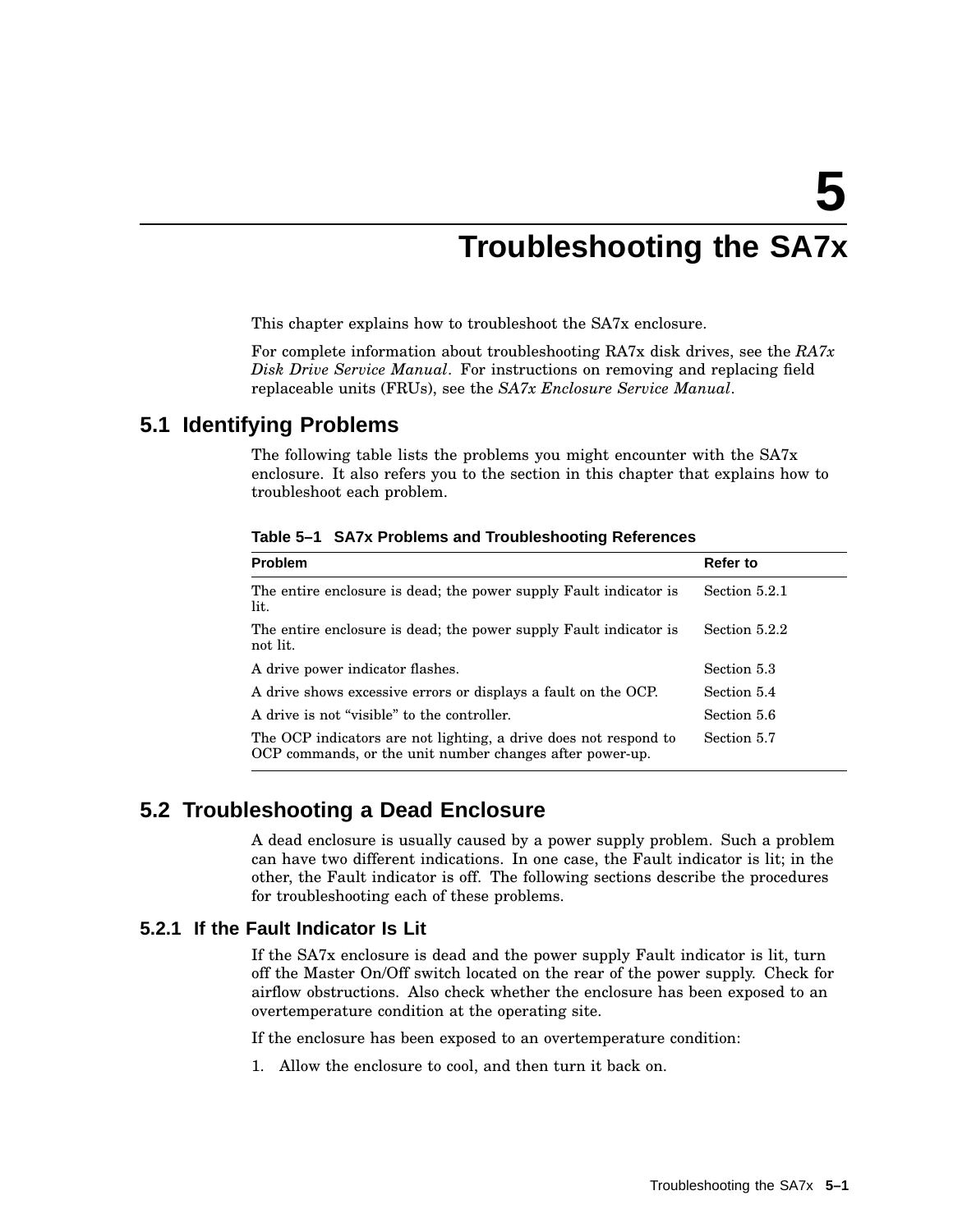// 5
# Troubleshooting the SA7x

This chapter explains how to troubleshoot the SA7x enclosure.

For complete information about troubleshooting RA7x disk drives, see the *RA7x Disk Drive Service Manual*. For instructions on removing and replacing field replaceable units (FRUs), see the *SA7x Enclosure Service Manual*.

## 5.1 Identifying Problems

The following table lists the problems you might encounter with the SA7x enclosure. It also refers you to the section in this chapter that explains how to troubleshoot each problem.

**Table 5–1 SA7x Problems and Troubleshooting References**

| Problem | Refer to |
|---|---|
| The entire enclosure is dead; the power supply Fault indicator is lit. | Section 5.2.1 |
| The entire enclosure is dead; the power supply Fault indicator is not lit. | Section 5.2.2 |
| A drive power indicator flashes. | Section 5.3 |
| A drive shows excessive errors or displays a fault on the OCP. | Section 5.4 |
| A drive is not “visible” to the controller. | Section 5.6 |
| The OCP indicators are not lighting, a drive does not respond to OCP commands, or the unit number changes after power-up. | Section 5.7 |

## 5.2 Troubleshooting a Dead Enclosure

A dead enclosure is usually caused by a power supply problem. Such a problem can have two different indications. In one case, the Fault indicator is lit; in the other, the Fault indicator is off. The following sections describe the procedures for troubleshooting each of these problems.

### 5.2.1 If the Fault Indicator Is Lit

If the SA7x enclosure is dead and the power supply Fault indicator is lit, turn off the Master On/Off switch located on the rear of the power supply. Check for airflow obstructions. Also check whether the enclosure has been exposed to an overtemperature condition at the operating site.

If the enclosure has been exposed to an overtemperature condition:

1. Allow the enclosure to cool, and then turn it back on.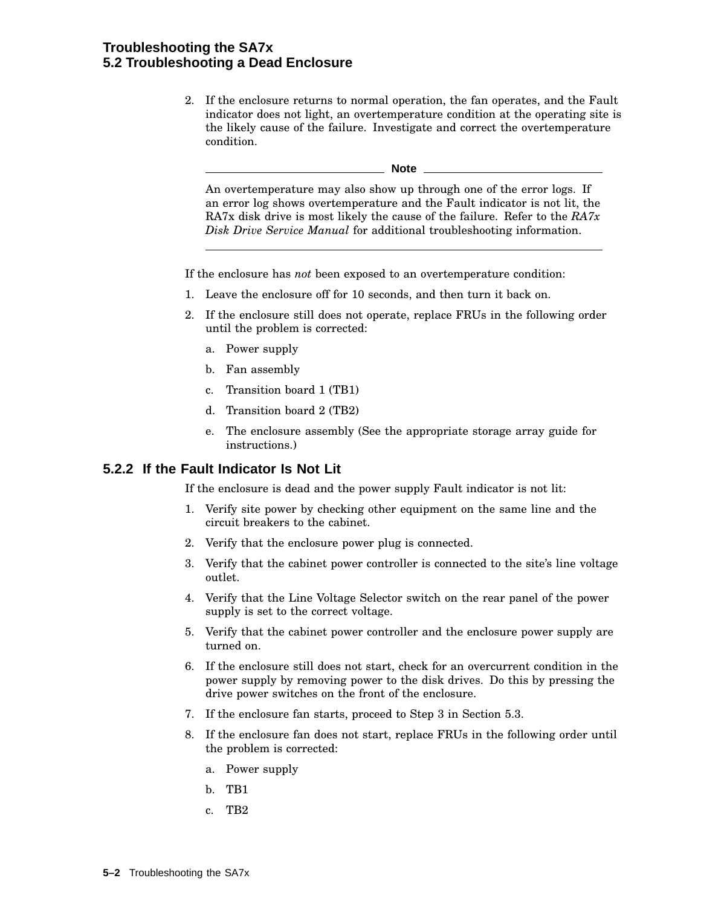2. If the enclosure returns to normal operation, the fan operates, and the Fault indicator does not light, an overtemperature condition at the operating site is the likely cause of the failure. Investigate and correct the overtemperature condition.

**Note**

An overtemperature may also show up through one of the error logs. If an error log shows overtemperature and the Fault indicator is not lit, the RA7x disk drive is most likely the cause of the failure. Refer to the *RA7x Disk Drive Service Manual* for additional troubleshooting information.

---

If the enclosure has *not* been exposed to an overtemperature condition:

1. Leave the enclosure off for 10 seconds, and then turn it back on.
2. If the enclosure still does not operate, replace FRUs in the following order until the problem is corrected:
   a. Power supply
   b. Fan assembly
   c. Transition board 1 (TB1)
   d. Transition board 2 (TB2)
   e. The enclosure assembly (See the appropriate storage array guide for instructions.)

### 5.2.2 If the Fault Indicator Is Not Lit

If the enclosure is dead and the power supply Fault indicator is not lit:

1. Verify site power by checking other equipment on the same line and the circuit breakers to the cabinet.
2. Verify that the enclosure power plug is connected.
3. Verify that the cabinet power controller is connected to the site's line voltage outlet.
4. Verify that the Line Voltage Selector switch on the rear panel of the power supply is set to the correct voltage.
5. Verify that the cabinet power controller and the enclosure power supply are turned on.
6. If the enclosure still does not start, check for an overcurrent condition in the power supply by removing power to the disk drives. Do this by pressing the drive power switches on the front of the enclosure.
7. If the enclosure fan starts, proceed to Step 3 in Section 5.3.
8. If the enclosure fan does not start, replace FRUs in the following order until the problem is corrected:
   a. Power supply
   b. TB1
   c. TB2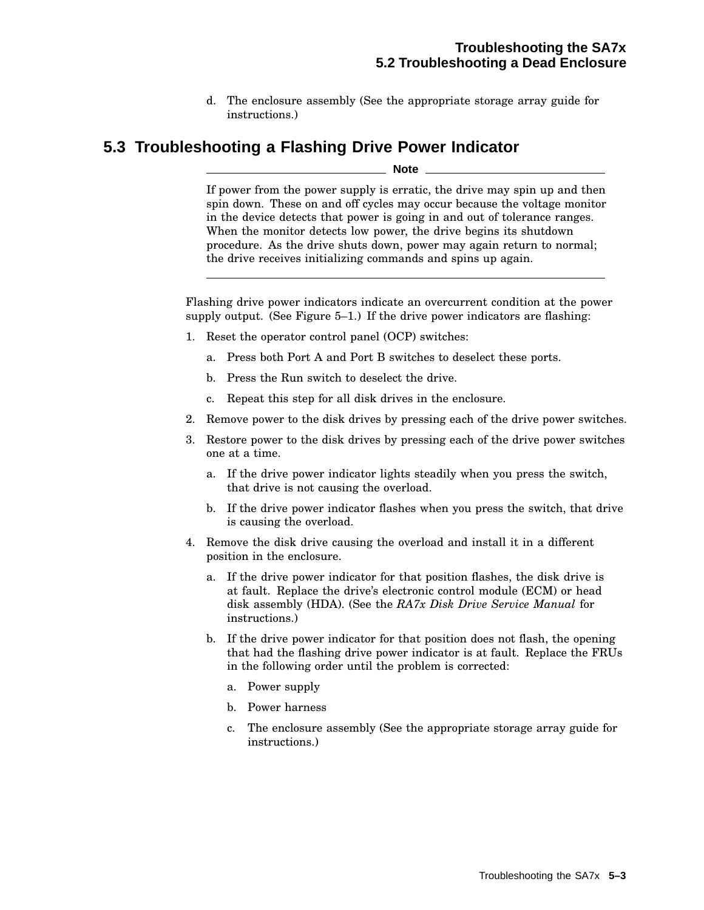d. The enclosure assembly (See the appropriate storage array guide for instructions.)

## 5.3 Troubleshooting a Flashing Drive Power Indicator

**Note**

If power from the power supply is erratic, the drive may spin up and then spin down. These on and off cycles may occur because the voltage monitor in the device detects that power is going in and out of tolerance ranges. When the monitor detects low power, the drive begins its shutdown procedure. As the drive shuts down, power may again return to normal; the drive receives initializing commands and spins up again.

---

Flashing drive power indicators indicate an overcurrent condition at the power supply output. (See Figure 5–1.) If the drive power indicators are flashing:

1. Reset the operator control panel (OCP) switches:
   a. Press both Port A and Port B switches to deselect these ports.
   b. Press the Run switch to deselect the drive.
   c. Repeat this step for all disk drives in the enclosure.
2. Remove power to the disk drives by pressing each of the drive power switches.
3. Restore power to the disk drives by pressing each of the drive power switches one at a time.
   a. If the drive power indicator lights steadily when you press the switch, that drive is not causing the overload.
   b. If the drive power indicator flashes when you press the switch, that drive is causing the overload.
4. Remove the disk drive causing the overload and install it in a different position in the enclosure.
   a. If the drive power indicator for that position flashes, the disk drive is at fault. Replace the drive's electronic control module (ECM) or head disk assembly (HDA). (See the *RA7x Disk Drive Service Manual* for instructions.)
   b. If the drive power indicator for that position does not flash, the opening that had the flashing drive power indicator is at fault. Replace the FRUs in the following order until the problem is corrected:
      a. Power supply
      b. Power harness
      c. The enclosure assembly (See the appropriate storage array guide for instructions.)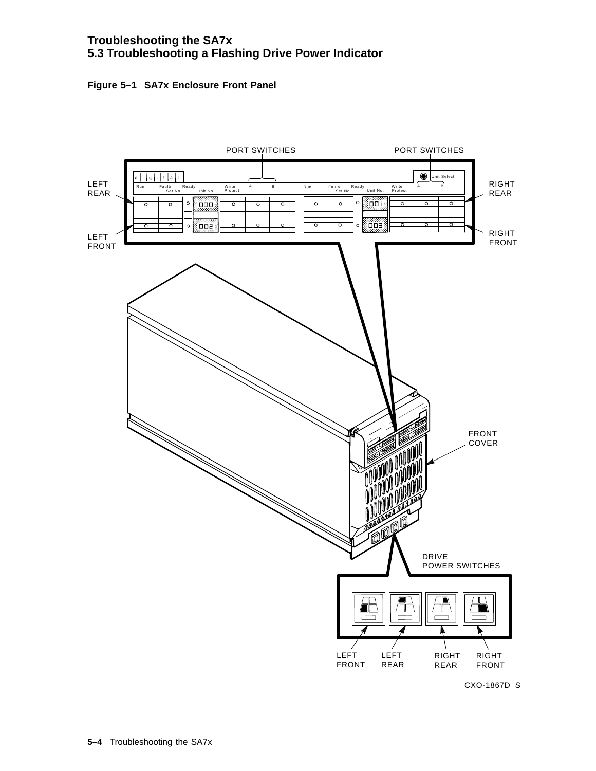Figure 5–1 SA7x Enclosure Front Panel

PORT SWITCHES

PORT SWITCHES

LEFT REAR

LEFT FRONT

RIGHT REAR

RIGHT FRONT

Run

Fault/ Set No.

Ready

Unit No.

Write Protect

A

B

Unit Select

000

001

002

003

FRONT COVER

DRIVE POWER SWITCHES

LEFT FRONT

LEFT REAR

RIGHT REAR

RIGHT FRONT

CXO-1867D_S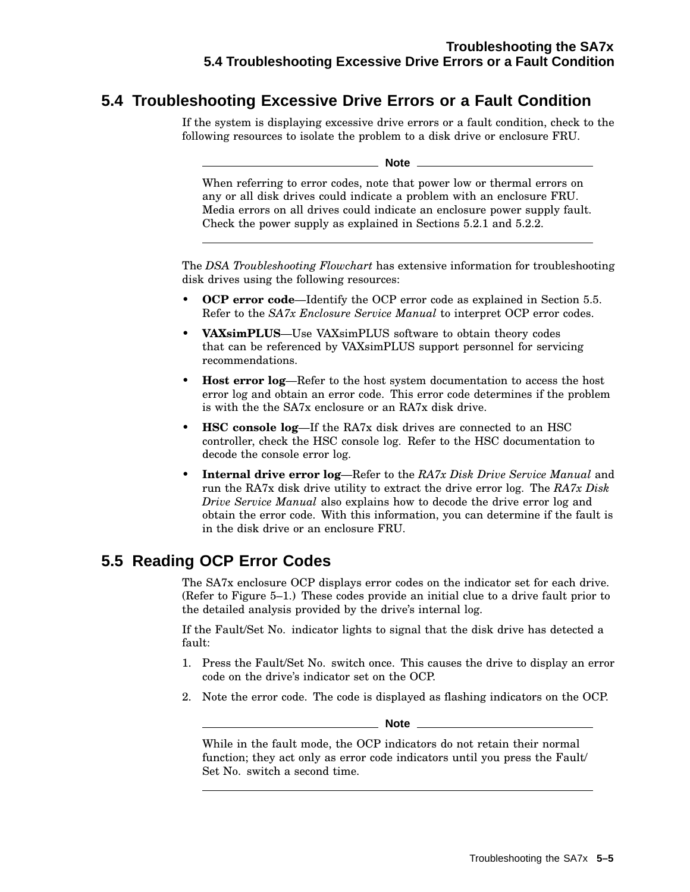## 5.4 Troubleshooting Excessive Drive Errors or a Fault Condition

If the system is displaying excessive drive errors or a fault condition, check to the following resources to isolate the problem to a disk drive or enclosure FRU.

**Note**

When referring to error codes, note that power low or thermal errors on any or all disk drives could indicate a problem with an enclosure FRU. Media errors on all drives could indicate an enclosure power supply fault. Check the power supply as explained in Sections 5.2.1 and 5.2.2.

---

The *DSA Troubleshooting Flowchart* has extensive information for troubleshooting disk drives using the following resources:

- **OCP error code**—Identify the OCP error code as explained in Section 5.5. Refer to the *SA7x Enclosure Service Manual* to interpret OCP error codes.
- **VAXsimPLUS**—Use VAXsimPLUS software to obtain theory codes that can be referenced by VAXsimPLUS support personnel for servicing recommendations.
- **Host error log**—Refer to the host system documentation to access the host error log and obtain an error code. This error code determines if the problem is with the the SA7x enclosure or an RA7x disk drive.
- **HSC console log**—If the RA7x disk drives are connected to an HSC controller, check the HSC console log. Refer to the HSC documentation to decode the console error log.
- **Internal drive error log**—Refer to the *RA7x Disk Drive Service Manual* and run the RA7x disk drive utility to extract the drive error log. The *RA7x Disk Drive Service Manual* also explains how to decode the drive error log and obtain the error code. With this information, you can determine if the fault is in the disk drive or an enclosure FRU.

## 5.5 Reading OCP Error Codes

The SA7x enclosure OCP displays error codes on the indicator set for each drive. (Refer to Figure 5–1.) These codes provide an initial clue to a drive fault prior to the detailed analysis provided by the drive's internal log.

If the Fault/Set No. indicator lights to signal that the disk drive has detected a fault:

1. Press the Fault/Set No. switch once. This causes the drive to display an error code on the drive's indicator set on the OCP.
2. Note the error code. The code is displayed as flashing indicators on the OCP.

**Note**

While in the fault mode, the OCP indicators do not retain their normal function; they act only as error code indicators until you press the Fault/Set No. switch a second time.

---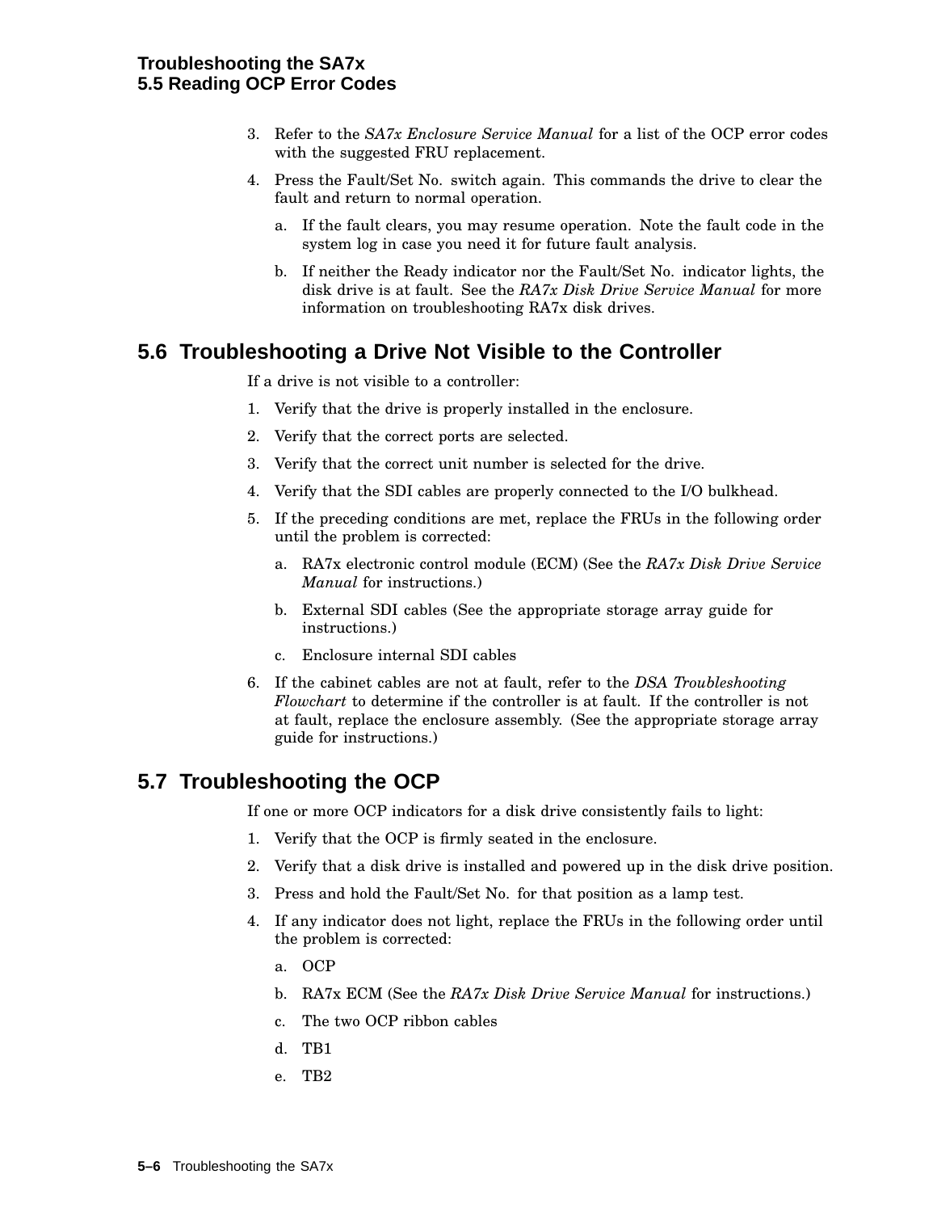3. Refer to the *SA7x Enclosure Service Manual* for a list of the OCP error codes with the suggested FRU replacement.
4. Press the Fault/Set No. switch again. This commands the drive to clear the fault and return to normal operation.
   a. If the fault clears, you may resume operation. Note the fault code in the system log in case you need it for future fault analysis.
   b. If neither the Ready indicator nor the Fault/Set No. indicator lights, the disk drive is at fault. See the *RA7x Disk Drive Service Manual* for more information on troubleshooting RA7x disk drives.

## 5.6 Troubleshooting a Drive Not Visible to the Controller

If a drive is not visible to a controller:

1. Verify that the drive is properly installed in the enclosure.
2. Verify that the correct ports are selected.
3. Verify that the correct unit number is selected for the drive.
4. Verify that the SDI cables are properly connected to the I/O bulkhead.
5. If the preceding conditions are met, replace the FRUs in the following order until the problem is corrected:
   a. RA7x electronic control module (ECM) (See the *RA7x Disk Drive Service Manual* for instructions.)
   b. External SDI cables (See the appropriate storage array guide for instructions.)
   c. Enclosure internal SDI cables
6. If the cabinet cables are not at fault, refer to the *DSA Troubleshooting Flowchart* to determine if the controller is at fault. If the controller is not at fault, replace the enclosure assembly. (See the appropriate storage array guide for instructions.)

## 5.7 Troubleshooting the OCP

If one or more OCP indicators for a disk drive consistently fails to light:

1. Verify that the OCP is firmly seated in the enclosure.
2. Verify that a disk drive is installed and powered up in the disk drive position.
3. Press and hold the Fault/Set No. for that position as a lamp test.
4. If any indicator does not light, replace the FRUs in the following order until the problem is corrected:
   a. OCP
   b. RA7x ECM (See the *RA7x Disk Drive Service Manual* for instructions.)
   c. The two OCP ribbon cables
   d. TB1
   e. TB2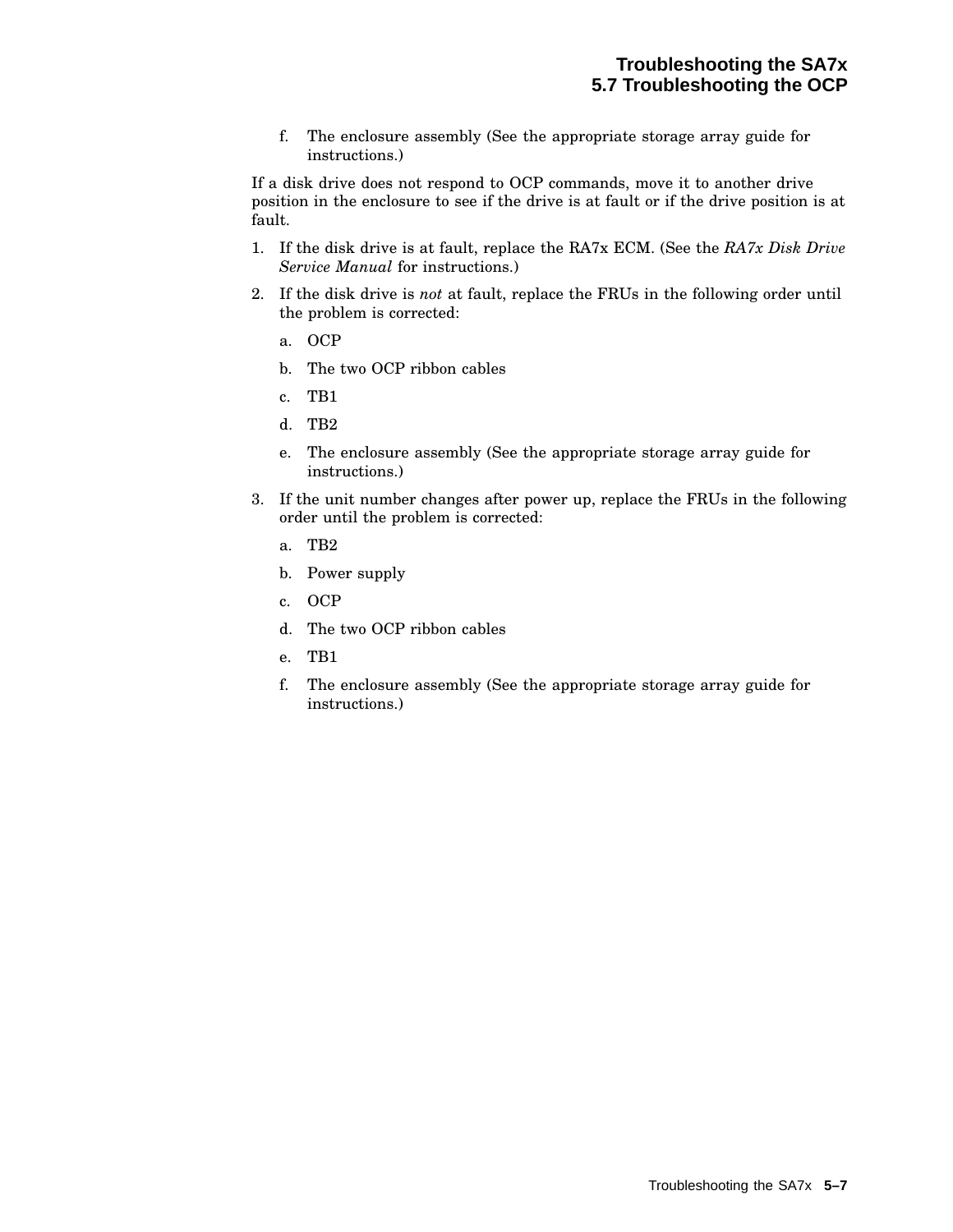f. The enclosure assembly (See the appropriate storage array guide for instructions.)

If a disk drive does not respond to OCP commands, move it to another drive position in the enclosure to see if the drive is at fault or if the drive position is at fault.

1. If the disk drive is at fault, replace the RA7x ECM. (See the *RA7x Disk Drive Service Manual* for instructions.)
2. If the disk drive is *not* at fault, replace the FRUs in the following order until the problem is corrected:
   a. OCP
   b. The two OCP ribbon cables
   c. TB1
   d. TB2
   e. The enclosure assembly (See the appropriate storage array guide for instructions.)
3. If the unit number changes after power up, replace the FRUs in the following order until the problem is corrected:
   a. TB2
   b. Power supply
   c. OCP
   d. The two OCP ribbon cables
   e. TB1
   f. The enclosure assembly (See the appropriate storage array guide for instructions.)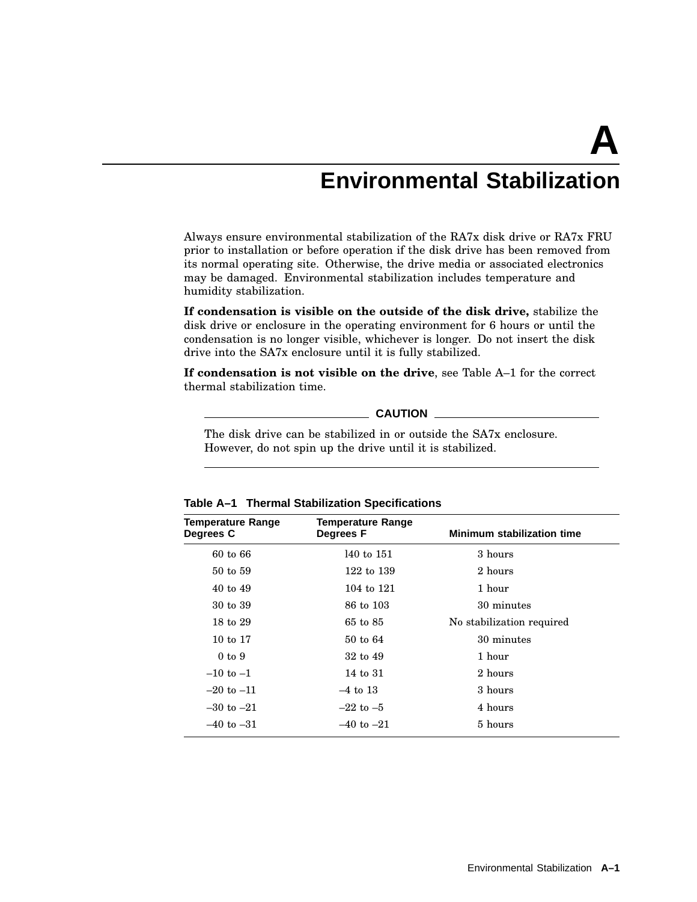# A Environmental Stabilization

Always ensure environmental stabilization of the RA7x disk drive or RA7x FRU prior to installation or before operation if the disk drive has been removed from its normal operating site. Otherwise, the drive media or associated electronics may be damaged. Environmental stabilization includes temperature and humidity stabilization.

**If condensation is visible on the outside of the disk drive,** stabilize the disk drive or enclosure in the operating environment for 6 hours or until the condensation is no longer visible, whichever is longer. Do not insert the disk drive into the SA7x enclosure until it is fully stabilized.

**If condensation is not visible on the drive**, see Table A–1 for the correct thermal stabilization time.

**CAUTION**

The disk drive can be stabilized in or outside the SA7x enclosure. However, do not spin up the drive until it is stabilized.

**Table A–1 Thermal Stabilization Specifications**

| Temperature Range Degrees C | Temperature Range Degrees F | Minimum stabilization time |
|---|---|---|
| 60 to 66 | l40 to 151 | 3 hours |
| 50 to 59 | 122 to 139 | 2 hours |
| 40 to 49 | 104 to 121 | 1 hour |
| 30 to 39 | 86 to 103 | 30 minutes |
| 18 to 29 | 65 to 85 | No stabilization required |
| 10 to 17 | 50 to 64 | 30 minutes |
| 0 to 9 | 32 to 49 | 1 hour |
| –10 to –1 | 14 to 31 | 2 hours |
| –20 to –11 | –4 to 13 | 3 hours |
| –30 to –21 | –22 to –5 | 4 hours |
| –40 to –31 | –40 to –21 | 5 hours |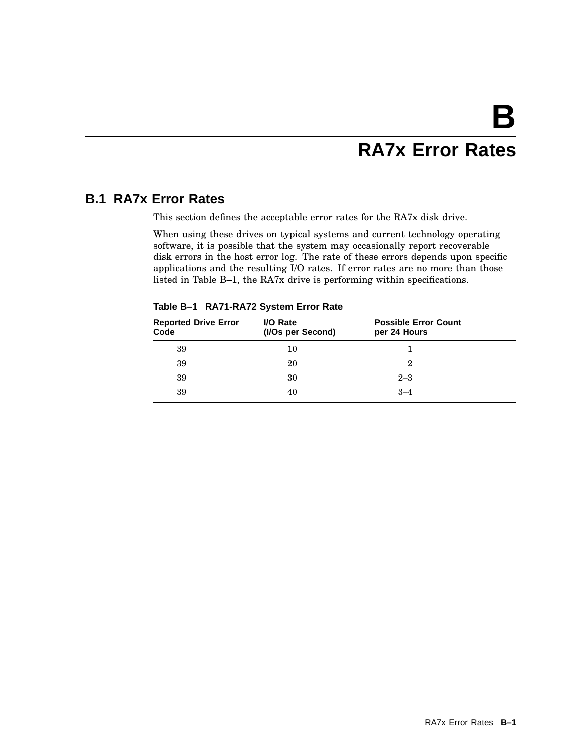# B RA7x Error Rates

## B.1 RA7x Error Rates

This section defines the acceptable error rates for the RA7x disk drive.

When using these drives on typical systems and current technology operating software, it is possible that the system may occasionally report recoverable disk errors in the host error log. The rate of these errors depends upon specific applications and the resulting I/O rates. If error rates are no more than those listed in Table B–1, the RA7x drive is performing within specifications.

**Table B–1 RA71-RA72 System Error Rate**

| Reported Drive Error Code | I/O Rate (I/Os per Second) | Possible Error Count per 24 Hours |
|---|---|---|
| 39 | 10 | 1 |
| 39 | 20 | 2 |
| 39 | 30 | 2–3 |
| 39 | 40 | 3–4 |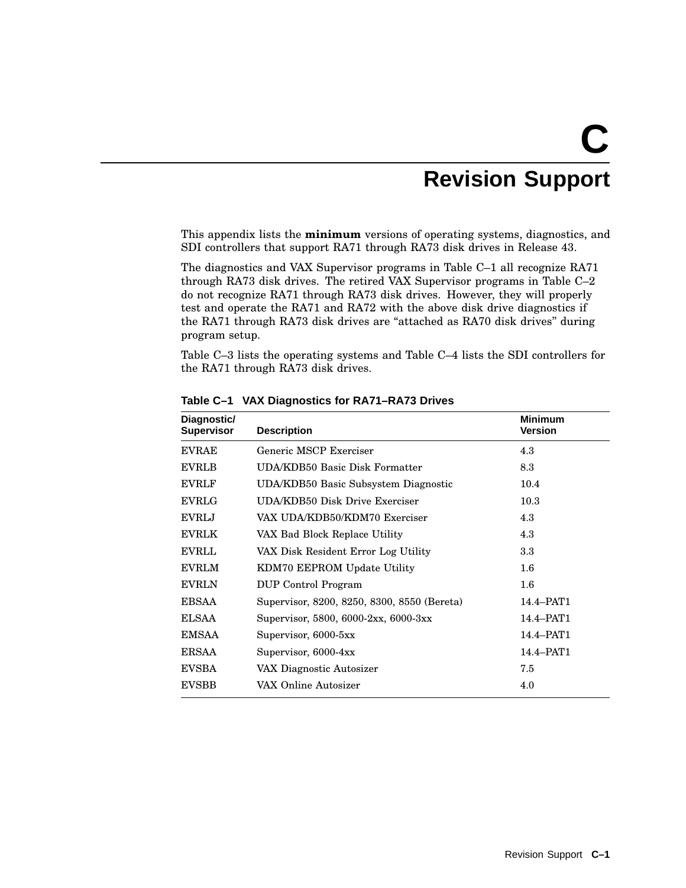# C Revision Support

This appendix lists the **minimum** versions of operating systems, diagnostics, and SDI controllers that support RA71 through RA73 disk drives in Release 43.

The diagnostics and VAX Supervisor programs in Table C–1 all recognize RA71 through RA73 disk drives. The retired VAX Supervisor programs in Table C–2 do not recognize RA71 through RA73 disk drives. However, they will properly test and operate the RA71 and RA72 with the above disk drive diagnostics if the RA71 through RA73 disk drives are “attached as RA70 disk drives” during program setup.

Table C–3 lists the operating systems and Table C–4 lists the SDI controllers for the RA71 through RA73 disk drives.

**Table C–1 VAX Diagnostics for RA71–RA73 Drives**

| Diagnostic/ Supervisor | Description | Minimum Version |
|---|---|---|
| EVRAE | Generic MSCP Exerciser | 4.3 |
| EVRLB | UDA/KDB50 Basic Disk Formatter | 8.3 |
| EVRLF | UDA/KDB50 Basic Subsystem Diagnostic | 10.4 |
| EVRLG | UDA/KDB50 Disk Drive Exerciser | 10.3 |
| EVRLJ | VAX UDA/KDB50/KDM70 Exerciser | 4.3 |
| EVRLK | VAX Bad Block Replace Utility | 4.3 |
| EVRLL | VAX Disk Resident Error Log Utility | 3.3 |
| EVRLM | KDM70 EEPROM Update Utility | 1.6 |
| EVRLN | DUP Control Program | 1.6 |
| EBSAA | Supervisor, 8200, 8250, 8300, 8550 (Bereta) | 14.4–PAT1 |
| ELSAA | Supervisor, 5800, 6000-2xx, 6000-3xx | 14.4–PAT1 |
| EMSAA | Supervisor, 6000-5xx | 14.4–PAT1 |
| ERSAA | Supervisor, 6000-4xx | 14.4–PAT1 |
| EVSBA | VAX Diagnostic Autosizer | 7.5 |
| EVSBB | VAX Online Autosizer | 4.0 |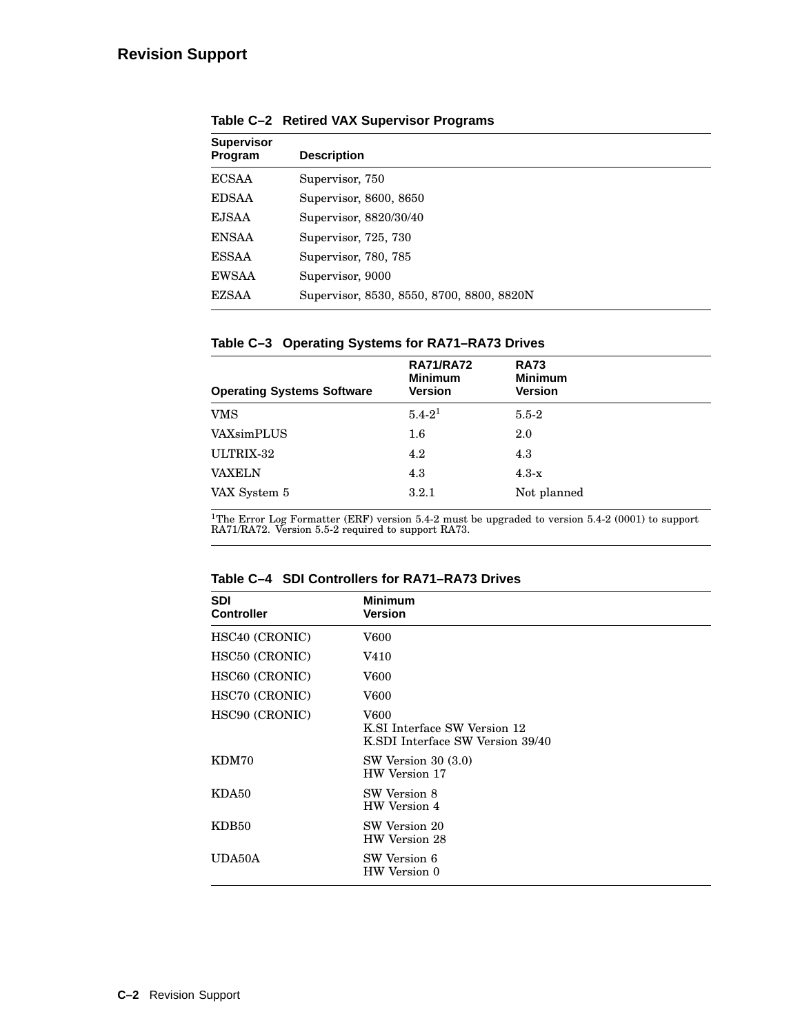**Table C–2 Retired VAX Supervisor Programs**

| Supervisor Program | Description |
|---|---|
| ECSAA | Supervisor, 750 |
| EDSAA | Supervisor, 8600, 8650 |
| EJSAA | Supervisor, 8820/30/40 |
| ENSAA | Supervisor, 725, 730 |
| ESSAA | Supervisor, 780, 785 |
| EWSAA | Supervisor, 9000 |
| EZSAA | Supervisor, 8530, 8550, 8700, 8800, 8820N |

**Table C–3 Operating Systems for RA71–RA73 Drives**

| Operating Systems Software | RA71/RA72 Minimum Version | RA73 Minimum Version |
|---|---|---|
| VMS | 5.4-2[1] | 5.5-2 |
| VAXsimPLUS | 1.6 | 2.0 |
| ULTRIX-32 | 4.2 | 4.3 |
| VAXELN | 4.3 | 4.3-x |
| VAX System 5 | 3.2.1 | Not planned |

[1]The Error Log Formatter (ERF) version 5.4-2 must be upgraded to version 5.4-2 (0001) to support RA71/RA72. Version 5.5-2 required to support RA73.

**Table C–4 SDI Controllers for RA71–RA73 Drives**

| SDI Controller | Minimum Version |
|---|---|
| HSC40 (CRONIC) | V600 |
| HSC50 (CRONIC) | V410 |
| HSC60 (CRONIC) | V600 |
| HSC70 (CRONIC) | V600 |
| HSC90 (CRONIC) | V600<br>K.SI Interface SW Version 12<br>K.SDI Interface SW Version 39/40 |
| KDM70 | SW Version 30 (3.0)<br>HW Version 17 |
| KDA50 | SW Version 8<br>HW Version 4 |
| KDB50 | SW Version 20<br>HW Version 28 |
| UDA50A | SW Version 6<br>HW Version 0 |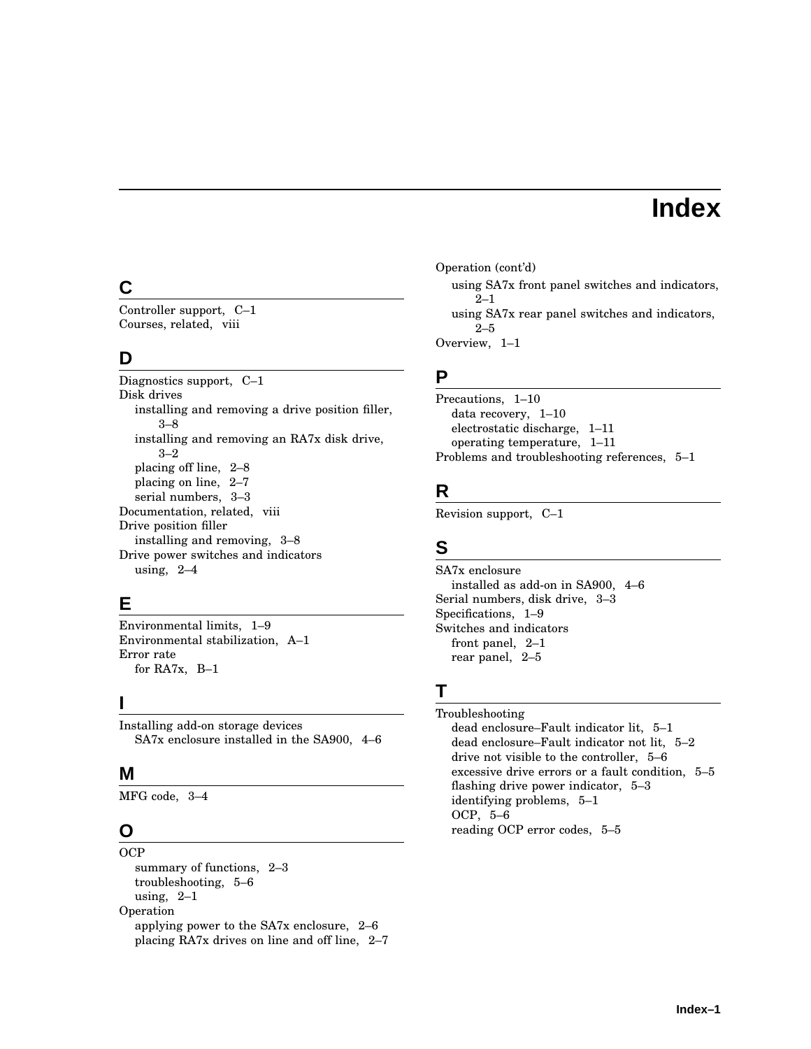# Index

## C

Controller support, C–1
Courses, related, viii

## D

Diagnostics support, C–1
Disk drives
- installing and removing a drive position filler, 3–8
- installing and removing an RA7x disk drive, 3–2
- placing off line, 2–8
- placing on line, 2–7
- serial numbers, 3–3

Documentation, related, viii
Drive position filler
- installing and removing, 3–8

Drive power switches and indicators
- using, 2–4

## E

Environmental limits, 1–9
Environmental stabilization, A–1
Error rate
- for RA7x, B–1

## I

Installing add-on storage devices
- SA7x enclosure installed in the SA900, 4–6

## M

MFG code, 3–4

## O

OCP
- summary of functions, 2–3
- troubleshooting, 5–6
- using, 2–1

Operation
- applying power to the SA7x enclosure, 2–6
- placing RA7x drives on line and off line, 2–7
- using SA7x front panel switches and indicators, 2–1
- using SA7x rear panel switches and indicators, 2–5

Overview, 1–1

## P

Precautions, 1–10
- data recovery, 1–10
- electrostatic discharge, 1–11
- operating temperature, 1–11

Problems and troubleshooting references, 5–1

## R

Revision support, C–1

## S

SA7x enclosure
- installed as add-on in SA900, 4–6

Serial numbers, disk drive, 3–3
Specifications, 1–9
Switches and indicators
- front panel, 2–1
- rear panel, 2–5

## T

Troubleshooting
- dead enclosure–Fault indicator lit, 5–1
- dead enclosure–Fault indicator not lit, 5–2
- drive not visible to the controller, 5–6
- excessive drive errors or a fault condition, 5–5
- flashing drive power indicator, 5–3
- identifying problems, 5–1
- OCP, 5–6
- reading OCP error codes, 5–5